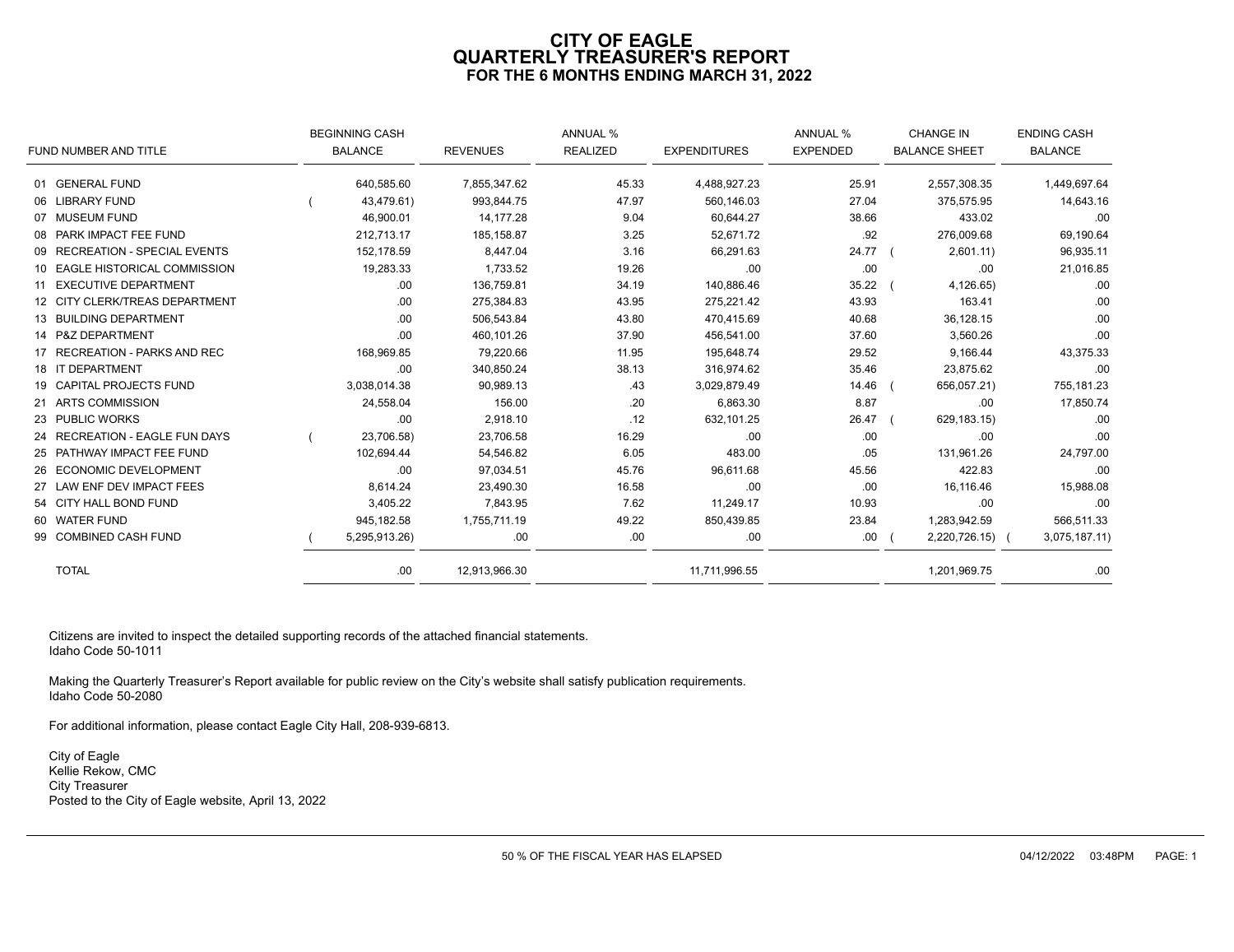# CITY OF EAGLE
## QUARTERLY TREASURER'S REPORT
### FOR THE 6 MONTHS ENDING MARCH 31, 2022

| FUND NUMBER AND TITLE | BEGINNING CASH BALANCE | REVENUES | ANNUAL % REALIZED | EXPENDITURES | ANNUAL % EXPENDED | CHANGE IN BALANCE SHEET | ENDING CASH BALANCE |
|---|---|---|---|---|---|---|---|
| 01 GENERAL FUND | 640,585.60 | 7,855,347.62 | 45.33 | 4,488,927.23 | 25.91 | 2,557,308.35 | 1,449,697.64 |
| 06 LIBRARY FUND | ( 43,479.61) | 993,844.75 | 47.97 | 560,146.03 | 27.04 | 375,575.95 | 14,643.16 |
| 07 MUSEUM FUND | 46,900.01 | 14,177.28 | 9.04 | 60,644.27 | 38.66 | 433.02 | .00 |
| 08 PARK IMPACT FEE FUND | 212,713.17 | 185,158.87 | 3.25 | 52,671.72 | .92 | 276,009.68 | 69,190.64 |
| 09 RECREATION - SPECIAL EVENTS | 152,178.59 | 8,447.04 | 3.16 | 66,291.63 | 24.77 | ( 2,601.11) | 96,935.11 |
| 10 EAGLE HISTORICAL COMMISSION | 19,283.33 | 1,733.52 | 19.26 | .00 | .00 | .00 | 21,016.85 |
| 11 EXECUTIVE DEPARTMENT | .00 | 136,759.81 | 34.19 | 140,886.46 | 35.22 | ( 4,126.65) | .00 |
| 12 CITY CLERK/TREAS DEPARTMENT | .00 | 275,384.83 | 43.95 | 275,221.42 | 43.93 | 163.41 | .00 |
| 13 BUILDING DEPARTMENT | .00 | 506,543.84 | 43.80 | 470,415.69 | 40.68 | 36,128.15 | .00 |
| 14 P&Z DEPARTMENT | .00 | 460,101.26 | 37.90 | 456,541.00 | 37.60 | 3,560.26 | .00 |
| 17 RECREATION - PARKS AND REC | 168,969.85 | 79,220.66 | 11.95 | 195,648.74 | 29.52 | 9,166.44 | 43,375.33 |
| 18 IT DEPARTMENT | .00 | 340,850.24 | 38.13 | 316,974.62 | 35.46 | 23,875.62 | .00 |
| 19 CAPITAL PROJECTS FUND | 3,038,014.38 | 90,989.13 | .43 | 3,029,879.49 | 14.46 | ( 656,057.21) | 755,181.23 |
| 21 ARTS COMMISSION | 24,558.04 | 156.00 | .20 | 6,863.30 | 8.87 | .00 | 17,850.74 |
| 23 PUBLIC WORKS | .00 | 2,918.10 | .12 | 632,101.25 | 26.47 | ( 629,183.15) | .00 |
| 24 RECREATION - EAGLE FUN DAYS | ( 23,706.58) | 23,706.58 | 16.29 | .00 | .00 | .00 | .00 |
| 25 PATHWAY IMPACT FEE FUND | 102,694.44 | 54,546.82 | 6.05 | 483.00 | .05 | 131,961.26 | 24,797.00 |
| 26 ECONOMIC DEVELOPMENT | .00 | 97,034.51 | 45.76 | 96,611.68 | 45.56 | 422.83 | .00 |
| 27 LAW ENF DEV IMPACT FEES | 8,614.24 | 23,490.30 | 16.58 | .00 | .00 | 16,116.46 | 15,988.08 |
| 54 CITY HALL BOND FUND | 3,405.22 | 7,843.95 | 7.62 | 11,249.17 | 10.93 | .00 | .00 |
| 60 WATER FUND | 945,182.58 | 1,755,711.19 | 49.22 | 850,439.85 | 23.84 | 1,283,942.59 | 566,511.33 |
| 99 COMBINED CASH FUND | ( 5,295,913.26) | .00 | .00 | .00 | .00 | ( 2,220,726.15) | ( 3,075,187.11) |
| TOTAL | .00 | 12,913,966.30 | | 11,711,996.55 | | 1,201,969.75 | .00 |

Citizens are invited to inspect the detailed supporting records of the attached financial statements.
Idaho Code 50-1011

Making the Quarterly Treasurer's Report available for public review on the City's website shall satisfy publication requirements.
Idaho Code 50-2080

For additional information, please contact Eagle City Hall, 208-939-6813.

City of Eagle
Kellie Rekow, CMC
City Treasurer
Posted to the City of Eagle website, April 13, 2022

50 % OF THE FISCAL YEAR HAS ELAPSED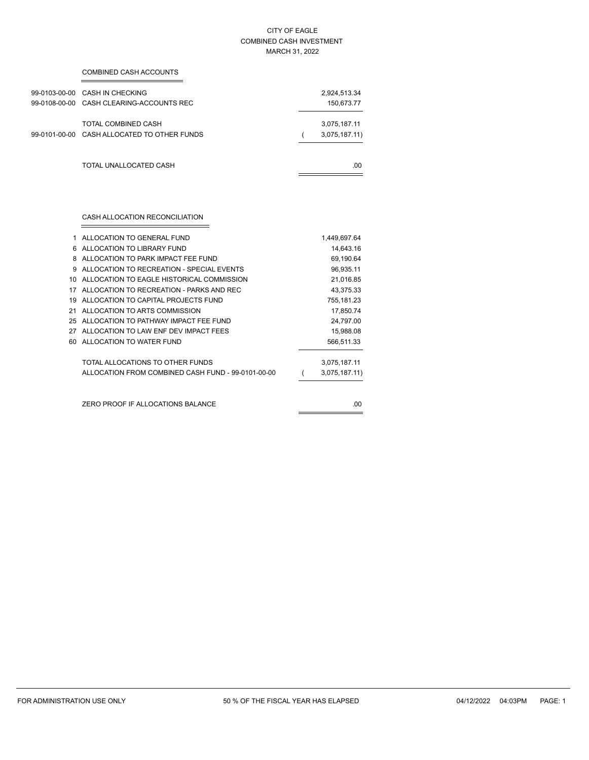# CITY OF EAGLE
## COMBINED CASH INVESTMENT
### MARCH 31, 2022

**COMBINED CASH ACCOUNTS**

| Account | Description | Amount |
|---|---|---|
| 99-0103-00-00 | CASH IN CHECKING | 2,924,513.34 |
| 99-0108-00-00 | CASH CLEARING-ACCOUNTS REC | 150,673.77 |
| | TOTAL COMBINED CASH | 3,075,187.11 |
| 99-0101-00-00 | CASH ALLOCATED TO OTHER FUNDS | ( 3,075,187.11) |
| | TOTAL UNALLOCATED CASH | .00 |

**CASH ALLOCATION RECONCILIATION**

| Fund | Description | Amount |
|---|---|---|
| 1 | ALLOCATION TO GENERAL FUND | 1,449,697.64 |
| 6 | ALLOCATION TO LIBRARY FUND | 14,643.16 |
| 8 | ALLOCATION TO PARK IMPACT FEE FUND | 69,190.64 |
| 9 | ALLOCATION TO RECREATION - SPECIAL EVENTS | 96,935.11 |
| 10 | ALLOCATION TO EAGLE HISTORICAL COMMISSION | 21,016.85 |
| 17 | ALLOCATION TO RECREATION - PARKS AND REC | 43,375.33 |
| 19 | ALLOCATION TO CAPITAL PROJECTS FUND | 755,181.23 |
| 21 | ALLOCATION TO ARTS COMMISSION | 17,850.74 |
| 25 | ALLOCATION TO PATHWAY IMPACT FEE FUND | 24,797.00 |
| 27 | ALLOCATION TO LAW ENF DEV IMPACT FEES | 15,988.08 |
| 60 | ALLOCATION TO WATER FUND | 566,511.33 |
| | TOTAL ALLOCATIONS TO OTHER FUNDS | 3,075,187.11 |
| | ALLOCATION FROM COMBINED CASH FUND - 99-0101-00-00 | ( 3,075,187.11) |
| | ZERO PROOF IF ALLOCATIONS BALANCE | .00 |

FOR ADMINISTRATION USE ONLY — 50 % OF THE FISCAL YEAR HAS ELAPSED — 04/12/2022 04:03PM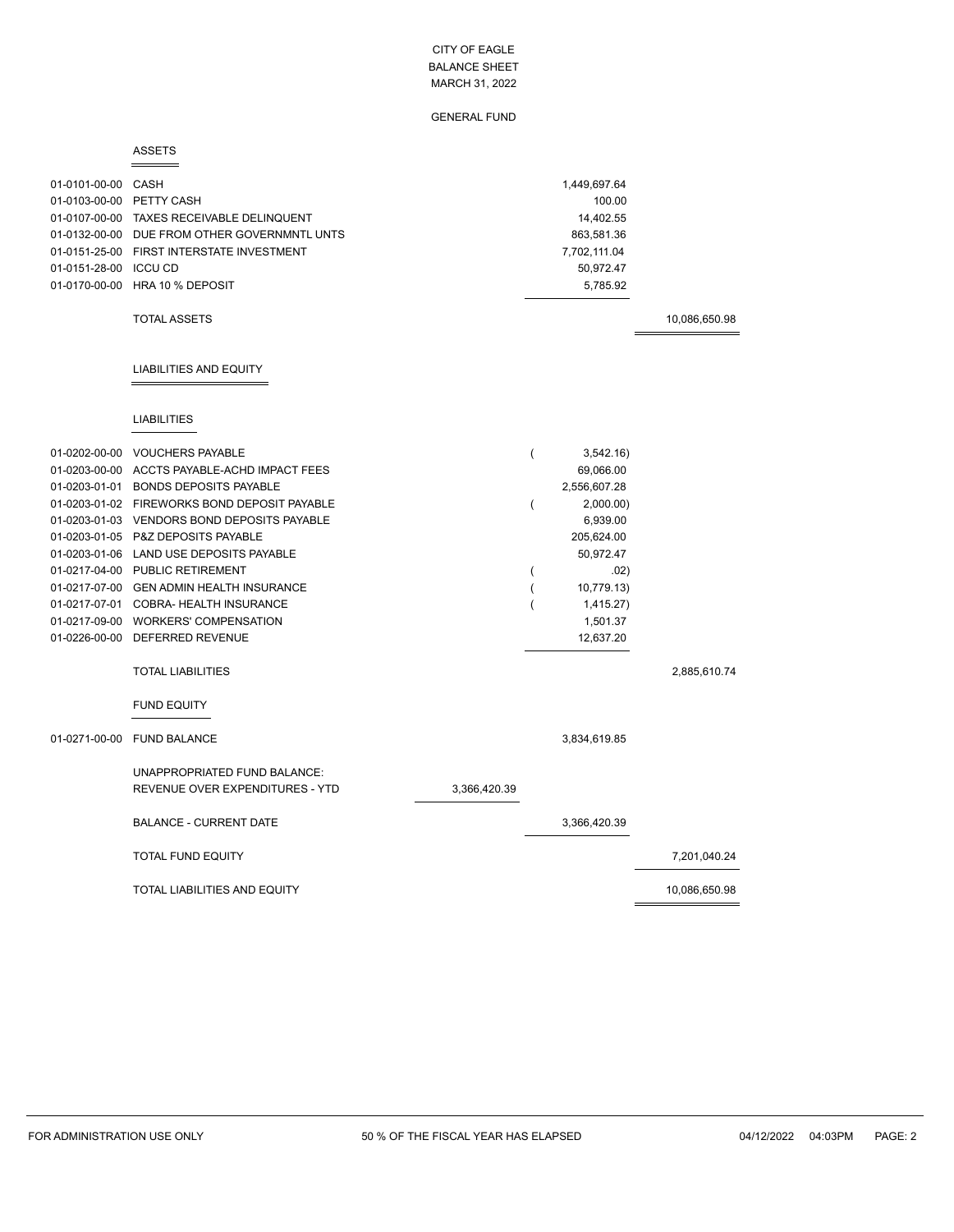# CITY OF EAGLE
## BALANCE SHEET
### MARCH 31, 2022

### GENERAL FUND

#### ASSETS

| Account | Description | | | |
|---|---|---|---|---|
| 01-0101-00-00 | CASH | | 1,449,697.64 | |
| 01-0103-00-00 | PETTY CASH | | 100.00 | |
| 01-0107-00-00 | TAXES RECEIVABLE DELINQUENT | | 14,402.55 | |
| 01-0132-00-00 | DUE FROM OTHER GOVERNMNTL UNTS | | 863,581.36 | |
| 01-0151-25-00 | FIRST INTERSTATE INVESTMENT | | 7,702,111.04 | |
| 01-0151-28-00 | ICCU CD | | 50,972.47 | |
| 01-0170-00-00 | HRA 10 % DEPOSIT | | 5,785.92 | |
| | TOTAL ASSETS | | | 10,086,650.98 |

#### LIABILITIES AND EQUITY

##### LIABILITIES

| Account | Description | | | |
|---|---|---|---|---|
| 01-0202-00-00 | VOUCHERS PAYABLE | | ( 3,542.16) | |
| 01-0203-00-00 | ACCTS PAYABLE-ACHD IMPACT FEES | | 69,066.00 | |
| 01-0203-01-01 | BONDS DEPOSITS PAYABLE | | 2,556,607.28 | |
| 01-0203-01-02 | FIREWORKS BOND DEPOSIT PAYABLE | | ( 2,000.00) | |
| 01-0203-01-03 | VENDORS BOND DEPOSITS PAYABLE | | 6,939.00 | |
| 01-0203-01-05 | P&Z DEPOSITS PAYABLE | | 205,624.00 | |
| 01-0203-01-06 | LAND USE DEPOSITS PAYABLE | | 50,972.47 | |
| 01-0217-04-00 | PUBLIC RETIREMENT | | ( .02) | |
| 01-0217-07-00 | GEN ADMIN HEALTH INSURANCE | | ( 10,779.13) | |
| 01-0217-07-01 | COBRA- HEALTH INSURANCE | | ( 1,415.27) | |
| 01-0217-09-00 | WORKERS' COMPENSATION | | 1,501.37 | |
| 01-0226-00-00 | DEFERRED REVENUE | | 12,637.20 | |
| | TOTAL LIABILITIES | | | 2,885,610.74 |

##### FUND EQUITY

| Account | Description | | | |
|---|---|---|---|---|
| 01-0271-00-00 | FUND BALANCE | | 3,834,619.85 | |
| | UNAPPROPRIATED FUND BALANCE: | | | |
| | REVENUE OVER EXPENDITURES - YTD | 3,366,420.39 | | |
| | BALANCE - CURRENT DATE | | 3,366,420.39 | |
| | TOTAL FUND EQUITY | | | 7,201,040.24 |
| | TOTAL LIABILITIES AND EQUITY | | | 10,086,650.98 |

FOR ADMINISTRATION USE ONLY — 50 % OF THE FISCAL YEAR HAS ELAPSED — 04/12/2022 04:03PM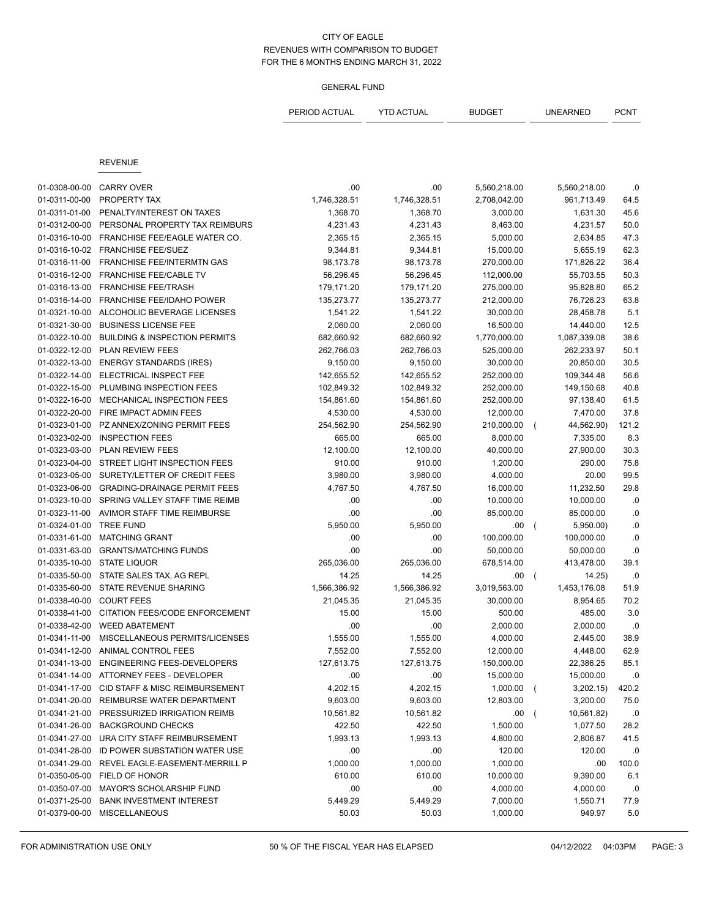CITY OF EAGLE
REVENUES WITH COMPARISON TO BUDGET
FOR THE 6 MONTHS ENDING MARCH 31, 2022

GENERAL FUND

| | | PERIOD ACTUAL | YTD ACTUAL | BUDGET | UNEARNED | PCNT |
|---|---|---|---|---|---|---|
| | **REVENUE** | | | | | |
| 01-0308-00-00 | CARRY OVER | .00 | .00 | 5,560,218.00 | 5,560,218.00 | .0 |
| 01-0311-00-00 | PROPERTY TAX | 1,746,328.51 | 1,746,328.51 | 2,708,042.00 | 961,713.49 | 64.5 |
| 01-0311-01-00 | PENALTY/INTEREST ON TAXES | 1,368.70 | 1,368.70 | 3,000.00 | 1,631.30 | 45.6 |
| 01-0312-00-00 | PERSONAL PROPERTY TAX REIMBURS | 4,231.43 | 4,231.43 | 8,463.00 | 4,231.57 | 50.0 |
| 01-0316-10-00 | FRANCHISE FEE/EAGLE WATER CO. | 2,365.15 | 2,365.15 | 5,000.00 | 2,634.85 | 47.3 |
| 01-0316-10-02 | FRANCHISE FEE/SUEZ | 9,344.81 | 9,344.81 | 15,000.00 | 5,655.19 | 62.3 |
| 01-0316-11-00 | FRANCHISE FEE/INTERMTN GAS | 98,173.78 | 98,173.78 | 270,000.00 | 171,826.22 | 36.4 |
| 01-0316-12-00 | FRANCHISE FEE/CABLE TV | 56,296.45 | 56,296.45 | 112,000.00 | 55,703.55 | 50.3 |
| 01-0316-13-00 | FRANCHISE FEE/TRASH | 179,171.20 | 179,171.20 | 275,000.00 | 95,828.80 | 65.2 |
| 01-0316-14-00 | FRANCHISE FEE/IDAHO POWER | 135,273.77 | 135,273.77 | 212,000.00 | 76,726.23 | 63.8 |
| 01-0321-10-00 | ALCOHOLIC BEVERAGE LICENSES | 1,541.22 | 1,541.22 | 30,000.00 | 28,458.78 | 5.1 |
| 01-0321-30-00 | BUSINESS LICENSE FEE | 2,060.00 | 2,060.00 | 16,500.00 | 14,440.00 | 12.5 |
| 01-0322-10-00 | BUILDING & INSPECTION PERMITS | 682,660.92 | 682,660.92 | 1,770,000.00 | 1,087,339.08 | 38.6 |
| 01-0322-12-00 | PLAN REVIEW FEES | 262,766.03 | 262,766.03 | 525,000.00 | 262,233.97 | 50.1 |
| 01-0322-13-00 | ENERGY STANDARDS (IRES) | 9,150.00 | 9,150.00 | 30,000.00 | 20,850.00 | 30.5 |
| 01-0322-14-00 | ELECTRICAL INSPECT FEE | 142,655.52 | 142,655.52 | 252,000.00 | 109,344.48 | 56.6 |
| 01-0322-15-00 | PLUMBING INSPECTION FEES | 102,849.32 | 102,849.32 | 252,000.00 | 149,150.68 | 40.8 |
| 01-0322-16-00 | MECHANICAL INSPECTION FEES | 154,861.60 | 154,861.60 | 252,000.00 | 97,138.40 | 61.5 |
| 01-0322-20-00 | FIRE IMPACT ADMIN FEES | 4,530.00 | 4,530.00 | 12,000.00 | 7,470.00 | 37.8 |
| 01-0323-01-00 | PZ ANNEX/ZONING PERMIT FEES | 254,562.90 | 254,562.90 | 210,000.00 | ( 44,562.90) | 121.2 |
| 01-0323-02-00 | INSPECTION FEES | 665.00 | 665.00 | 8,000.00 | 7,335.00 | 8.3 |
| 01-0323-03-00 | PLAN REVIEW FEES | 12,100.00 | 12,100.00 | 40,000.00 | 27,900.00 | 30.3 |
| 01-0323-04-00 | STREET LIGHT INSPECTION FEES | 910.00 | 910.00 | 1,200.00 | 290.00 | 75.8 |
| 01-0323-05-00 | SURETY/LETTER OF CREDIT FEES | 3,980.00 | 3,980.00 | 4,000.00 | 20.00 | 99.5 |
| 01-0323-06-00 | GRADING-DRAINAGE PERMIT FEES | 4,767.50 | 4,767.50 | 16,000.00 | 11,232.50 | 29.8 |
| 01-0323-10-00 | SPRING VALLEY STAFF TIME REIMB | .00 | .00 | 10,000.00 | 10,000.00 | .0 |
| 01-0323-11-00 | AVIMOR STAFF TIME REIMBURSE | .00 | .00 | 85,000.00 | 85,000.00 | .0 |
| 01-0324-01-00 | TREE FUND | 5,950.00 | 5,950.00 | .00 | ( 5,950.00) | .0 |
| 01-0331-61-00 | MATCHING GRANT | .00 | .00 | 100,000.00 | 100,000.00 | .0 |
| 01-0331-63-00 | GRANTS/MATCHING FUNDS | .00 | .00 | 50,000.00 | 50,000.00 | .0 |
| 01-0335-10-00 | STATE LIQUOR | 265,036.00 | 265,036.00 | 678,514.00 | 413,478.00 | 39.1 |
| 01-0335-50-00 | STATE SALES TAX, AG REPL | 14.25 | 14.25 | .00 | ( 14.25) | .0 |
| 01-0335-60-00 | STATE REVENUE SHARING | 1,566,386.92 | 1,566,386.92 | 3,019,563.00 | 1,453,176.08 | 51.9 |
| 01-0338-40-00 | COURT FEES | 21,045.35 | 21,045.35 | 30,000.00 | 8,954.65 | 70.2 |
| 01-0338-41-00 | CITATION FEES/CODE ENFORCEMENT | 15.00 | 15.00 | 500.00 | 485.00 | 3.0 |
| 01-0338-42-00 | WEED ABATEMENT | .00 | .00 | 2,000.00 | 2,000.00 | .0 |
| 01-0341-11-00 | MISCELLANEOUS PERMITS/LICENSES | 1,555.00 | 1,555.00 | 4,000.00 | 2,445.00 | 38.9 |
| 01-0341-12-00 | ANIMAL CONTROL FEES | 7,552.00 | 7,552.00 | 12,000.00 | 4,448.00 | 62.9 |
| 01-0341-13-00 | ENGINEERING FEES-DEVELOPERS | 127,613.75 | 127,613.75 | 150,000.00 | 22,386.25 | 85.1 |
| 01-0341-14-00 | ATTORNEY FEES - DEVELOPER | .00 | .00 | 15,000.00 | 15,000.00 | .0 |
| 01-0341-17-00 | CID STAFF & MISC REIMBURSEMENT | 4,202.15 | 4,202.15 | 1,000.00 | ( 3,202.15) | 420.2 |
| 01-0341-20-00 | REIMBURSE WATER DEPARTMENT | 9,603.00 | 9,603.00 | 12,803.00 | 3,200.00 | 75.0 |
| 01-0341-21-00 | PRESSURIZED IRRIGATION REIMB | 10,561.82 | 10,561.82 | .00 | ( 10,561.82) | .0 |
| 01-0341-26-00 | BACKGROUND CHECKS | 422.50 | 422.50 | 1,500.00 | 1,077.50 | 28.2 |
| 01-0341-27-00 | URA CITY STAFF REIMBURSEMENT | 1,993.13 | 1,993.13 | 4,800.00 | 2,806.87 | 41.5 |
| 01-0341-28-00 | ID POWER SUBSTATION WATER USE | .00 | .00 | 120.00 | 120.00 | .0 |
| 01-0341-29-00 | REVEL EAGLE-EASEMENT-MERRILL P | 1,000.00 | 1,000.00 | 1,000.00 | .00 | 100.0 |
| 01-0350-05-00 | FIELD OF HONOR | 610.00 | 610.00 | 10,000.00 | 9,390.00 | 6.1 |
| 01-0350-07-00 | MAYOR'S SCHOLARSHIP FUND | .00 | .00 | 4,000.00 | 4,000.00 | .0 |
| 01-0371-25-00 | BANK INVESTMENT INTEREST | 5,449.29 | 5,449.29 | 7,000.00 | 1,550.71 | 77.9 |
| 01-0379-00-00 | MISCELLANEOUS | 50.03 | 50.03 | 1,000.00 | 949.97 | 5.0 |

FOR ADMINISTRATION USE ONLY    50 % OF THE FISCAL YEAR HAS ELAPSED    04/12/2022 04:03PM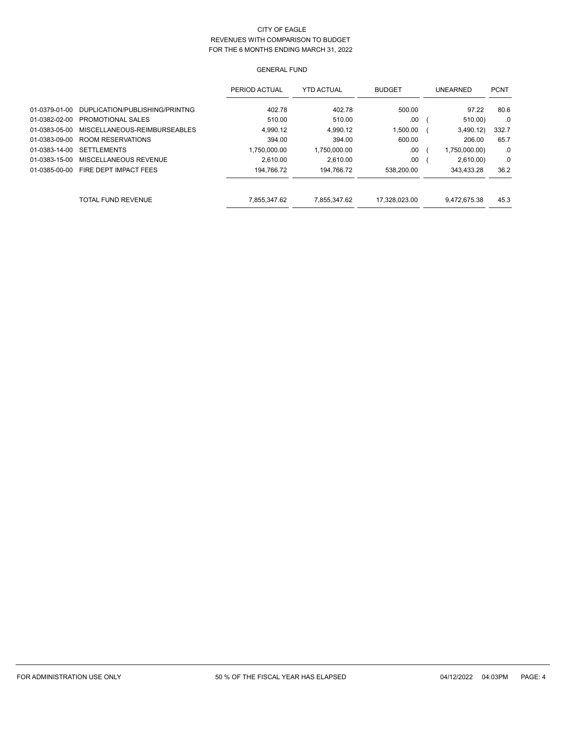CITY OF EAGLE
REVENUES WITH COMPARISON TO BUDGET
FOR THE 6 MONTHS ENDING MARCH 31, 2022

GENERAL FUND

| | | PERIOD ACTUAL | YTD ACTUAL | BUDGET | UNEARNED | PCNT |
|---|---|---|---|---|---|---|
| 01-0379-01-00 | DUPLICATION/PUBLISHING/PRINTNG | 402.78 | 402.78 | 500.00 | 97.22 | 80.6 |
| 01-0382-02-00 | PROMOTIONAL SALES | 510.00 | 510.00 | .00 | ( 510.00) | .0 |
| 01-0383-05-00 | MISCELLANEOUS-REIMBURSEABLES | 4,990.12 | 4,990.12 | 1,500.00 | ( 3,490.12) | 332.7 |
| 01-0383-09-00 | ROOM RESERVATIONS | 394.00 | 394.00 | 600.00 | 206.00 | 65.7 |
| 01-0383-14-00 | SETTLEMENTS | 1,750,000.00 | 1,750,000.00 | .00 | ( 1,750,000.00) | .0 |
| 01-0383-15-00 | MISCELLANEOUS REVENUE | 2,610.00 | 2,610.00 | .00 | ( 2,610.00) | .0 |
| 01-0385-00-00 | FIRE DEPT IMPACT FEES | 194,766.72 | 194,766.72 | 538,200.00 | 343,433.28 | 36.2 |
| | TOTAL FUND REVENUE | 7,855,347.62 | 7,855,347.62 | 17,328,023.00 | 9,472,675.38 | 45.3 |

FOR ADMINISTRATION USE ONLY 50 % OF THE FISCAL YEAR HAS ELAPSED 04/12/2022 04:03PM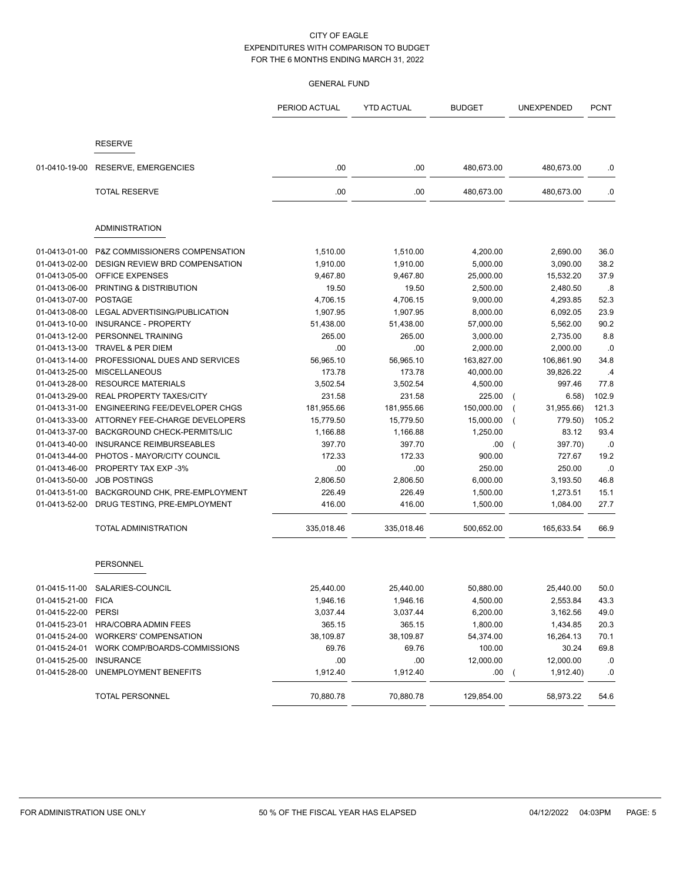CITY OF EAGLE
EXPENDITURES WITH COMPARISON TO BUDGET
FOR THE 6 MONTHS ENDING MARCH 31, 2022

GENERAL FUND

| | | PERIOD ACTUAL | YTD ACTUAL | BUDGET | UNEXPENDED | PCNT |
|---|---|---|---|---|---|---|
| | **RESERVE** | | | | | |
| 01-0410-19-00 | RESERVE, EMERGENCIES | .00 | .00 | 480,673.00 | 480,673.00 | .0 |
| | TOTAL RESERVE | .00 | .00 | 480,673.00 | 480,673.00 | .0 |
| | **ADMINISTRATION** | | | | | |
| 01-0413-01-00 | P&Z COMMISSIONERS COMPENSATION | 1,510.00 | 1,510.00 | 4,200.00 | 2,690.00 | 36.0 |
| 01-0413-02-00 | DESIGN REVIEW BRD COMPENSATION | 1,910.00 | 1,910.00 | 5,000.00 | 3,090.00 | 38.2 |
| 01-0413-05-00 | OFFICE EXPENSES | 9,467.80 | 9,467.80 | 25,000.00 | 15,532.20 | 37.9 |
| 01-0413-06-00 | PRINTING & DISTRIBUTION | 19.50 | 19.50 | 2,500.00 | 2,480.50 | .8 |
| 01-0413-07-00 | POSTAGE | 4,706.15 | 4,706.15 | 9,000.00 | 4,293.85 | 52.3 |
| 01-0413-08-00 | LEGAL ADVERTISING/PUBLICATION | 1,907.95 | 1,907.95 | 8,000.00 | 6,092.05 | 23.9 |
| 01-0413-10-00 | INSURANCE - PROPERTY | 51,438.00 | 51,438.00 | 57,000.00 | 5,562.00 | 90.2 |
| 01-0413-12-00 | PERSONNEL TRAINING | 265.00 | 265.00 | 3,000.00 | 2,735.00 | 8.8 |
| 01-0413-13-00 | TRAVEL & PER DIEM | .00 | .00 | 2,000.00 | 2,000.00 | .0 |
| 01-0413-14-00 | PROFESSIONAL DUES AND SERVICES | 56,965.10 | 56,965.10 | 163,827.00 | 106,861.90 | 34.8 |
| 01-0413-25-00 | MISCELLANEOUS | 173.78 | 173.78 | 40,000.00 | 39,826.22 | .4 |
| 01-0413-28-00 | RESOURCE MATERIALS | 3,502.54 | 3,502.54 | 4,500.00 | 997.46 | 77.8 |
| 01-0413-29-00 | REAL PROPERTY TAXES/CITY | 231.58 | 231.58 | 225.00 | ( 6.58) | 102.9 |
| 01-0413-31-00 | ENGINEERING FEE/DEVELOPER CHGS | 181,955.66 | 181,955.66 | 150,000.00 | ( 31,955.66) | 121.3 |
| 01-0413-33-00 | ATTORNEY FEE-CHARGE DEVELOPERS | 15,779.50 | 15,779.50 | 15,000.00 | ( 779.50) | 105.2 |
| 01-0413-37-00 | BACKGROUND CHECK-PERMITS/LIC | 1,166.88 | 1,166.88 | 1,250.00 | 83.12 | 93.4 |
| 01-0413-40-00 | INSURANCE REIMBURSEABLES | 397.70 | 397.70 | .00 | ( 397.70) | .0 |
| 01-0413-44-00 | PHOTOS - MAYOR/CITY COUNCIL | 172.33 | 172.33 | 900.00 | 727.67 | 19.2 |
| 01-0413-46-00 | PROPERTY TAX EXP -3% | .00 | .00 | 250.00 | 250.00 | .0 |
| 01-0413-50-00 | JOB POSTINGS | 2,806.50 | 2,806.50 | 6,000.00 | 3,193.50 | 46.8 |
| 01-0413-51-00 | BACKGROUND CHK, PRE-EMPLOYMENT | 226.49 | 226.49 | 1,500.00 | 1,273.51 | 15.1 |
| 01-0413-52-00 | DRUG TESTING, PRE-EMPLOYMENT | 416.00 | 416.00 | 1,500.00 | 1,084.00 | 27.7 |
| | TOTAL ADMINISTRATION | 335,018.46 | 335,018.46 | 500,652.00 | 165,633.54 | 66.9 |
| | **PERSONNEL** | | | | | |
| 01-0415-11-00 | SALARIES-COUNCIL | 25,440.00 | 25,440.00 | 50,880.00 | 25,440.00 | 50.0 |
| 01-0415-21-00 | FICA | 1,946.16 | 1,946.16 | 4,500.00 | 2,553.84 | 43.3 |
| 01-0415-22-00 | PERSI | 3,037.44 | 3,037.44 | 6,200.00 | 3,162.56 | 49.0 |
| 01-0415-23-01 | HRA/COBRA ADMIN FEES | 365.15 | 365.15 | 1,800.00 | 1,434.85 | 20.3 |
| 01-0415-24-00 | WORKERS' COMPENSATION | 38,109.87 | 38,109.87 | 54,374.00 | 16,264.13 | 70.1 |
| 01-0415-24-01 | WORK COMP/BOARDS-COMMISSIONS | 69.76 | 69.76 | 100.00 | 30.24 | 69.8 |
| 01-0415-25-00 | INSURANCE | .00 | .00 | 12,000.00 | 12,000.00 | .0 |
| 01-0415-28-00 | UNEMPLOYMENT BENEFITS | 1,912.40 | 1,912.40 | .00 | ( 1,912.40) | .0 |
| | TOTAL PERSONNEL | 70,880.78 | 70,880.78 | 129,854.00 | 58,973.22 | 54.6 |

FOR ADMINISTRATION USE ONLY 50 % OF THE FISCAL YEAR HAS ELAPSED 04/12/2022 04:03PM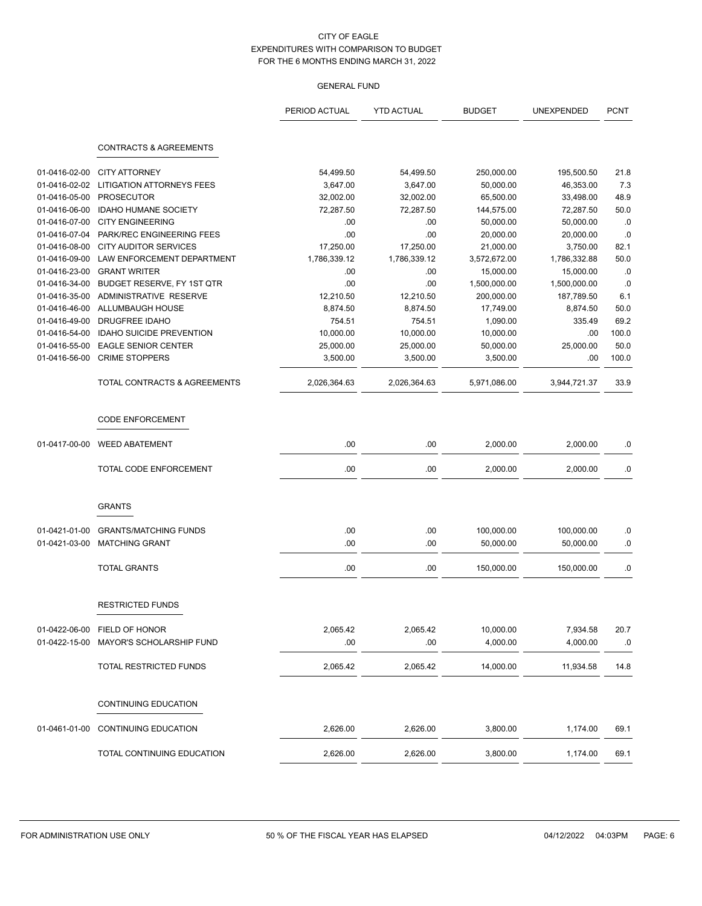# CITY OF EAGLE
## EXPENDITURES WITH COMPARISON TO BUDGET
### FOR THE 6 MONTHS ENDING MARCH 31, 2022

#### GENERAL FUND

| | | PERIOD ACTUAL | YTD ACTUAL | BUDGET | UNEXPENDED | PCNT |
|---|---|---|---|---|---|---|
| | **CONTRACTS & AGREEMENTS** | | | | | |
| 01-0416-02-00 | CITY ATTORNEY | 54,499.50 | 54,499.50 | 250,000.00 | 195,500.50 | 21.8 |
| 01-0416-02-02 | LITIGATION ATTORNEYS FEES | 3,647.00 | 3,647.00 | 50,000.00 | 46,353.00 | 7.3 |
| 01-0416-05-00 | PROSECUTOR | 32,002.00 | 32,002.00 | 65,500.00 | 33,498.00 | 48.9 |
| 01-0416-06-00 | IDAHO HUMANE SOCIETY | 72,287.50 | 72,287.50 | 144,575.00 | 72,287.50 | 50.0 |
| 01-0416-07-00 | CITY ENGINEERING | .00 | .00 | 50,000.00 | 50,000.00 | .0 |
| 01-0416-07-04 | PARK/REC ENGINEERING FEES | .00 | .00 | 20,000.00 | 20,000.00 | .0 |
| 01-0416-08-00 | CITY AUDITOR SERVICES | 17,250.00 | 17,250.00 | 21,000.00 | 3,750.00 | 82.1 |
| 01-0416-09-00 | LAW ENFORCEMENT DEPARTMENT | 1,786,339.12 | 1,786,339.12 | 3,572,672.00 | 1,786,332.88 | 50.0 |
| 01-0416-23-00 | GRANT WRITER | .00 | .00 | 15,000.00 | 15,000.00 | .0 |
| 01-0416-34-00 | BUDGET RESERVE, FY 1ST QTR | .00 | .00 | 1,500,000.00 | 1,500,000.00 | .0 |
| 01-0416-35-00 | ADMINISTRATIVE RESERVE | 12,210.50 | 12,210.50 | 200,000.00 | 187,789.50 | 6.1 |
| 01-0416-46-00 | ALLUMBAUGH HOUSE | 8,874.50 | 8,874.50 | 17,749.00 | 8,874.50 | 50.0 |
| 01-0416-49-00 | DRUGFREE IDAHO | 754.51 | 754.51 | 1,090.00 | 335.49 | 69.2 |
| 01-0416-54-00 | IDAHO SUICIDE PREVENTION | 10,000.00 | 10,000.00 | 10,000.00 | .00 | 100.0 |
| 01-0416-55-00 | EAGLE SENIOR CENTER | 25,000.00 | 25,000.00 | 50,000.00 | 25,000.00 | 50.0 |
| 01-0416-56-00 | CRIME STOPPERS | 3,500.00 | 3,500.00 | 3,500.00 | .00 | 100.0 |
| | TOTAL CONTRACTS & AGREEMENTS | 2,026,364.63 | 2,026,364.63 | 5,971,086.00 | 3,944,721.37 | 33.9 |
| | **CODE ENFORCEMENT** | | | | | |
| 01-0417-00-00 | WEED ABATEMENT | .00 | .00 | 2,000.00 | 2,000.00 | .0 |
| | TOTAL CODE ENFORCEMENT | .00 | .00 | 2,000.00 | 2,000.00 | .0 |
| | **GRANTS** | | | | | |
| 01-0421-01-00 | GRANTS/MATCHING FUNDS | .00 | .00 | 100,000.00 | 100,000.00 | .0 |
| 01-0421-03-00 | MATCHING GRANT | .00 | .00 | 50,000.00 | 50,000.00 | .0 |
| | TOTAL GRANTS | .00 | .00 | 150,000.00 | 150,000.00 | .0 |
| | **RESTRICTED FUNDS** | | | | | |
| 01-0422-06-00 | FIELD OF HONOR | 2,065.42 | 2,065.42 | 10,000.00 | 7,934.58 | 20.7 |
| 01-0422-15-00 | MAYOR'S SCHOLARSHIP FUND | .00 | .00 | 4,000.00 | 4,000.00 | .0 |
| | TOTAL RESTRICTED FUNDS | 2,065.42 | 2,065.42 | 14,000.00 | 11,934.58 | 14.8 |
| | **CONTINUING EDUCATION** | | | | | |
| 01-0461-01-00 | CONTINUING EDUCATION | 2,626.00 | 2,626.00 | 3,800.00 | 1,174.00 | 69.1 |
| | TOTAL CONTINUING EDUCATION | 2,626.00 | 2,626.00 | 3,800.00 | 1,174.00 | 69.1 |

FOR ADMINISTRATION USE ONLY — 50 % OF THE FISCAL YEAR HAS ELAPSED — 04/12/2022 04:03PM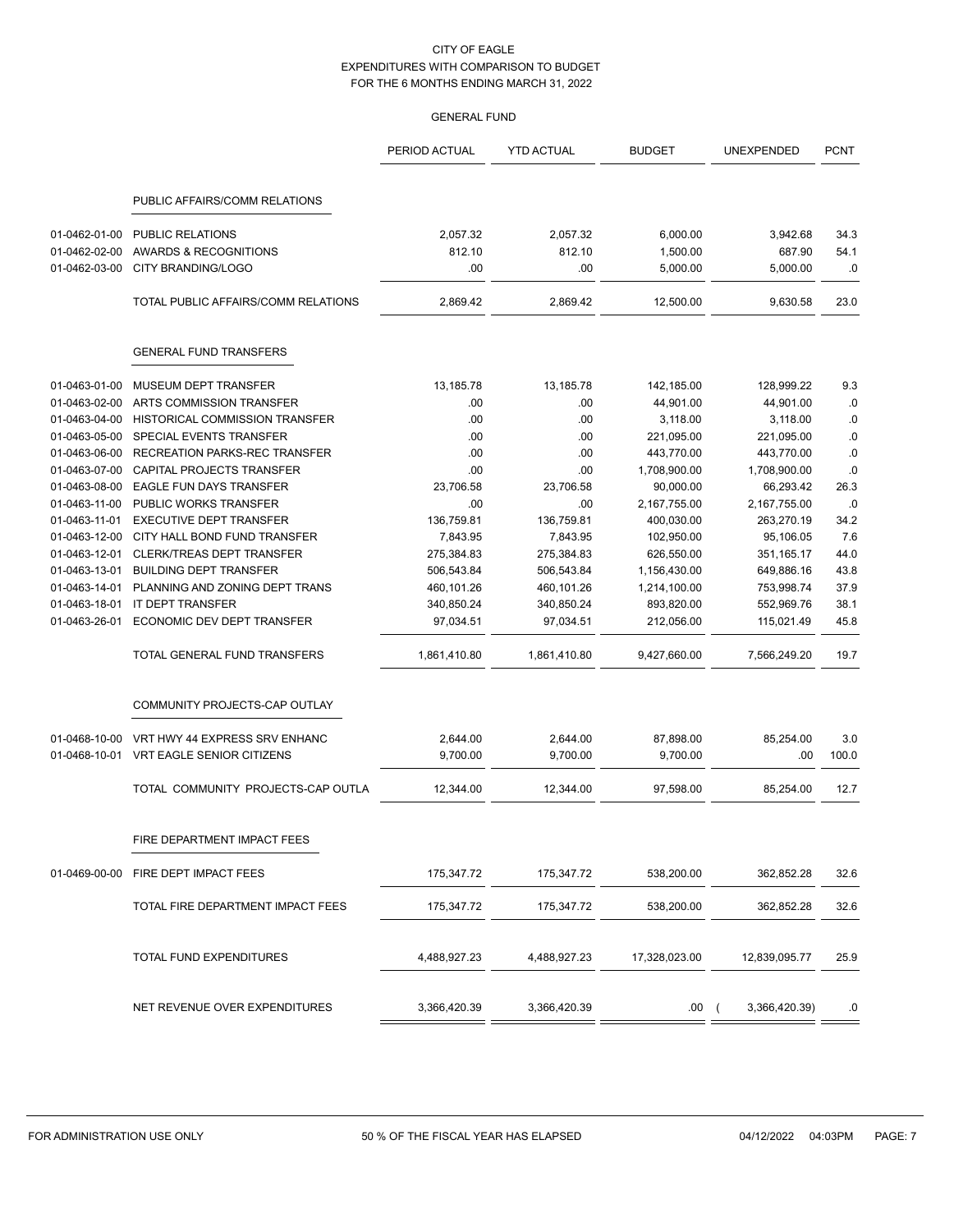# CITY OF EAGLE
## EXPENDITURES WITH COMPARISON TO BUDGET
### FOR THE 6 MONTHS ENDING MARCH 31, 2022

#### GENERAL FUND

| | | PERIOD ACTUAL | YTD ACTUAL | BUDGET | UNEXPENDED | PCNT |
|---|---|---|---|---|---|---|
| | **PUBLIC AFFAIRS/COMM RELATIONS** | | | | | |
| 01-0462-01-00 | PUBLIC RELATIONS | 2,057.32 | 2,057.32 | 6,000.00 | 3,942.68 | 34.3 |
| 01-0462-02-00 | AWARDS & RECOGNITIONS | 812.10 | 812.10 | 1,500.00 | 687.90 | 54.1 |
| 01-0462-03-00 | CITY BRANDING/LOGO | .00 | .00 | 5,000.00 | 5,000.00 | .0 |
| | TOTAL PUBLIC AFFAIRS/COMM RELATIONS | 2,869.42 | 2,869.42 | 12,500.00 | 9,630.58 | 23.0 |
| | **GENERAL FUND TRANSFERS** | | | | | |
| 01-0463-01-00 | MUSEUM DEPT TRANSFER | 13,185.78 | 13,185.78 | 142,185.00 | 128,999.22 | 9.3 |
| 01-0463-02-00 | ARTS COMMISSION TRANSFER | .00 | .00 | 44,901.00 | 44,901.00 | .0 |
| 01-0463-04-00 | HISTORICAL COMMISSION TRANSFER | .00 | .00 | 3,118.00 | 3,118.00 | .0 |
| 01-0463-05-00 | SPECIAL EVENTS TRANSFER | .00 | .00 | 221,095.00 | 221,095.00 | .0 |
| 01-0463-06-00 | RECREATION PARKS-REC TRANSFER | .00 | .00 | 443,770.00 | 443,770.00 | .0 |
| 01-0463-07-00 | CAPITAL PROJECTS TRANSFER | .00 | .00 | 1,708,900.00 | 1,708,900.00 | .0 |
| 01-0463-08-00 | EAGLE FUN DAYS TRANSFER | 23,706.58 | 23,706.58 | 90,000.00 | 66,293.42 | 26.3 |
| 01-0463-11-00 | PUBLIC WORKS TRANSFER | .00 | .00 | 2,167,755.00 | 2,167,755.00 | .0 |
| 01-0463-11-01 | EXECUTIVE DEPT TRANSFER | 136,759.81 | 136,759.81 | 400,030.00 | 263,270.19 | 34.2 |
| 01-0463-12-00 | CITY HALL BOND FUND TRANSFER | 7,843.95 | 7,843.95 | 102,950.00 | 95,106.05 | 7.6 |
| 01-0463-12-01 | CLERK/TREAS DEPT TRANSFER | 275,384.83 | 275,384.83 | 626,550.00 | 351,165.17 | 44.0 |
| 01-0463-13-01 | BUILDING DEPT TRANSFER | 506,543.84 | 506,543.84 | 1,156,430.00 | 649,886.16 | 43.8 |
| 01-0463-14-01 | PLANNING AND ZONING DEPT TRANS | 460,101.26 | 460,101.26 | 1,214,100.00 | 753,998.74 | 37.9 |
| 01-0463-18-01 | IT DEPT TRANSFER | 340,850.24 | 340,850.24 | 893,820.00 | 552,969.76 | 38.1 |
| 01-0463-26-01 | ECONOMIC DEV DEPT TRANSFER | 97,034.51 | 97,034.51 | 212,056.00 | 115,021.49 | 45.8 |
| | TOTAL GENERAL FUND TRANSFERS | 1,861,410.80 | 1,861,410.80 | 9,427,660.00 | 7,566,249.20 | 19.7 |
| | **COMMUNITY PROJECTS-CAP OUTLAY** | | | | | |
| 01-0468-10-00 | VRT HWY 44 EXPRESS SRV ENHANC | 2,644.00 | 2,644.00 | 87,898.00 | 85,254.00 | 3.0 |
| 01-0468-10-01 | VRT EAGLE SENIOR CITIZENS | 9,700.00 | 9,700.00 | 9,700.00 | .00 | 100.0 |
| | TOTAL COMMUNITY PROJECTS-CAP OUTLA | 12,344.00 | 12,344.00 | 97,598.00 | 85,254.00 | 12.7 |
| | **FIRE DEPARTMENT IMPACT FEES** | | | | | |
| 01-0469-00-00 | FIRE DEPT IMPACT FEES | 175,347.72 | 175,347.72 | 538,200.00 | 362,852.28 | 32.6 |
| | TOTAL FIRE DEPARTMENT IMPACT FEES | 175,347.72 | 175,347.72 | 538,200.00 | 362,852.28 | 32.6 |
| | TOTAL FUND EXPENDITURES | 4,488,927.23 | 4,488,927.23 | 17,328,023.00 | 12,839,095.77 | 25.9 |
| | NET REVENUE OVER EXPENDITURES | 3,366,420.39 | 3,366,420.39 | .00 | ( 3,366,420.39) | .0 |

FOR ADMINISTRATION USE ONLY — 50 % OF THE FISCAL YEAR HAS ELAPSED — 04/12/2022 04:03PM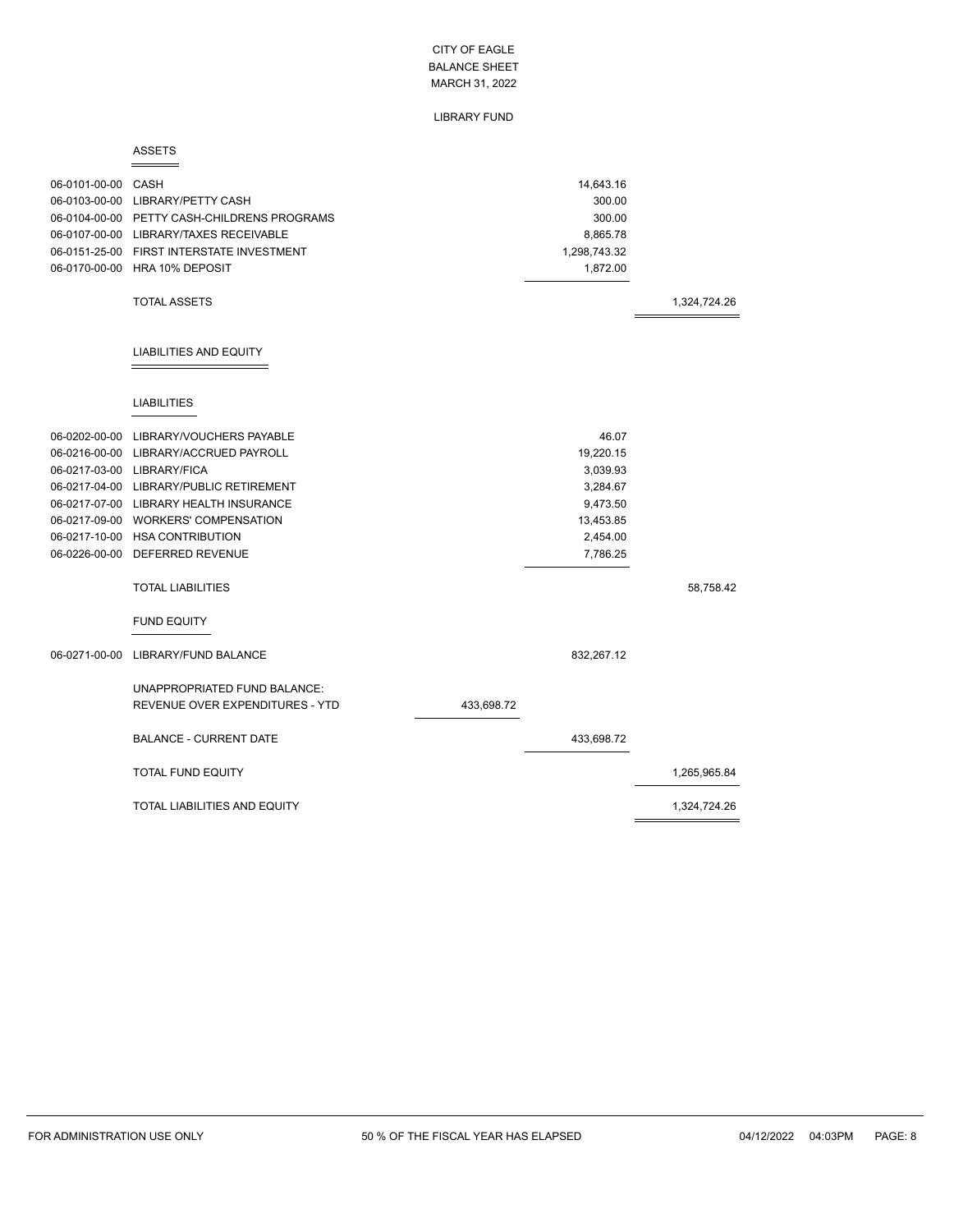# CITY OF EAGLE
## BALANCE SHEET
### MARCH 31, 2022

### LIBRARY FUND

#### ASSETS

| Account | Description | | | |
|---|---|---|---|---|
| 06-0101-00-00 | CASH | | 14,643.16 | |
| 06-0103-00-00 | LIBRARY/PETTY CASH | | 300.00 | |
| 06-0104-00-00 | PETTY CASH-CHILDRENS PROGRAMS | | 300.00 | |
| 06-0107-00-00 | LIBRARY/TAXES RECEIVABLE | | 8,865.78 | |
| 06-0151-25-00 | FIRST INTERSTATE INVESTMENT | | 1,298,743.32 | |
| 06-0170-00-00 | HRA 10% DEPOSIT | | 1,872.00 | |
| | TOTAL ASSETS | | | 1,324,724.26 |

#### LIABILITIES AND EQUITY

##### LIABILITIES

| Account | Description | | | |
|---|---|---|---|---|
| 06-0202-00-00 | LIBRARY/VOUCHERS PAYABLE | | 46.07 | |
| 06-0216-00-00 | LIBRARY/ACCRUED PAYROLL | | 19,220.15 | |
| 06-0217-03-00 | LIBRARY/FICA | | 3,039.93 | |
| 06-0217-04-00 | LIBRARY/PUBLIC RETIREMENT | | 3,284.67 | |
| 06-0217-07-00 | LIBRARY HEALTH INSURANCE | | 9,473.50 | |
| 06-0217-09-00 | WORKERS' COMPENSATION | | 13,453.85 | |
| 06-0217-10-00 | HSA CONTRIBUTION | | 2,454.00 | |
| 06-0226-00-00 | DEFERRED REVENUE | | 7,786.25 | |
| | TOTAL LIABILITIES | | | 58,758.42 |

##### FUND EQUITY

| Account | Description | | | |
|---|---|---|---|---|
| 06-0271-00-00 | LIBRARY/FUND BALANCE | | 832,267.12 | |
| | UNAPPROPRIATED FUND BALANCE: | | | |
| | REVENUE OVER EXPENDITURES - YTD | 433,698.72 | | |
| | BALANCE - CURRENT DATE | | 433,698.72 | |
| | TOTAL FUND EQUITY | | | 1,265,965.84 |
| | TOTAL LIABILITIES AND EQUITY | | | 1,324,724.26 |

FOR ADMINISTRATION USE ONLY — 50 % OF THE FISCAL YEAR HAS ELAPSED — 04/12/2022 04:03PM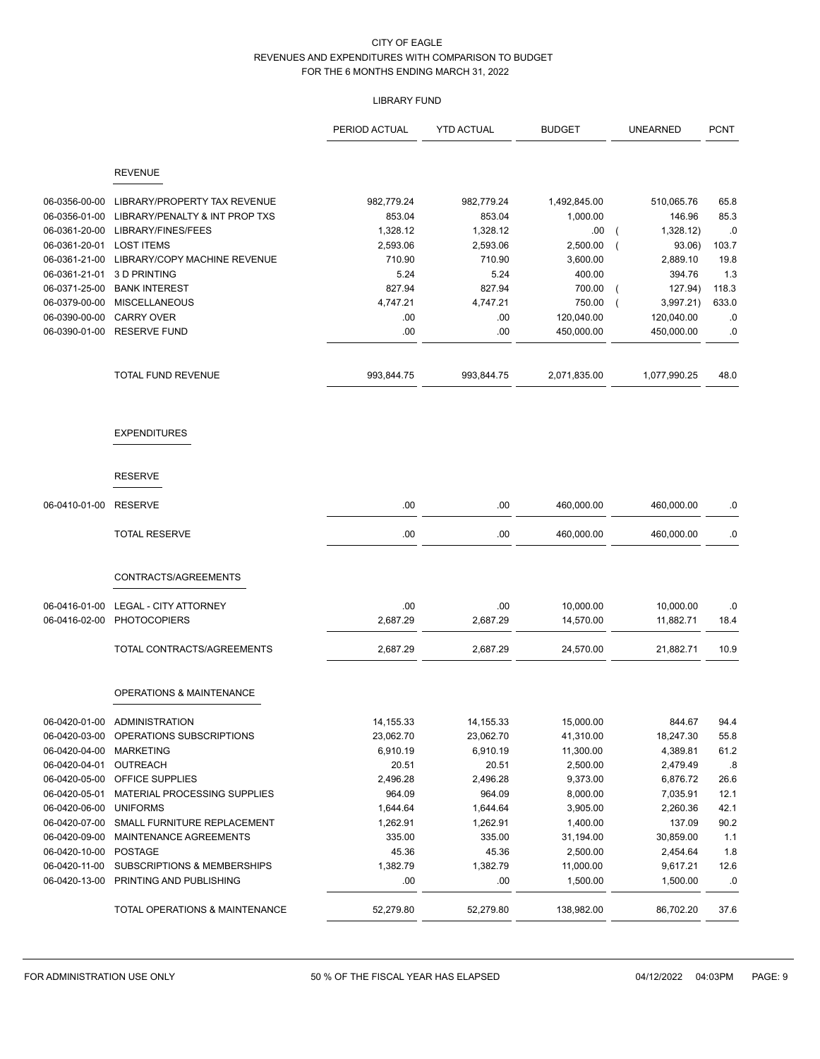CITY OF EAGLE
REVENUES AND EXPENDITURES WITH COMPARISON TO BUDGET
FOR THE 6 MONTHS ENDING MARCH 31, 2022

LIBRARY FUND

| | | PERIOD ACTUAL | YTD ACTUAL | BUDGET | UNEARNED | PCNT |
|---|---|---|---|---|---|---|
| | **REVENUE** | | | | | |
| 06-0356-00-00 | LIBRARY/PROPERTY TAX REVENUE | 982,779.24 | 982,779.24 | 1,492,845.00 | 510,065.76 | 65.8 |
| 06-0356-01-00 | LIBRARY/PENALTY & INT PROP TXS | 853.04 | 853.04 | 1,000.00 | 146.96 | 85.3 |
| 06-0361-20-00 | LIBRARY/FINES/FEES | 1,328.12 | 1,328.12 | .00 | ( 1,328.12) | .0 |
| 06-0361-20-01 | LOST ITEMS | 2,593.06 | 2,593.06 | 2,500.00 | ( 93.06) | 103.7 |
| 06-0361-21-00 | LIBRARY/COPY MACHINE REVENUE | 710.90 | 710.90 | 3,600.00 | 2,889.10 | 19.8 |
| 06-0361-21-01 | 3 D PRINTING | 5.24 | 5.24 | 400.00 | 394.76 | 1.3 |
| 06-0371-25-00 | BANK INTEREST | 827.94 | 827.94 | 700.00 | ( 127.94) | 118.3 |
| 06-0379-00-00 | MISCELLANEOUS | 4,747.21 | 4,747.21 | 750.00 | ( 3,997.21) | 633.0 |
| 06-0390-00-00 | CARRY OVER | .00 | .00 | 120,040.00 | 120,040.00 | .0 |
| 06-0390-01-00 | RESERVE FUND | .00 | .00 | 450,000.00 | 450,000.00 | .0 |
| | TOTAL FUND REVENUE | 993,844.75 | 993,844.75 | 2,071,835.00 | 1,077,990.25 | 48.0 |
| | **EXPENDITURES** | | | | | |
| | **RESERVE** | | | | | |
| 06-0410-01-00 | RESERVE | .00 | .00 | 460,000.00 | 460,000.00 | .0 |
| | TOTAL RESERVE | .00 | .00 | 460,000.00 | 460,000.00 | .0 |
| | **CONTRACTS/AGREEMENTS** | | | | | |
| 06-0416-01-00 | LEGAL - CITY ATTORNEY | .00 | .00 | 10,000.00 | 10,000.00 | .0 |
| 06-0416-02-00 | PHOTOCOPIERS | 2,687.29 | 2,687.29 | 14,570.00 | 11,882.71 | 18.4 |
| | TOTAL CONTRACTS/AGREEMENTS | 2,687.29 | 2,687.29 | 24,570.00 | 21,882.71 | 10.9 |
| | **OPERATIONS & MAINTENANCE** | | | | | |
| 06-0420-01-00 | ADMINISTRATION | 14,155.33 | 14,155.33 | 15,000.00 | 844.67 | 94.4 |
| 06-0420-03-00 | OPERATIONS SUBSCRIPTIONS | 23,062.70 | 23,062.70 | 41,310.00 | 18,247.30 | 55.8 |
| 06-0420-04-00 | MARKETING | 6,910.19 | 6,910.19 | 11,300.00 | 4,389.81 | 61.2 |
| 06-0420-04-01 | OUTREACH | 20.51 | 20.51 | 2,500.00 | 2,479.49 | .8 |
| 06-0420-05-00 | OFFICE SUPPLIES | 2,496.28 | 2,496.28 | 9,373.00 | 6,876.72 | 26.6 |
| 06-0420-05-01 | MATERIAL PROCESSING SUPPLIES | 964.09 | 964.09 | 8,000.00 | 7,035.91 | 12.1 |
| 06-0420-06-00 | UNIFORMS | 1,644.64 | 1,644.64 | 3,905.00 | 2,260.36 | 42.1 |
| 06-0420-07-00 | SMALL FURNITURE REPLACEMENT | 1,262.91 | 1,262.91 | 1,400.00 | 137.09 | 90.2 |
| 06-0420-09-00 | MAINTENANCE AGREEMENTS | 335.00 | 335.00 | 31,194.00 | 30,859.00 | 1.1 |
| 06-0420-10-00 | POSTAGE | 45.36 | 45.36 | 2,500.00 | 2,454.64 | 1.8 |
| 06-0420-11-00 | SUBSCRIPTIONS & MEMBERSHIPS | 1,382.79 | 1,382.79 | 11,000.00 | 9,617.21 | 12.6 |
| 06-0420-13-00 | PRINTING AND PUBLISHING | .00 | .00 | 1,500.00 | 1,500.00 | .0 |
| | TOTAL OPERATIONS & MAINTENANCE | 52,279.80 | 52,279.80 | 138,982.00 | 86,702.20 | 37.6 |

FOR ADMINISTRATION USE ONLY — 50 % OF THE FISCAL YEAR HAS ELAPSED — 04/12/2022 04:03PM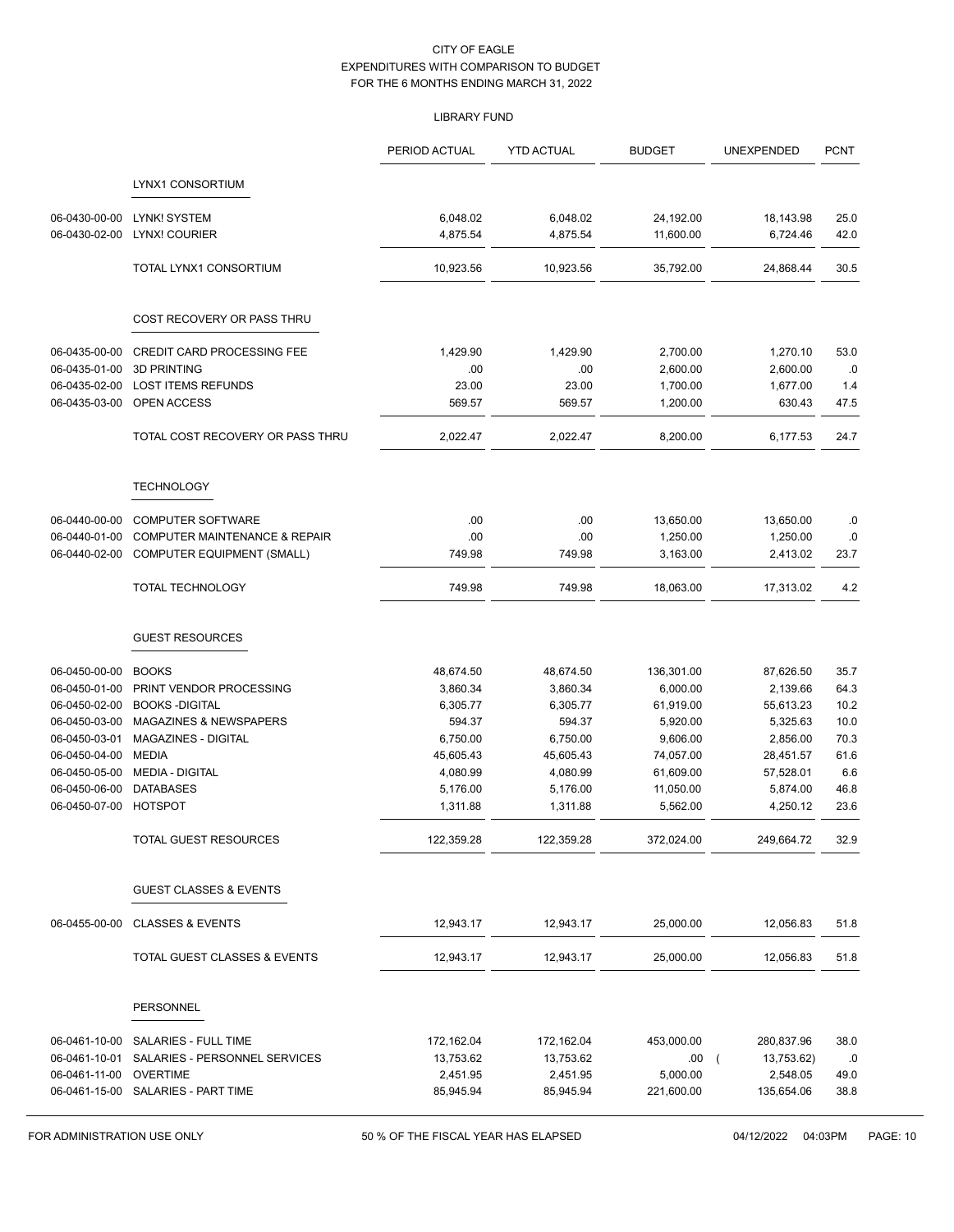CITY OF EAGLE
EXPENDITURES WITH COMPARISON TO BUDGET
FOR THE 6 MONTHS ENDING MARCH 31, 2022

LIBRARY FUND

| | | PERIOD ACTUAL | YTD ACTUAL | BUDGET | UNEXPENDED | PCNT |
|---|---|---|---|---|---|---|
| | **LYNX1 CONSORTIUM** | | | | | |
| 06-0430-00-00 | LYNK! SYSTEM | 6,048.02 | 6,048.02 | 24,192.00 | 18,143.98 | 25.0 |
| 06-0430-02-00 | LYNX! COURIER | 4,875.54 | 4,875.54 | 11,600.00 | 6,724.46 | 42.0 |
| | TOTAL LYNX1 CONSORTIUM | 10,923.56 | 10,923.56 | 35,792.00 | 24,868.44 | 30.5 |
| | **COST RECOVERY OR PASS THRU** | | | | | |
| 06-0435-00-00 | CREDIT CARD PROCESSING FEE | 1,429.90 | 1,429.90 | 2,700.00 | 1,270.10 | 53.0 |
| 06-0435-01-00 | 3D PRINTING | .00 | .00 | 2,600.00 | 2,600.00 | .0 |
| 06-0435-02-00 | LOST ITEMS REFUNDS | 23.00 | 23.00 | 1,700.00 | 1,677.00 | 1.4 |
| 06-0435-03-00 | OPEN ACCESS | 569.57 | 569.57 | 1,200.00 | 630.43 | 47.5 |
| | TOTAL COST RECOVERY OR PASS THRU | 2,022.47 | 2,022.47 | 8,200.00 | 6,177.53 | 24.7 |
| | **TECHNOLOGY** | | | | | |
| 06-0440-00-00 | COMPUTER SOFTWARE | .00 | .00 | 13,650.00 | 13,650.00 | .0 |
| 06-0440-01-00 | COMPUTER MAINTENANCE & REPAIR | .00 | .00 | 1,250.00 | 1,250.00 | .0 |
| 06-0440-02-00 | COMPUTER EQUIPMENT (SMALL) | 749.98 | 749.98 | 3,163.00 | 2,413.02 | 23.7 |
| | TOTAL TECHNOLOGY | 749.98 | 749.98 | 18,063.00 | 17,313.02 | 4.2 |
| | **GUEST RESOURCES** | | | | | |
| 06-0450-00-00 | BOOKS | 48,674.50 | 48,674.50 | 136,301.00 | 87,626.50 | 35.7 |
| 06-0450-01-00 | PRINT VENDOR PROCESSING | 3,860.34 | 3,860.34 | 6,000.00 | 2,139.66 | 64.3 |
| 06-0450-02-00 | BOOKS -DIGITAL | 6,305.77 | 6,305.77 | 61,919.00 | 55,613.23 | 10.2 |
| 06-0450-03-00 | MAGAZINES & NEWSPAPERS | 594.37 | 594.37 | 5,920.00 | 5,325.63 | 10.0 |
| 06-0450-03-01 | MAGAZINES - DIGITAL | 6,750.00 | 6,750.00 | 9,606.00 | 2,856.00 | 70.3 |
| 06-0450-04-00 | MEDIA | 45,605.43 | 45,605.43 | 74,057.00 | 28,451.57 | 61.6 |
| 06-0450-05-00 | MEDIA - DIGITAL | 4,080.99 | 4,080.99 | 61,609.00 | 57,528.01 | 6.6 |
| 06-0450-06-00 | DATABASES | 5,176.00 | 5,176.00 | 11,050.00 | 5,874.00 | 46.8 |
| 06-0450-07-00 | HOTSPOT | 1,311.88 | 1,311.88 | 5,562.00 | 4,250.12 | 23.6 |
| | TOTAL GUEST RESOURCES | 122,359.28 | 122,359.28 | 372,024.00 | 249,664.72 | 32.9 |
| | **GUEST CLASSES & EVENTS** | | | | | |
| 06-0455-00-00 | CLASSES & EVENTS | 12,943.17 | 12,943.17 | 25,000.00 | 12,056.83 | 51.8 |
| | TOTAL GUEST CLASSES & EVENTS | 12,943.17 | 12,943.17 | 25,000.00 | 12,056.83 | 51.8 |
| | **PERSONNEL** | | | | | |
| 06-0461-10-00 | SALARIES - FULL TIME | 172,162.04 | 172,162.04 | 453,000.00 | 280,837.96 | 38.0 |
| 06-0461-10-01 | SALARIES - PERSONNEL SERVICES | 13,753.62 | 13,753.62 | .00 | ( 13,753.62) | .0 |
| 06-0461-11-00 | OVERTIME | 2,451.95 | 2,451.95 | 5,000.00 | 2,548.05 | 49.0 |
| 06-0461-15-00 | SALARIES - PART TIME | 85,945.94 | 85,945.94 | 221,600.00 | 135,654.06 | 38.8 |

FOR ADMINISTRATION USE ONLY — 50 % OF THE FISCAL YEAR HAS ELAPSED — 04/12/2022 04:03PM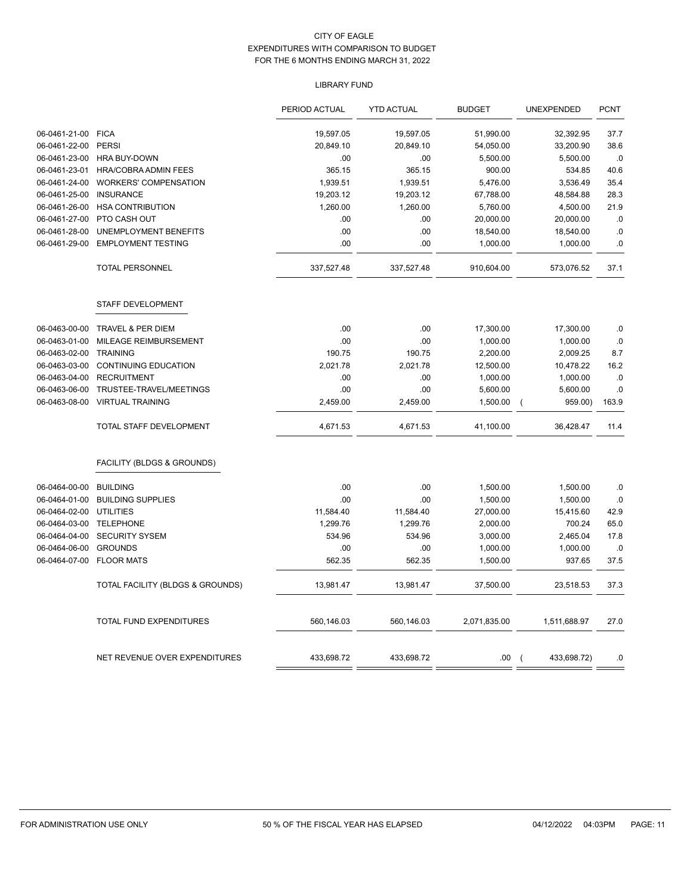CITY OF EAGLE
EXPENDITURES WITH COMPARISON TO BUDGET
FOR THE 6 MONTHS ENDING MARCH 31, 2022

LIBRARY FUND

| | | PERIOD ACTUAL | YTD ACTUAL | BUDGET | UNEXPENDED | PCNT |
|---|---|---|---|---|---|---|
| 06-0461-21-00 | FICA | 19,597.05 | 19,597.05 | 51,990.00 | 32,392.95 | 37.7 |
| 06-0461-22-00 | PERSI | 20,849.10 | 20,849.10 | 54,050.00 | 33,200.90 | 38.6 |
| 06-0461-23-00 | HRA BUY-DOWN | .00 | .00 | 5,500.00 | 5,500.00 | .0 |
| 06-0461-23-01 | HRA/COBRA ADMIN FEES | 365.15 | 365.15 | 900.00 | 534.85 | 40.6 |
| 06-0461-24-00 | WORKERS' COMPENSATION | 1,939.51 | 1,939.51 | 5,476.00 | 3,536.49 | 35.4 |
| 06-0461-25-00 | INSURANCE | 19,203.12 | 19,203.12 | 67,788.00 | 48,584.88 | 28.3 |
| 06-0461-26-00 | HSA CONTRIBUTION | 1,260.00 | 1,260.00 | 5,760.00 | 4,500.00 | 21.9 |
| 06-0461-27-00 | PTO CASH OUT | .00 | .00 | 20,000.00 | 20,000.00 | .0 |
| 06-0461-28-00 | UNEMPLOYMENT BENEFITS | .00 | .00 | 18,540.00 | 18,540.00 | .0 |
| 06-0461-29-00 | EMPLOYMENT TESTING | .00 | .00 | 1,000.00 | 1,000.00 | .0 |
| | TOTAL PERSONNEL | 337,527.48 | 337,527.48 | 910,604.00 | 573,076.52 | 37.1 |
| | **STAFF DEVELOPMENT** | | | | | |
| 06-0463-00-00 | TRAVEL & PER DIEM | .00 | .00 | 17,300.00 | 17,300.00 | .0 |
| 06-0463-01-00 | MILEAGE REIMBURSEMENT | .00 | .00 | 1,000.00 | 1,000.00 | .0 |
| 06-0463-02-00 | TRAINING | 190.75 | 190.75 | 2,200.00 | 2,009.25 | 8.7 |
| 06-0463-03-00 | CONTINUING EDUCATION | 2,021.78 | 2,021.78 | 12,500.00 | 10,478.22 | 16.2 |
| 06-0463-04-00 | RECRUITMENT | .00 | .00 | 1,000.00 | 1,000.00 | .0 |
| 06-0463-06-00 | TRUSTEE-TRAVEL/MEETINGS | .00 | .00 | 5,600.00 | 5,600.00 | .0 |
| 06-0463-08-00 | VIRTUAL TRAINING | 2,459.00 | 2,459.00 | 1,500.00 | ( 959.00) | 163.9 |
| | TOTAL STAFF DEVELOPMENT | 4,671.53 | 4,671.53 | 41,100.00 | 36,428.47 | 11.4 |
| | **FACILITY (BLDGS & GROUNDS)** | | | | | |
| 06-0464-00-00 | BUILDING | .00 | .00 | 1,500.00 | 1,500.00 | .0 |
| 06-0464-01-00 | BUILDING SUPPLIES | .00 | .00 | 1,500.00 | 1,500.00 | .0 |
| 06-0464-02-00 | UTILITIES | 11,584.40 | 11,584.40 | 27,000.00 | 15,415.60 | 42.9 |
| 06-0464-03-00 | TELEPHONE | 1,299.76 | 1,299.76 | 2,000.00 | 700.24 | 65.0 |
| 06-0464-04-00 | SECURITY SYSEM | 534.96 | 534.96 | 3,000.00 | 2,465.04 | 17.8 |
| 06-0464-06-00 | GROUNDS | .00 | .00 | 1,000.00 | 1,000.00 | .0 |
| 06-0464-07-00 | FLOOR MATS | 562.35 | 562.35 | 1,500.00 | 937.65 | 37.5 |
| | TOTAL FACILITY (BLDGS & GROUNDS) | 13,981.47 | 13,981.47 | 37,500.00 | 23,518.53 | 37.3 |
| | TOTAL FUND EXPENDITURES | 560,146.03 | 560,146.03 | 2,071,835.00 | 1,511,688.97 | 27.0 |
| | NET REVENUE OVER EXPENDITURES | 433,698.72 | 433,698.72 | .00 | ( 433,698.72) | .0 |

FOR ADMINISTRATION USE ONLY — 50 % OF THE FISCAL YEAR HAS ELAPSED — 04/12/2022 04:03PM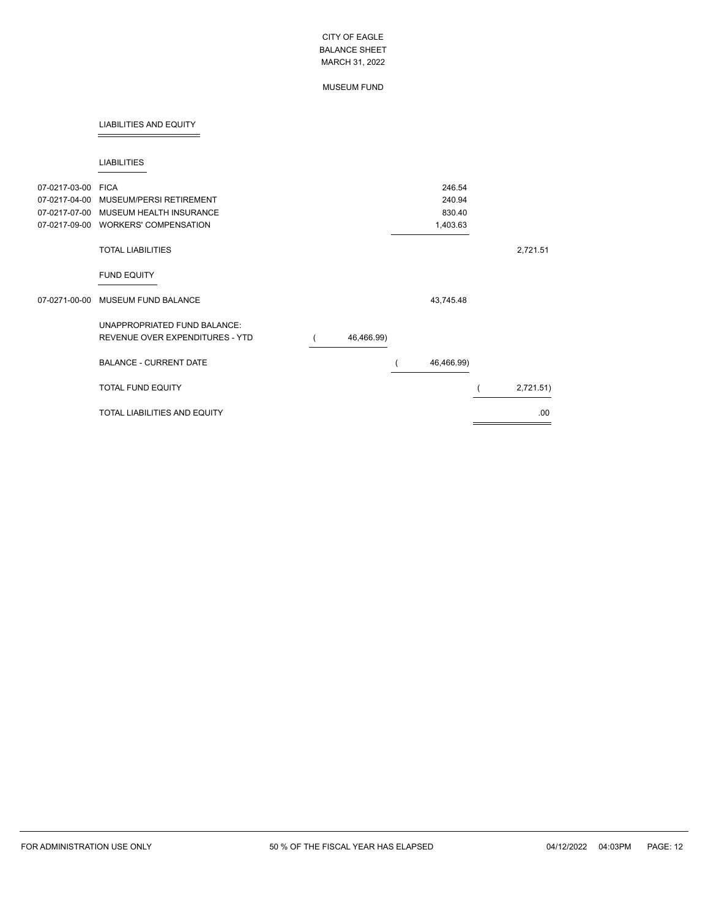# CITY OF EAGLE
## BALANCE SHEET
## MARCH 31, 2022

### MUSEUM FUND

#### LIABILITIES AND EQUITY

##### LIABILITIES

| Account | Description | | | |
|---|---|---|---|---|
| 07-0217-03-00 | FICA | | 246.54 | |
| 07-0217-04-00 | MUSEUM/PERSI RETIREMENT | | 240.94 | |
| 07-0217-07-00 | MUSEUM HEALTH INSURANCE | | 830.40 | |
| 07-0217-09-00 | WORKERS' COMPENSATION | | 1,403.63 | |
| | TOTAL LIABILITIES | | | 2,721.51 |

##### FUND EQUITY

| Account | Description | | | |
|---|---|---|---|---|
| 07-0271-00-00 | MUSEUM FUND BALANCE | | 43,745.48 | |
| | UNAPPROPRIATED FUND BALANCE: | | | |
| | REVENUE OVER EXPENDITURES - YTD | ( 46,466.99) | | |
| | BALANCE - CURRENT DATE | | ( 46,466.99) | |
| | TOTAL FUND EQUITY | | | ( 2,721.51) |
| | TOTAL LIABILITIES AND EQUITY | | | .00 |

FOR ADMINISTRATION USE ONLY 50 % OF THE FISCAL YEAR HAS ELAPSED 04/12/2022 04:03PM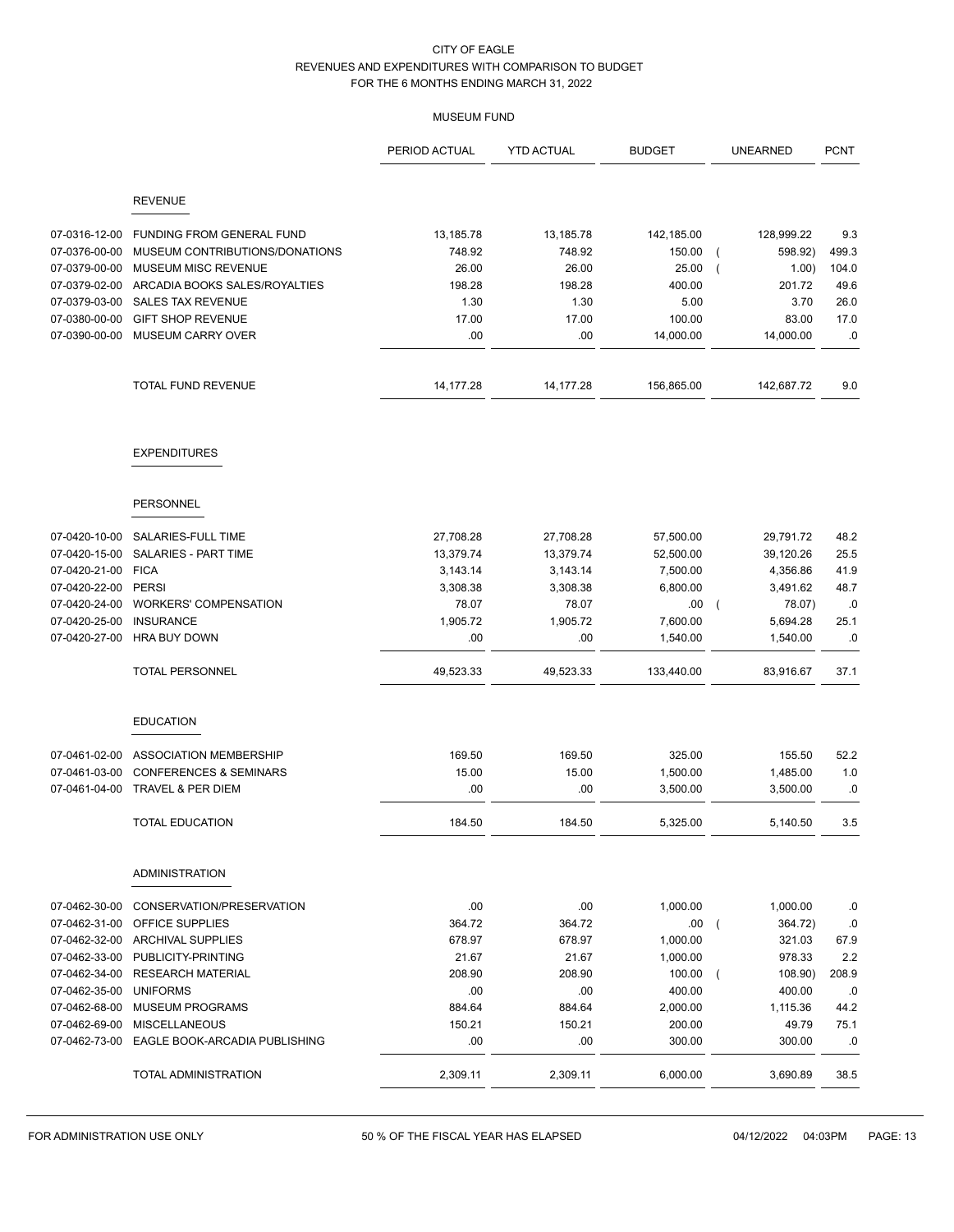# CITY OF EAGLE

## REVENUES AND EXPENDITURES WITH COMPARISON TO BUDGET

### FOR THE 6 MONTHS ENDING MARCH 31, 2022

#### MUSEUM FUND

| | | PERIOD ACTUAL | YTD ACTUAL | BUDGET | UNEARNED | PCNT |
|---|---|---|---|---|---|---|
| | **REVENUE** | | | | | |
| 07-0316-12-00 | FUNDING FROM GENERAL FUND | 13,185.78 | 13,185.78 | 142,185.00 | 128,999.22 | 9.3 |
| 07-0376-00-00 | MUSEUM CONTRIBUTIONS/DONATIONS | 748.92 | 748.92 | 150.00 | ( 598.92) | 499.3 |
| 07-0379-00-00 | MUSEUM MISC REVENUE | 26.00 | 26.00 | 25.00 | ( 1.00) | 104.0 |
| 07-0379-02-00 | ARCADIA BOOKS SALES/ROYALTIES | 198.28 | 198.28 | 400.00 | 201.72 | 49.6 |
| 07-0379-03-00 | SALES TAX REVENUE | 1.30 | 1.30 | 5.00 | 3.70 | 26.0 |
| 07-0380-00-00 | GIFT SHOP REVENUE | 17.00 | 17.00 | 100.00 | 83.00 | 17.0 |
| 07-0390-00-00 | MUSEUM CARRY OVER | .00 | .00 | 14,000.00 | 14,000.00 | .0 |
| | TOTAL FUND REVENUE | 14,177.28 | 14,177.28 | 156,865.00 | 142,687.72 | 9.0 |
| | **EXPENDITURES** | | | | | |
| | **PERSONNEL** | | | | | |
| 07-0420-10-00 | SALARIES-FULL TIME | 27,708.28 | 27,708.28 | 57,500.00 | 29,791.72 | 48.2 |
| 07-0420-15-00 | SALARIES - PART TIME | 13,379.74 | 13,379.74 | 52,500.00 | 39,120.26 | 25.5 |
| 07-0420-21-00 | FICA | 3,143.14 | 3,143.14 | 7,500.00 | 4,356.86 | 41.9 |
| 07-0420-22-00 | PERSI | 3,308.38 | 3,308.38 | 6,800.00 | 3,491.62 | 48.7 |
| 07-0420-24-00 | WORKERS' COMPENSATION | 78.07 | 78.07 | .00 | ( 78.07) | .0 |
| 07-0420-25-00 | INSURANCE | 1,905.72 | 1,905.72 | 7,600.00 | 5,694.28 | 25.1 |
| 07-0420-27-00 | HRA BUY DOWN | .00 | .00 | 1,540.00 | 1,540.00 | .0 |
| | TOTAL PERSONNEL | 49,523.33 | 49,523.33 | 133,440.00 | 83,916.67 | 37.1 |
| | **EDUCATION** | | | | | |
| 07-0461-02-00 | ASSOCIATION MEMBERSHIP | 169.50 | 169.50 | 325.00 | 155.50 | 52.2 |
| 07-0461-03-00 | CONFERENCES & SEMINARS | 15.00 | 15.00 | 1,500.00 | 1,485.00 | 1.0 |
| 07-0461-04-00 | TRAVEL & PER DIEM | .00 | .00 | 3,500.00 | 3,500.00 | .0 |
| | TOTAL EDUCATION | 184.50 | 184.50 | 5,325.00 | 5,140.50 | 3.5 |
| | **ADMINISTRATION** | | | | | |
| 07-0462-30-00 | CONSERVATION/PRESERVATION | .00 | .00 | 1,000.00 | 1,000.00 | .0 |
| 07-0462-31-00 | OFFICE SUPPLIES | 364.72 | 364.72 | .00 | ( 364.72) | .0 |
| 07-0462-32-00 | ARCHIVAL SUPPLIES | 678.97 | 678.97 | 1,000.00 | 321.03 | 67.9 |
| 07-0462-33-00 | PUBLICITY-PRINTING | 21.67 | 21.67 | 1,000.00 | 978.33 | 2.2 |
| 07-0462-34-00 | RESEARCH MATERIAL | 208.90 | 208.90 | 100.00 | ( 108.90) | 208.9 |
| 07-0462-35-00 | UNIFORMS | .00 | .00 | 400.00 | 400.00 | .0 |
| 07-0462-68-00 | MUSEUM PROGRAMS | 884.64 | 884.64 | 2,000.00 | 1,115.36 | 44.2 |
| 07-0462-69-00 | MISCELLANEOUS | 150.21 | 150.21 | 200.00 | 49.79 | 75.1 |
| 07-0462-73-00 | EAGLE BOOK-ARCADIA PUBLISHING | .00 | .00 | 300.00 | 300.00 | .0 |
| | TOTAL ADMINISTRATION | 2,309.11 | 2,309.11 | 6,000.00 | 3,690.89 | 38.5 |

FOR ADMINISTRATION USE ONLY — 50 % OF THE FISCAL YEAR HAS ELAPSED — 04/12/2022 04:03PM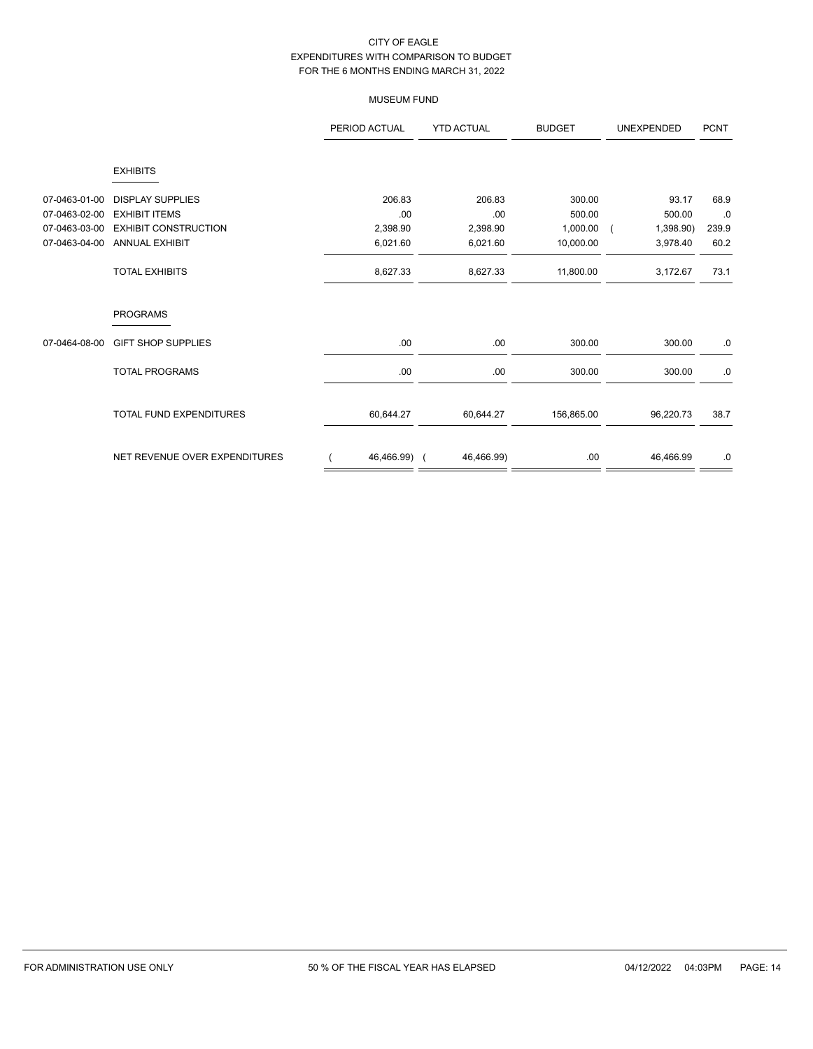CITY OF EAGLE
EXPENDITURES WITH COMPARISON TO BUDGET
FOR THE 6 MONTHS ENDING MARCH 31, 2022

MUSEUM FUND

| | | PERIOD ACTUAL | YTD ACTUAL | BUDGET | UNEXPENDED | PCNT |
|---|---|---|---|---|---|---|
| | **EXHIBITS** | | | | | |
| 07-0463-01-00 | DISPLAY SUPPLIES | 206.83 | 206.83 | 300.00 | 93.17 | 68.9 |
| 07-0463-02-00 | EXHIBIT ITEMS | .00 | .00 | 500.00 | 500.00 | .0 |
| 07-0463-03-00 | EXHIBIT CONSTRUCTION | 2,398.90 | 2,398.90 | 1,000.00 | ( 1,398.90) | 239.9 |
| 07-0463-04-00 | ANNUAL EXHIBIT | 6,021.60 | 6,021.60 | 10,000.00 | 3,978.40 | 60.2 |
| | TOTAL EXHIBITS | 8,627.33 | 8,627.33 | 11,800.00 | 3,172.67 | 73.1 |
| | **PROGRAMS** | | | | | |
| 07-0464-08-00 | GIFT SHOP SUPPLIES | .00 | .00 | 300.00 | 300.00 | .0 |
| | TOTAL PROGRAMS | .00 | .00 | 300.00 | 300.00 | .0 |
| | TOTAL FUND EXPENDITURES | 60,644.27 | 60,644.27 | 156,865.00 | 96,220.73 | 38.7 |
| | NET REVENUE OVER EXPENDITURES | ( 46,466.99) | ( 46,466.99) | .00 | 46,466.99 | .0 |

FOR ADMINISTRATION USE ONLY — 50 % OF THE FISCAL YEAR HAS ELAPSED — 04/12/2022 04:03PM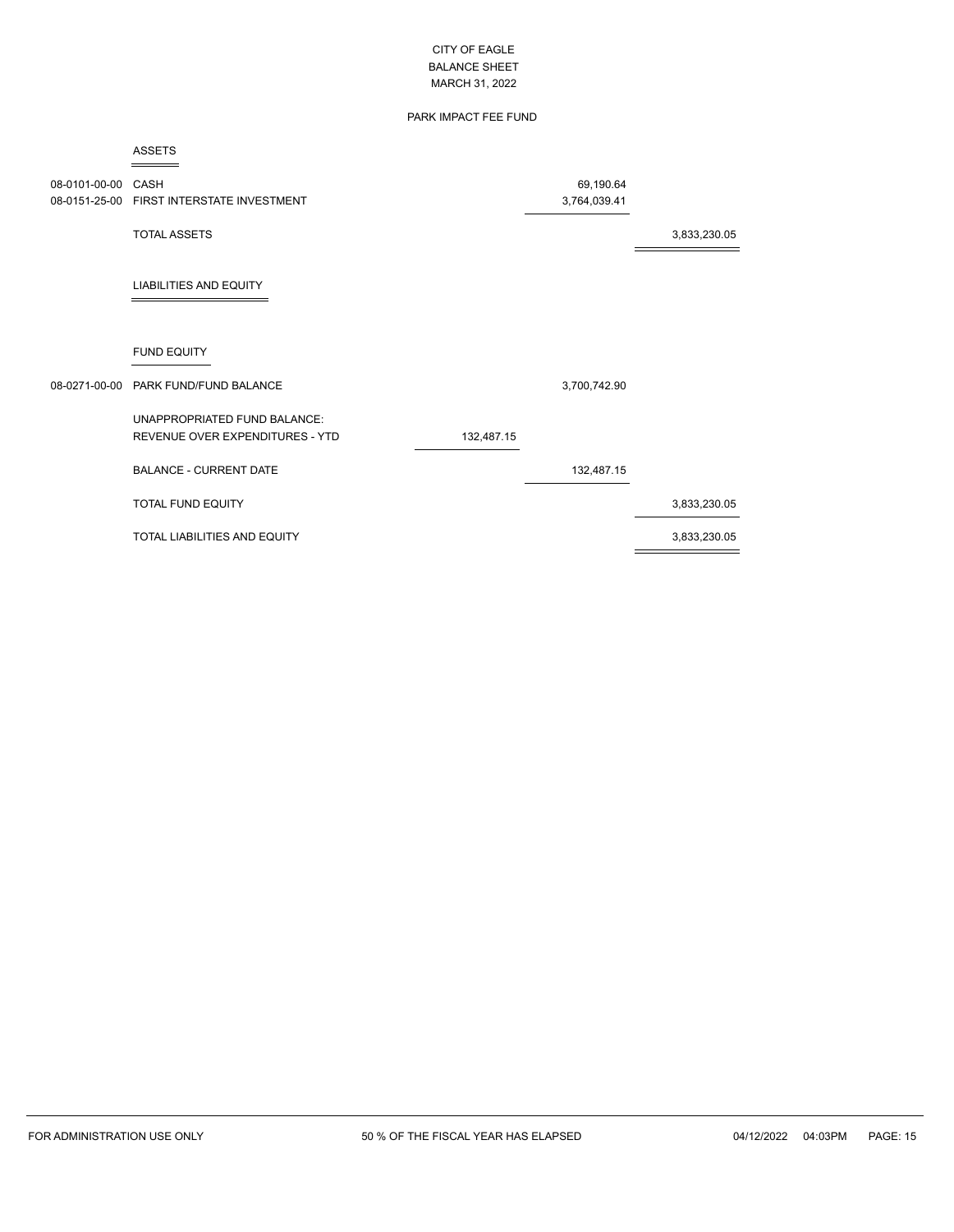# CITY OF EAGLE
## BALANCE SHEET
### MARCH 31, 2022

### PARK IMPACT FEE FUND

**ASSETS**

| Account | Description | | | |
|---|---|---|---|---|
| 08-0101-00-00 | CASH | | 69,190.64 | |
| 08-0151-25-00 | FIRST INTERSTATE INVESTMENT | | 3,764,039.41 | |
| | TOTAL ASSETS | | | 3,833,230.05 |

**LIABILITIES AND EQUITY**

**FUND EQUITY**

| Account | Description | | | |
|---|---|---|---|---|
| 08-0271-00-00 | PARK FUND/FUND BALANCE | | 3,700,742.90 | |
| | UNAPPROPRIATED FUND BALANCE: | | | |
| | REVENUE OVER EXPENDITURES - YTD | 132,487.15 | | |
| | BALANCE - CURRENT DATE | | 132,487.15 | |
| | TOTAL FUND EQUITY | | | 3,833,230.05 |
| | TOTAL LIABILITIES AND EQUITY | | | 3,833,230.05 |

FOR ADMINISTRATION USE ONLY — 50 % OF THE FISCAL YEAR HAS ELAPSED — 04/12/2022 04:03PM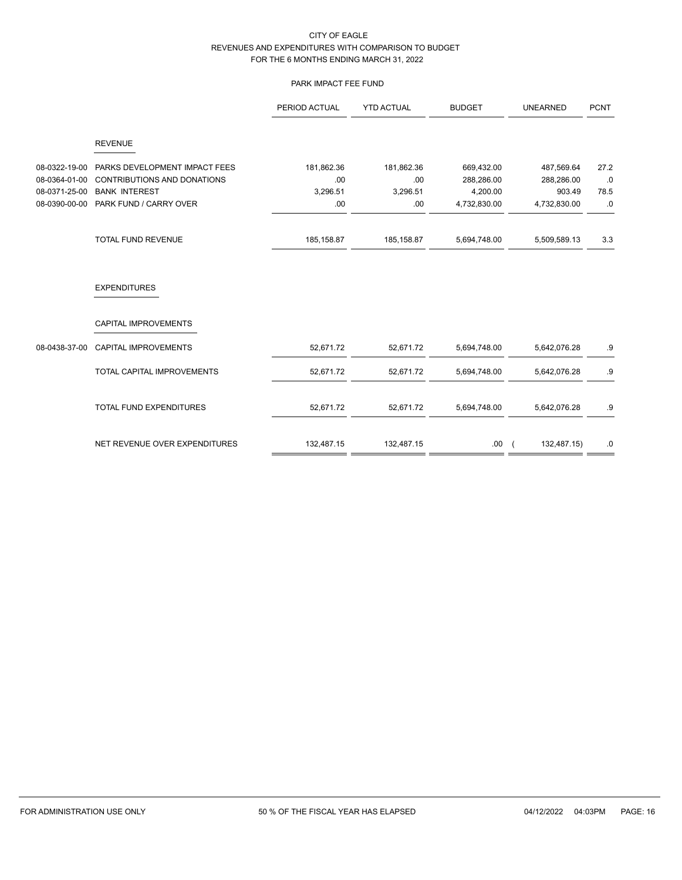CITY OF EAGLE
REVENUES AND EXPENDITURES WITH COMPARISON TO BUDGET
FOR THE 6 MONTHS ENDING MARCH 31, 2022

PARK IMPACT FEE FUND

| | | PERIOD ACTUAL | YTD ACTUAL | BUDGET | UNEARNED | PCNT |
|---|---|---|---|---|---|---|
| | REVENUE | | | | | |
| 08-0322-19-00 | PARKS DEVELOPMENT IMPACT FEES | 181,862.36 | 181,862.36 | 669,432.00 | 487,569.64 | 27.2 |
| 08-0364-01-00 | CONTRIBUTIONS AND DONATIONS | .00 | .00 | 288,286.00 | 288,286.00 | .0 |
| 08-0371-25-00 | BANK INTEREST | 3,296.51 | 3,296.51 | 4,200.00 | 903.49 | 78.5 |
| 08-0390-00-00 | PARK FUND / CARRY OVER | .00 | .00 | 4,732,830.00 | 4,732,830.00 | .0 |
| | TOTAL FUND REVENUE | 185,158.87 | 185,158.87 | 5,694,748.00 | 5,509,589.13 | 3.3 |
| | EXPENDITURES | | | | | |
| | CAPITAL IMPROVEMENTS | | | | | |
| 08-0438-37-00 | CAPITAL IMPROVEMENTS | 52,671.72 | 52,671.72 | 5,694,748.00 | 5,642,076.28 | .9 |
| | TOTAL CAPITAL IMPROVEMENTS | 52,671.72 | 52,671.72 | 5,694,748.00 | 5,642,076.28 | .9 |
| | TOTAL FUND EXPENDITURES | 52,671.72 | 52,671.72 | 5,694,748.00 | 5,642,076.28 | .9 |
| | NET REVENUE OVER EXPENDITURES | 132,487.15 | 132,487.15 | .00 | ( 132,487.15) | .0 |

FOR ADMINISTRATION USE ONLY 50 % OF THE FISCAL YEAR HAS ELAPSED 04/12/2022 04:03PM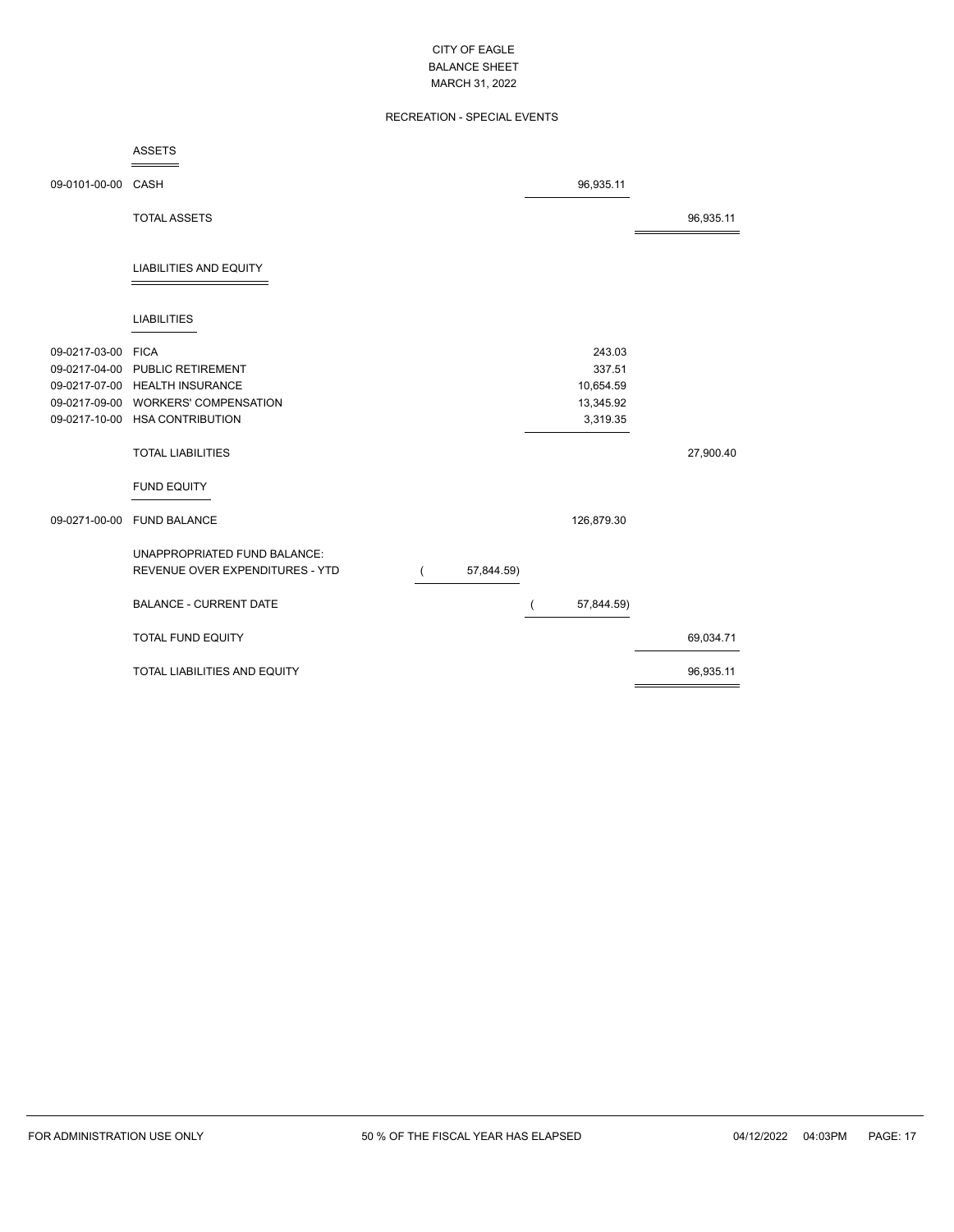CITY OF EAGLE
BALANCE SHEET
MARCH 31, 2022

RECREATION - SPECIAL EVENTS

| Account | Description | | | |
|---|---|---|---|---|
| | **ASSETS** | | | |
| 09-0101-00-00 | CASH | | 96,935.11 | |
| | TOTAL ASSETS | | | 96,935.11 |
| | **LIABILITIES AND EQUITY** | | | |
| | **LIABILITIES** | | | |
| 09-0217-03-00 | FICA | | 243.03 | |
| 09-0217-04-00 | PUBLIC RETIREMENT | | 337.51 | |
| 09-0217-07-00 | HEALTH INSURANCE | | 10,654.59 | |
| 09-0217-09-00 | WORKERS' COMPENSATION | | 13,345.92 | |
| 09-0217-10-00 | HSA CONTRIBUTION | | 3,319.35 | |
| | TOTAL LIABILITIES | | | 27,900.40 |
| | **FUND EQUITY** | | | |
| 09-0271-00-00 | FUND BALANCE | | 126,879.30 | |
| | UNAPPROPRIATED FUND BALANCE: | | | |
| | REVENUE OVER EXPENDITURES - YTD | ( 57,844.59) | | |
| | BALANCE - CURRENT DATE | | ( 57,844.59) | |
| | TOTAL FUND EQUITY | | | 69,034.71 |
| | TOTAL LIABILITIES AND EQUITY | | | 96,935.11 |

FOR ADMINISTRATION USE ONLY — 50 % OF THE FISCAL YEAR HAS ELAPSED — 04/12/2022 04:03PM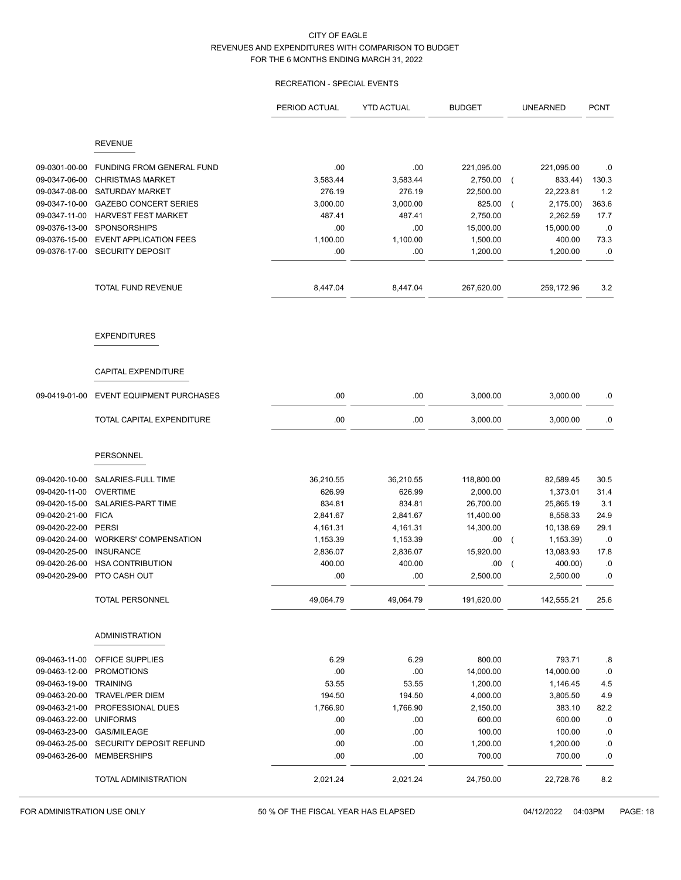CITY OF EAGLE
REVENUES AND EXPENDITURES WITH COMPARISON TO BUDGET
FOR THE 6 MONTHS ENDING MARCH 31, 2022

RECREATION - SPECIAL EVENTS

| | | PERIOD ACTUAL | YTD ACTUAL | BUDGET | UNEARNED | PCNT |
|---|---|---|---|---|---|---|
| | **REVENUE** | | | | | |
| 09-0301-00-00 | FUNDING FROM GENERAL FUND | .00 | .00 | 221,095.00 | 221,095.00 | .0 |
| 09-0347-06-00 | CHRISTMAS MARKET | 3,583.44 | 3,583.44 | 2,750.00 | ( 833.44) | 130.3 |
| 09-0347-08-00 | SATURDAY MARKET | 276.19 | 276.19 | 22,500.00 | 22,223.81 | 1.2 |
| 09-0347-10-00 | GAZEBO CONCERT SERIES | 3,000.00 | 3,000.00 | 825.00 | ( 2,175.00) | 363.6 |
| 09-0347-11-00 | HARVEST FEST MARKET | 487.41 | 487.41 | 2,750.00 | 2,262.59 | 17.7 |
| 09-0376-13-00 | SPONSORSHIPS | .00 | .00 | 15,000.00 | 15,000.00 | .0 |
| 09-0376-15-00 | EVENT APPLICATION FEES | 1,100.00 | 1,100.00 | 1,500.00 | 400.00 | 73.3 |
| 09-0376-17-00 | SECURITY DEPOSIT | .00 | .00 | 1,200.00 | 1,200.00 | .0 |
| | TOTAL FUND REVENUE | 8,447.04 | 8,447.04 | 267,620.00 | 259,172.96 | 3.2 |
| | **EXPENDITURES** | | | | | |
| | **CAPITAL EXPENDITURE** | | | | | |
| 09-0419-01-00 | EVENT EQUIPMENT PURCHASES | .00 | .00 | 3,000.00 | 3,000.00 | .0 |
| | TOTAL CAPITAL EXPENDITURE | .00 | .00 | 3,000.00 | 3,000.00 | .0 |
| | **PERSONNEL** | | | | | |
| 09-0420-10-00 | SALARIES-FULL TIME | 36,210.55 | 36,210.55 | 118,800.00 | 82,589.45 | 30.5 |
| 09-0420-11-00 | OVERTIME | 626.99 | 626.99 | 2,000.00 | 1,373.01 | 31.4 |
| 09-0420-15-00 | SALARIES-PART TIME | 834.81 | 834.81 | 26,700.00 | 25,865.19 | 3.1 |
| 09-0420-21-00 | FICA | 2,841.67 | 2,841.67 | 11,400.00 | 8,558.33 | 24.9 |
| 09-0420-22-00 | PERSI | 4,161.31 | 4,161.31 | 14,300.00 | 10,138.69 | 29.1 |
| 09-0420-24-00 | WORKERS' COMPENSATION | 1,153.39 | 1,153.39 | .00 | ( 1,153.39) | .0 |
| 09-0420-25-00 | INSURANCE | 2,836.07 | 2,836.07 | 15,920.00 | 13,083.93 | 17.8 |
| 09-0420-26-00 | HSA CONTRIBUTION | 400.00 | 400.00 | .00 | ( 400.00) | .0 |
| 09-0420-29-00 | PTO CASH OUT | .00 | .00 | 2,500.00 | 2,500.00 | .0 |
| | TOTAL PERSONNEL | 49,064.79 | 49,064.79 | 191,620.00 | 142,555.21 | 25.6 |
| | **ADMINISTRATION** | | | | | |
| 09-0463-11-00 | OFFICE SUPPLIES | 6.29 | 6.29 | 800.00 | 793.71 | .8 |
| 09-0463-12-00 | PROMOTIONS | .00 | .00 | 14,000.00 | 14,000.00 | .0 |
| 09-0463-19-00 | TRAINING | 53.55 | 53.55 | 1,200.00 | 1,146.45 | 4.5 |
| 09-0463-20-00 | TRAVEL/PER DIEM | 194.50 | 194.50 | 4,000.00 | 3,805.50 | 4.9 |
| 09-0463-21-00 | PROFESSIONAL DUES | 1,766.90 | 1,766.90 | 2,150.00 | 383.10 | 82.2 |
| 09-0463-22-00 | UNIFORMS | .00 | .00 | 600.00 | 600.00 | .0 |
| 09-0463-23-00 | GAS/MILEAGE | .00 | .00 | 100.00 | 100.00 | .0 |
| 09-0463-25-00 | SECURITY DEPOSIT REFUND | .00 | .00 | 1,200.00 | 1,200.00 | .0 |
| 09-0463-26-00 | MEMBERSHIPS | .00 | .00 | 700.00 | 700.00 | .0 |
| | TOTAL ADMINISTRATION | 2,021.24 | 2,021.24 | 24,750.00 | 22,728.76 | 8.2 |

FOR ADMINISTRATION USE ONLY — 50 % OF THE FISCAL YEAR HAS ELAPSED — 04/12/2022 04:03PM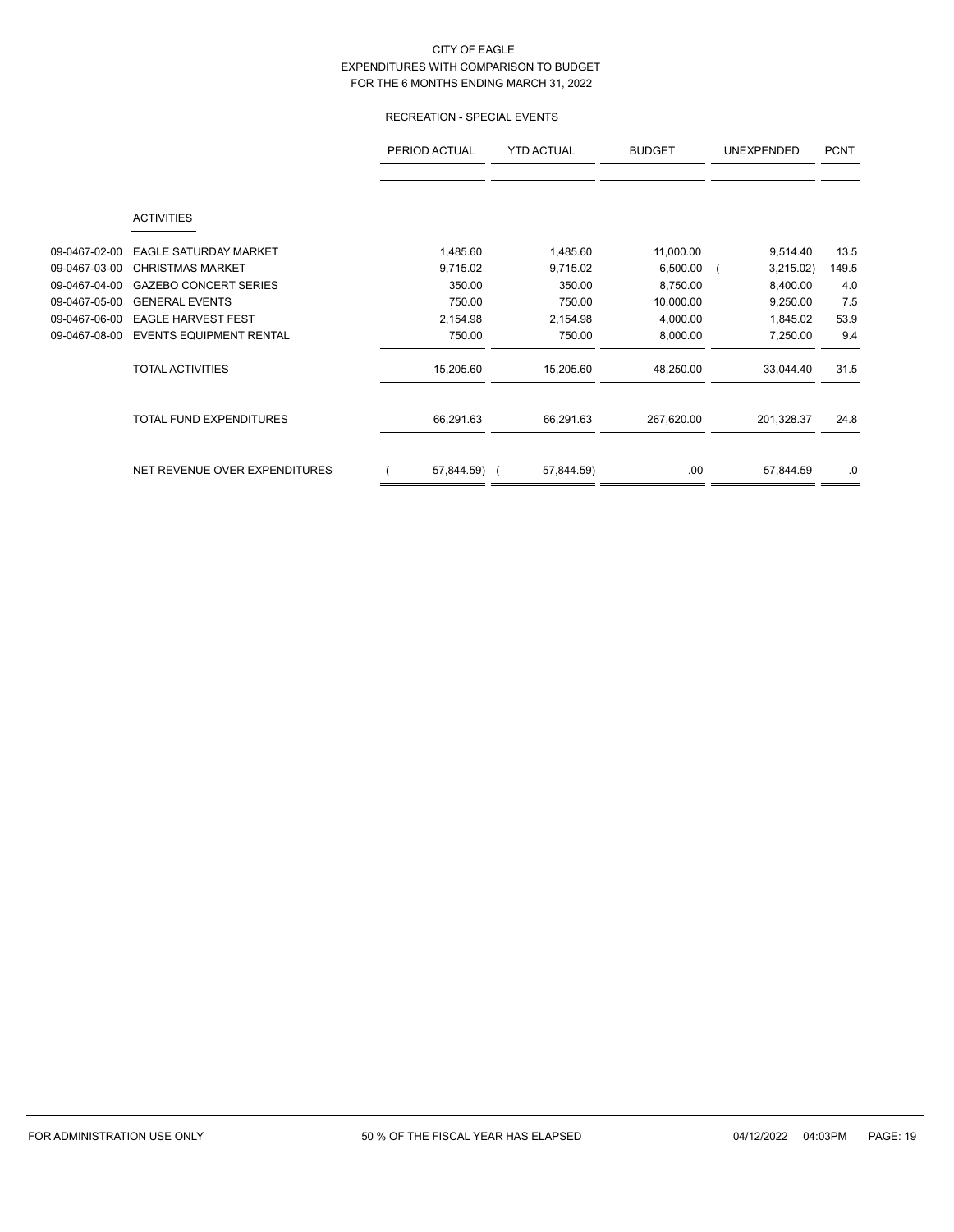# CITY OF EAGLE
## EXPENDITURES WITH COMPARISON TO BUDGET
## FOR THE 6 MONTHS ENDING MARCH 31, 2022

### RECREATION - SPECIAL EVENTS

| | | PERIOD ACTUAL | YTD ACTUAL | BUDGET | UNEXPENDED | PCNT |
|---|---|---|---|---|---|---|
| | **ACTIVITIES** | | | | | |
| 09-0467-02-00 | EAGLE SATURDAY MARKET | 1,485.60 | 1,485.60 | 11,000.00 | 9,514.40 | 13.5 |
| 09-0467-03-00 | CHRISTMAS MARKET | 9,715.02 | 9,715.02 | 6,500.00 | ( 3,215.02) | 149.5 |
| 09-0467-04-00 | GAZEBO CONCERT SERIES | 350.00 | 350.00 | 8,750.00 | 8,400.00 | 4.0 |
| 09-0467-05-00 | GENERAL EVENTS | 750.00 | 750.00 | 10,000.00 | 9,250.00 | 7.5 |
| 09-0467-06-00 | EAGLE HARVEST FEST | 2,154.98 | 2,154.98 | 4,000.00 | 1,845.02 | 53.9 |
| 09-0467-08-00 | EVENTS EQUIPMENT RENTAL | 750.00 | 750.00 | 8,000.00 | 7,250.00 | 9.4 |
| | TOTAL ACTIVITIES | 15,205.60 | 15,205.60 | 48,250.00 | 33,044.40 | 31.5 |
| | TOTAL FUND EXPENDITURES | 66,291.63 | 66,291.63 | 267,620.00 | 201,328.37 | 24.8 |
| | NET REVENUE OVER EXPENDITURES | ( 57,844.59) | ( 57,844.59) | .00 | 57,844.59 | .0 |

FOR ADMINISTRATION USE ONLY — 50 % OF THE FISCAL YEAR HAS ELAPSED — 04/12/2022 04:03PM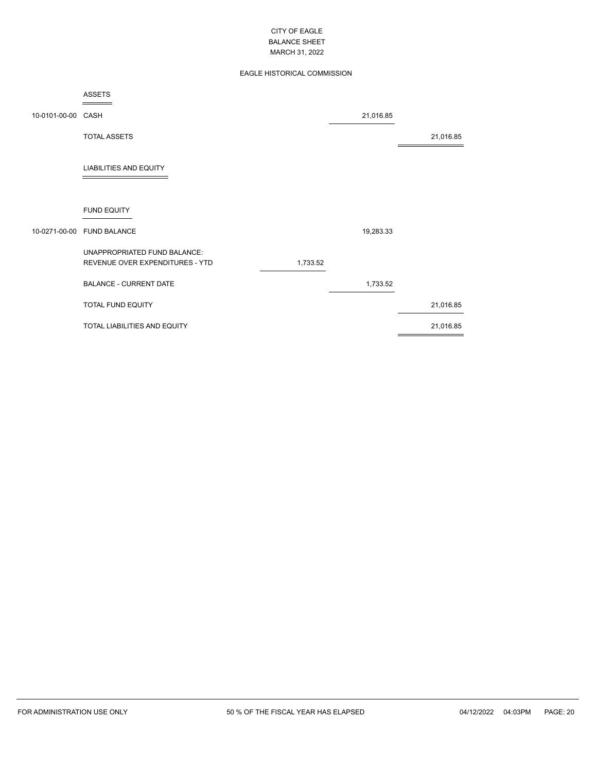# CITY OF EAGLE
## BALANCE SHEET
### MARCH 31, 2022

#### EAGLE HISTORICAL COMMISSION

| Account | Description | | | |
|---|---|---|---|---|
| | **ASSETS** | | | |
| 10-0101-00-00 | CASH | | 21,016.85 | |
| | TOTAL ASSETS | | | 21,016.85 |
| | **LIABILITIES AND EQUITY** | | | |
| | **FUND EQUITY** | | | |
| 10-0271-00-00 | FUND BALANCE | | 19,283.33 | |
| | UNAPPROPRIATED FUND BALANCE: | | | |
| | REVENUE OVER EXPENDITURES - YTD | 1,733.52 | | |
| | BALANCE - CURRENT DATE | | 1,733.52 | |
| | TOTAL FUND EQUITY | | | 21,016.85 |
| | TOTAL LIABILITIES AND EQUITY | | | 21,016.85 |

FOR ADMINISTRATION USE ONLY — 50 % OF THE FISCAL YEAR HAS ELAPSED — 04/12/2022 04:03PM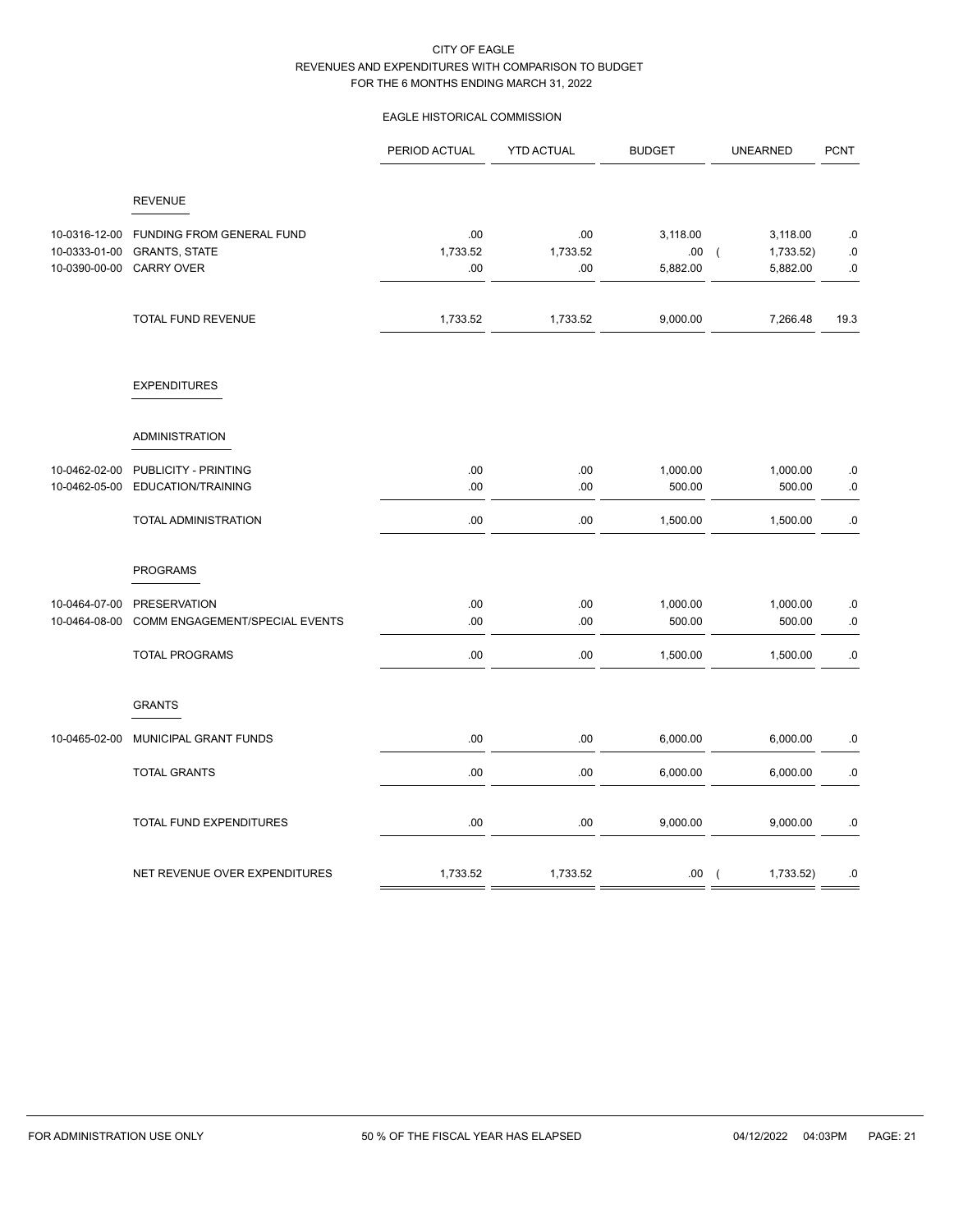# CITY OF EAGLE
## REVENUES AND EXPENDITURES WITH COMPARISON TO BUDGET
### FOR THE 6 MONTHS ENDING MARCH 31, 2022

### EAGLE HISTORICAL COMMISSION

| | | PERIOD ACTUAL | YTD ACTUAL | BUDGET | UNEARNED | PCNT |
|---|---|---|---|---|---|---|
| | **REVENUE** | | | | | |
| 10-0316-12-00 | FUNDING FROM GENERAL FUND | .00 | .00 | 3,118.00 | 3,118.00 | .0 |
| 10-0333-01-00 | GRANTS, STATE | 1,733.52 | 1,733.52 | .00 | ( 1,733.52) | .0 |
| 10-0390-00-00 | CARRY OVER | .00 | .00 | 5,882.00 | 5,882.00 | .0 |
| | TOTAL FUND REVENUE | 1,733.52 | 1,733.52 | 9,000.00 | 7,266.48 | 19.3 |
| | **EXPENDITURES** | | | | | |
| | **ADMINISTRATION** | | | | | |
| 10-0462-02-00 | PUBLICITY - PRINTING | .00 | .00 | 1,000.00 | 1,000.00 | .0 |
| 10-0462-05-00 | EDUCATION/TRAINING | .00 | .00 | 500.00 | 500.00 | .0 |
| | TOTAL ADMINISTRATION | .00 | .00 | 1,500.00 | 1,500.00 | .0 |
| | **PROGRAMS** | | | | | |
| 10-0464-07-00 | PRESERVATION | .00 | .00 | 1,000.00 | 1,000.00 | .0 |
| 10-0464-08-00 | COMM ENGAGEMENT/SPECIAL EVENTS | .00 | .00 | 500.00 | 500.00 | .0 |
| | TOTAL PROGRAMS | .00 | .00 | 1,500.00 | 1,500.00 | .0 |
| | **GRANTS** | | | | | |
| 10-0465-02-00 | MUNICIPAL GRANT FUNDS | .00 | .00 | 6,000.00 | 6,000.00 | .0 |
| | TOTAL GRANTS | .00 | .00 | 6,000.00 | 6,000.00 | .0 |
| | TOTAL FUND EXPENDITURES | .00 | .00 | 9,000.00 | 9,000.00 | .0 |
| | NET REVENUE OVER EXPENDITURES | 1,733.52 | 1,733.52 | .00 | ( 1,733.52) | .0 |

FOR ADMINISTRATION USE ONLY — 50 % OF THE FISCAL YEAR HAS ELAPSED — 04/12/2022 04:03PM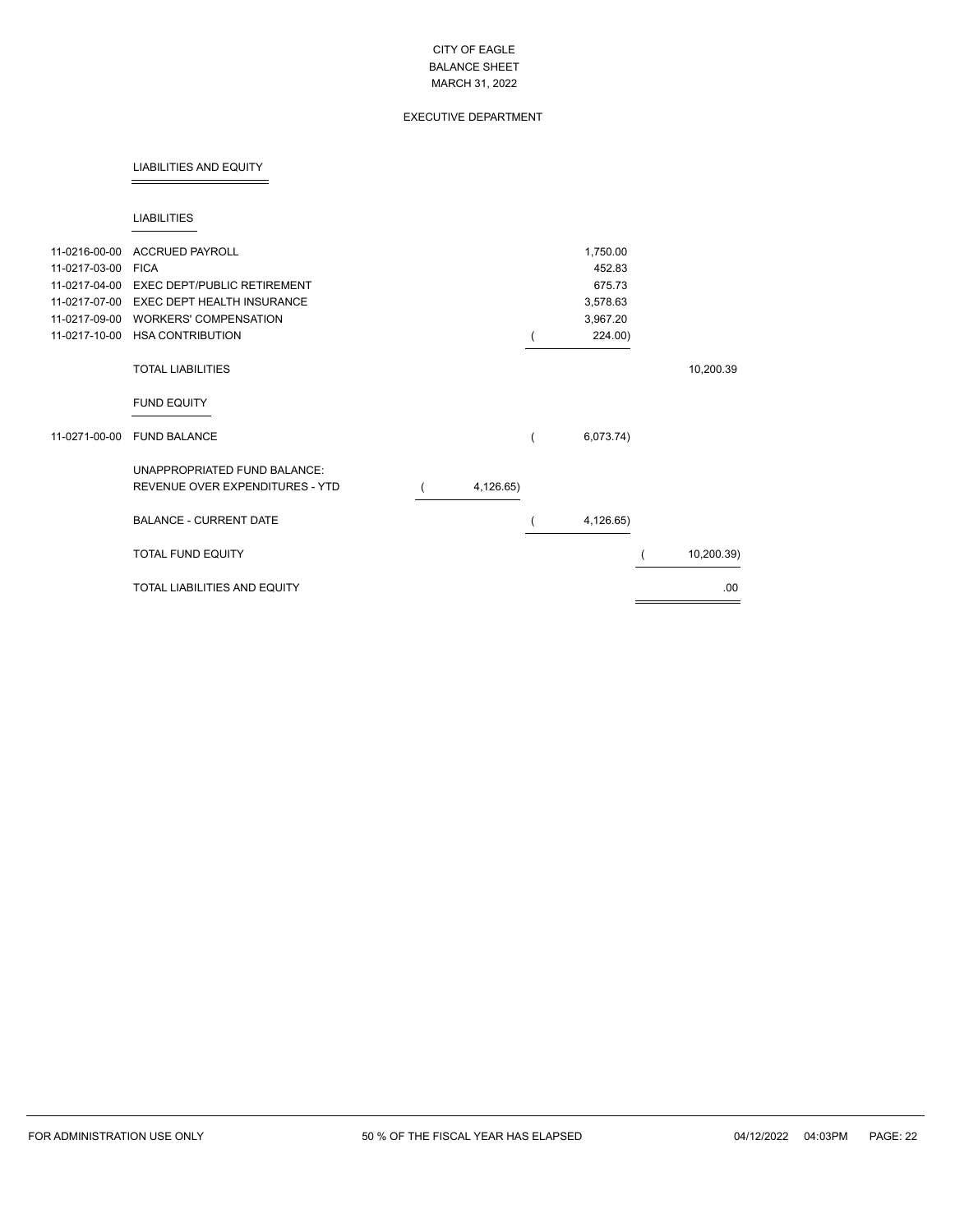# CITY OF EAGLE
## BALANCE SHEET
### MARCH 31, 2022

### EXECUTIVE DEPARTMENT

## LIABILITIES AND EQUITY

### LIABILITIES

| Account | Description | | | |
|---|---|---|---|---|
| 11-0216-00-00 | ACCRUED PAYROLL | | 1,750.00 | |
| 11-0217-03-00 | FICA | | 452.83 | |
| 11-0217-04-00 | EXEC DEPT/PUBLIC RETIREMENT | | 675.73 | |
| 11-0217-07-00 | EXEC DEPT HEALTH INSURANCE | | 3,578.63 | |
| 11-0217-09-00 | WORKERS' COMPENSATION | | 3,967.20 | |
| 11-0217-10-00 | HSA CONTRIBUTION | | ( 224.00) | |
| | TOTAL LIABILITIES | | | 10,200.39 |
| | **FUND EQUITY** | | | |
| 11-0271-00-00 | FUND BALANCE | | ( 6,073.74) | |
| | UNAPPROPRIATED FUND BALANCE: | | | |
| | REVENUE OVER EXPENDITURES - YTD | ( 4,126.65) | | |
| | BALANCE - CURRENT DATE | | ( 4,126.65) | |
| | TOTAL FUND EQUITY | | | ( 10,200.39) |
| | TOTAL LIABILITIES AND EQUITY | | | .00 |

FOR ADMINISTRATION USE ONLY — 50 % OF THE FISCAL YEAR HAS ELAPSED — 04/12/2022 04:03PM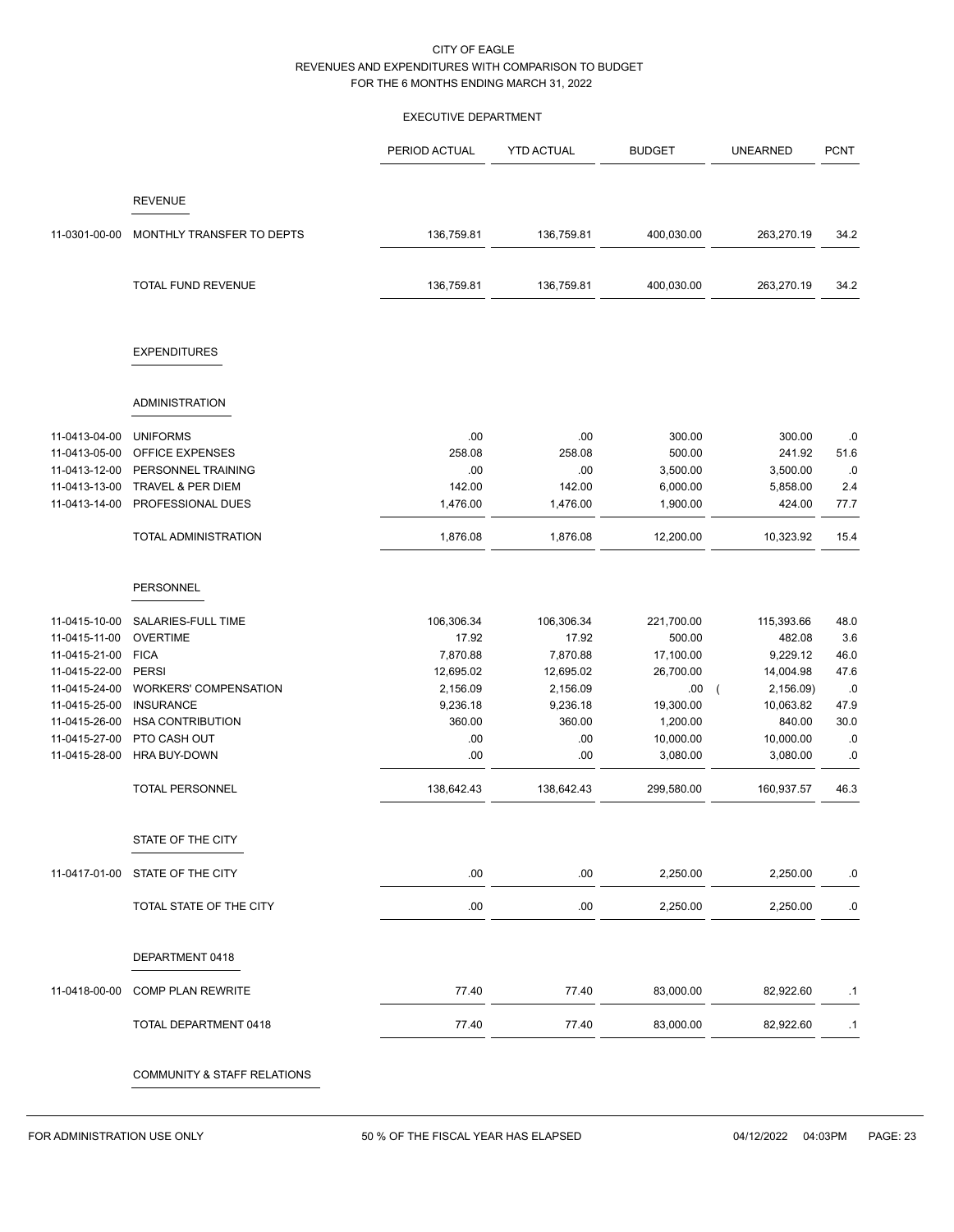# CITY OF EAGLE
## REVENUES AND EXPENDITURES WITH COMPARISON TO BUDGET
## FOR THE 6 MONTHS ENDING MARCH 31, 2022

### EXECUTIVE DEPARTMENT

| | | PERIOD ACTUAL | YTD ACTUAL | BUDGET | UNEARNED | PCNT |
|---|---|---|---|---|---|---|
| | **REVENUE** | | | | | |
| 11-0301-00-00 | MONTHLY TRANSFER TO DEPTS | 136,759.81 | 136,759.81 | 400,030.00 | 263,270.19 | 34.2 |
| | TOTAL FUND REVENUE | 136,759.81 | 136,759.81 | 400,030.00 | 263,270.19 | 34.2 |
| | **EXPENDITURES** | | | | | |
| | **ADMINISTRATION** | | | | | |
| 11-0413-04-00 | UNIFORMS | .00 | .00 | 300.00 | 300.00 | .0 |
| 11-0413-05-00 | OFFICE EXPENSES | 258.08 | 258.08 | 500.00 | 241.92 | 51.6 |
| 11-0413-12-00 | PERSONNEL TRAINING | .00 | .00 | 3,500.00 | 3,500.00 | .0 |
| 11-0413-13-00 | TRAVEL & PER DIEM | 142.00 | 142.00 | 6,000.00 | 5,858.00 | 2.4 |
| 11-0413-14-00 | PROFESSIONAL DUES | 1,476.00 | 1,476.00 | 1,900.00 | 424.00 | 77.7 |
| | TOTAL ADMINISTRATION | 1,876.08 | 1,876.08 | 12,200.00 | 10,323.92 | 15.4 |
| | **PERSONNEL** | | | | | |
| 11-0415-10-00 | SALARIES-FULL TIME | 106,306.34 | 106,306.34 | 221,700.00 | 115,393.66 | 48.0 |
| 11-0415-11-00 | OVERTIME | 17.92 | 17.92 | 500.00 | 482.08 | 3.6 |
| 11-0415-21-00 | FICA | 7,870.88 | 7,870.88 | 17,100.00 | 9,229.12 | 46.0 |
| 11-0415-22-00 | PERSI | 12,695.02 | 12,695.02 | 26,700.00 | 14,004.98 | 47.6 |
| 11-0415-24-00 | WORKERS' COMPENSATION | 2,156.09 | 2,156.09 | .00 | ( 2,156.09) | .0 |
| 11-0415-25-00 | INSURANCE | 9,236.18 | 9,236.18 | 19,300.00 | 10,063.82 | 47.9 |
| 11-0415-26-00 | HSA CONTRIBUTION | 360.00 | 360.00 | 1,200.00 | 840.00 | 30.0 |
| 11-0415-27-00 | PTO CASH OUT | .00 | .00 | 10,000.00 | 10,000.00 | .0 |
| 11-0415-28-00 | HRA BUY-DOWN | .00 | .00 | 3,080.00 | 3,080.00 | .0 |
| | TOTAL PERSONNEL | 138,642.43 | 138,642.43 | 299,580.00 | 160,937.57 | 46.3 |
| | **STATE OF THE CITY** | | | | | |
| 11-0417-01-00 | STATE OF THE CITY | .00 | .00 | 2,250.00 | 2,250.00 | .0 |
| | TOTAL STATE OF THE CITY | .00 | .00 | 2,250.00 | 2,250.00 | .0 |
| | **DEPARTMENT 0418** | | | | | |
| 11-0418-00-00 | COMP PLAN REWRITE | 77.40 | 77.40 | 83,000.00 | 82,922.60 | .1 |
| | TOTAL DEPARTMENT 0418 | 77.40 | 77.40 | 83,000.00 | 82,922.60 | .1 |
| | **COMMUNITY & STAFF RELATIONS** | | | | | |

FOR ADMINISTRATION USE ONLY — 50 % OF THE FISCAL YEAR HAS ELAPSED — 04/12/2022 04:03PM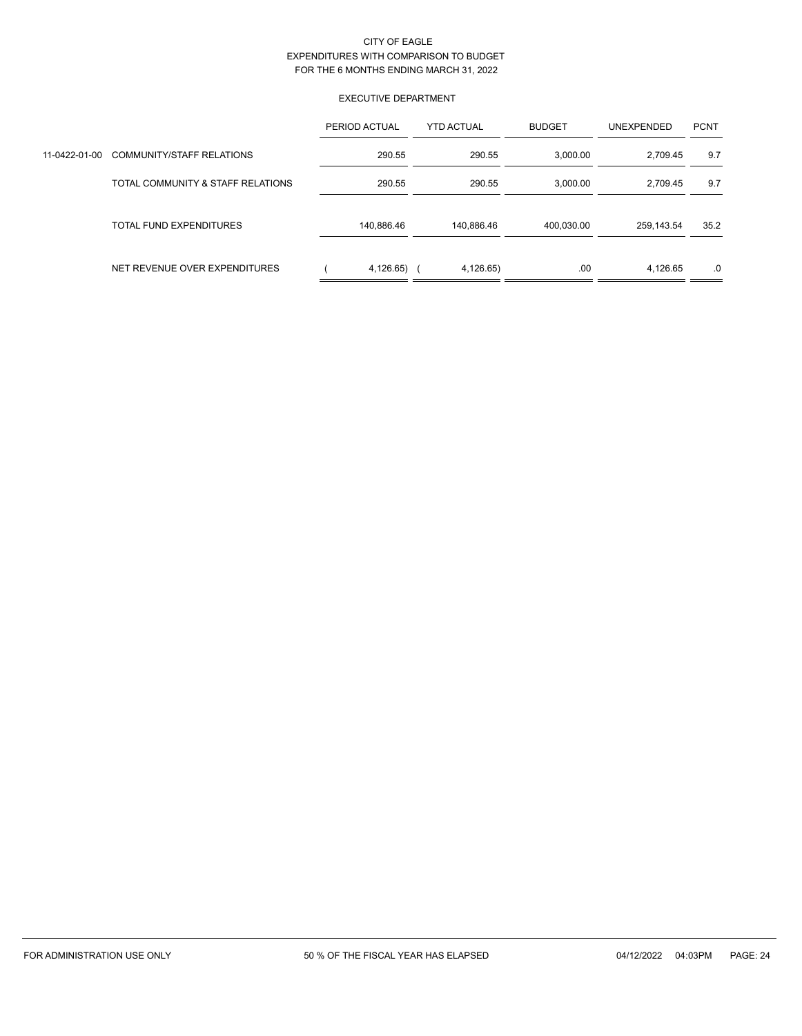CITY OF EAGLE
EXPENDITURES WITH COMPARISON TO BUDGET
FOR THE 6 MONTHS ENDING MARCH 31, 2022

EXECUTIVE DEPARTMENT

| | | PERIOD ACTUAL | YTD ACTUAL | BUDGET | UNEXPENDED | PCNT |
|---|---|---|---|---|---|---|
| 11-0422-01-00 | COMMUNITY/STAFF RELATIONS | 290.55 | 290.55 | 3,000.00 | 2,709.45 | 9.7 |
| | TOTAL COMMUNITY & STAFF RELATIONS | 290.55 | 290.55 | 3,000.00 | 2,709.45 | 9.7 |
| | TOTAL FUND EXPENDITURES | 140,886.46 | 140,886.46 | 400,030.00 | 259,143.54 | 35.2 |
| | NET REVENUE OVER EXPENDITURES | ( 4,126.65) | ( 4,126.65) | .00 | 4,126.65 | .0 |

FOR ADMINISTRATION USE ONLY 50 % OF THE FISCAL YEAR HAS ELAPSED 04/12/2022 04:03PM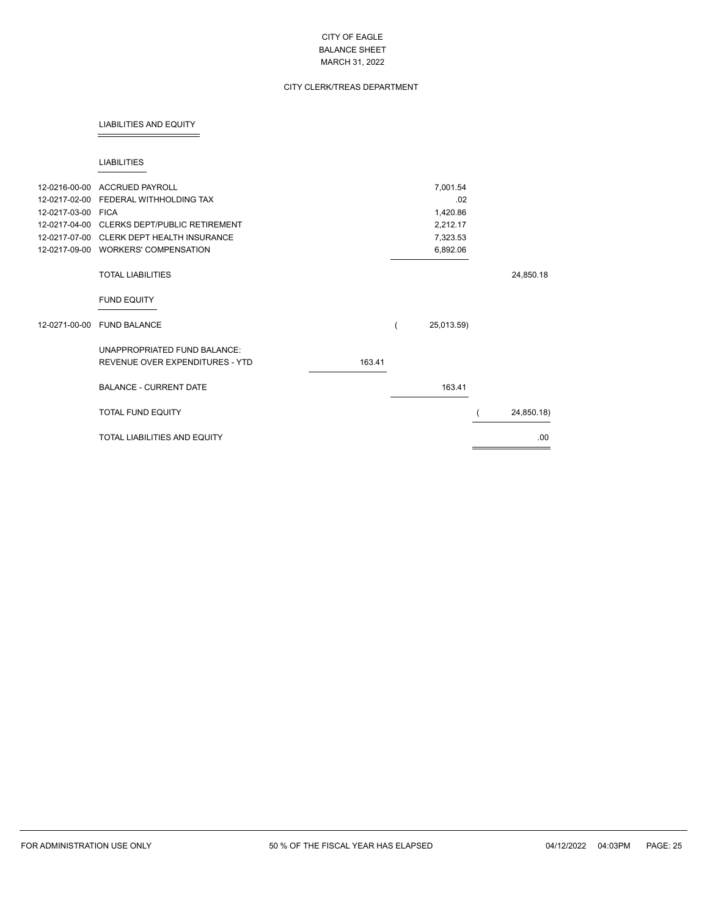CITY OF EAGLE
BALANCE SHEET
MARCH 31, 2022

CITY CLERK/TREAS DEPARTMENT

## LIABILITIES AND EQUITY

### LIABILITIES

| Account | Description | | | |
|---|---|---|---|---|
| 12-0216-00-00 | ACCRUED PAYROLL | | 7,001.54 | |
| 12-0217-02-00 | FEDERAL WITHHOLDING TAX | | .02 | |
| 12-0217-03-00 | FICA | | 1,420.86 | |
| 12-0217-04-00 | CLERKS DEPT/PUBLIC RETIREMENT | | 2,212.17 | |
| 12-0217-07-00 | CLERK DEPT HEALTH INSURANCE | | 7,323.53 | |
| 12-0217-09-00 | WORKERS' COMPENSATION | | 6,892.06 | |
| | TOTAL LIABILITIES | | | 24,850.18 |
| | **FUND EQUITY** | | | |
| 12-0271-00-00 | FUND BALANCE | | ( 25,013.59) | |
| | UNAPPROPRIATED FUND BALANCE: | | | |
| | REVENUE OVER EXPENDITURES - YTD | 163.41 | | |
| | BALANCE - CURRENT DATE | | 163.41 | |
| | TOTAL FUND EQUITY | | | ( 24,850.18) |
| | TOTAL LIABILITIES AND EQUITY | | | .00 |

FOR ADMINISTRATION USE ONLY — 50 % OF THE FISCAL YEAR HAS ELAPSED — 04/12/2022 04:03PM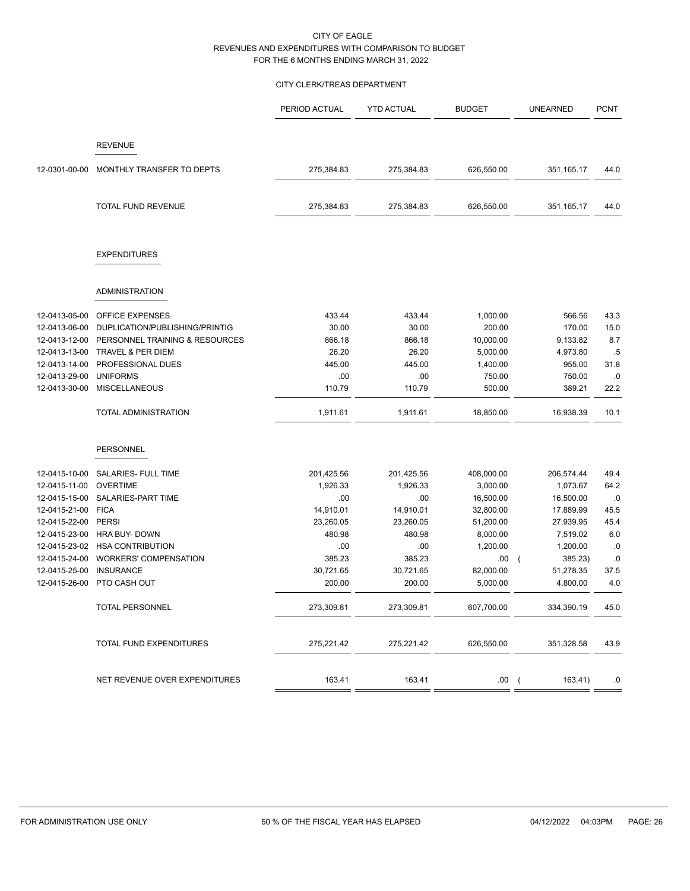CITY OF EAGLE
REVENUES AND EXPENDITURES WITH COMPARISON TO BUDGET
FOR THE 6 MONTHS ENDING MARCH 31, 2022

CITY CLERK/TREAS DEPARTMENT

| | | PERIOD ACTUAL | YTD ACTUAL | BUDGET | UNEARNED | PCNT |
|---|---|---|---|---|---|---|
| | **REVENUE** | | | | | |
| 12-0301-00-00 | MONTHLY TRANSFER TO DEPTS | 275,384.83 | 275,384.83 | 626,550.00 | 351,165.17 | 44.0 |
| | TOTAL FUND REVENUE | 275,384.83 | 275,384.83 | 626,550.00 | 351,165.17 | 44.0 |
| | **EXPENDITURES** | | | | | |
| | **ADMINISTRATION** | | | | | |
| 12-0413-05-00 | OFFICE EXPENSES | 433.44 | 433.44 | 1,000.00 | 566.56 | 43.3 |
| 12-0413-06-00 | DUPLICATION/PUBLISHING/PRINTIG | 30.00 | 30.00 | 200.00 | 170.00 | 15.0 |
| 12-0413-12-00 | PERSONNEL TRAINING & RESOURCES | 866.18 | 866.18 | 10,000.00 | 9,133.82 | 8.7 |
| 12-0413-13-00 | TRAVEL & PER DIEM | 26.20 | 26.20 | 5,000.00 | 4,973.80 | .5 |
| 12-0413-14-00 | PROFESSIONAL DUES | 445.00 | 445.00 | 1,400.00 | 955.00 | 31.8 |
| 12-0413-29-00 | UNIFORMS | .00 | .00 | 750.00 | 750.00 | .0 |
| 12-0413-30-00 | MISCELLANEOUS | 110.79 | 110.79 | 500.00 | 389.21 | 22.2 |
| | TOTAL ADMINISTRATION | 1,911.61 | 1,911.61 | 18,850.00 | 16,938.39 | 10.1 |
| | **PERSONNEL** | | | | | |
| 12-0415-10-00 | SALARIES- FULL TIME | 201,425.56 | 201,425.56 | 408,000.00 | 206,574.44 | 49.4 |
| 12-0415-11-00 | OVERTIME | 1,926.33 | 1,926.33 | 3,000.00 | 1,073.67 | 64.2 |
| 12-0415-15-00 | SALARIES-PART TIME | .00 | .00 | 16,500.00 | 16,500.00 | .0 |
| 12-0415-21-00 | FICA | 14,910.01 | 14,910.01 | 32,800.00 | 17,889.99 | 45.5 |
| 12-0415-22-00 | PERSI | 23,260.05 | 23,260.05 | 51,200.00 | 27,939.95 | 45.4 |
| 12-0415-23-00 | HRA BUY- DOWN | 480.98 | 480.98 | 8,000.00 | 7,519.02 | 6.0 |
| 12-0415-23-02 | HSA CONTRIBUTION | .00 | .00 | 1,200.00 | 1,200.00 | .0 |
| 12-0415-24-00 | WORKERS' COMPENSATION | 385.23 | 385.23 | .00 | ( 385.23) | .0 |
| 12-0415-25-00 | INSURANCE | 30,721.65 | 30,721.65 | 82,000.00 | 51,278.35 | 37.5 |
| 12-0415-26-00 | PTO CASH OUT | 200.00 | 200.00 | 5,000.00 | 4,800.00 | 4.0 |
| | TOTAL PERSONNEL | 273,309.81 | 273,309.81 | 607,700.00 | 334,390.19 | 45.0 |
| | TOTAL FUND EXPENDITURES | 275,221.42 | 275,221.42 | 626,550.00 | 351,328.58 | 43.9 |
| | NET REVENUE OVER EXPENDITURES | 163.41 | 163.41 | .00 | ( 163.41) | .0 |

FOR ADMINISTRATION USE ONLY — 50 % OF THE FISCAL YEAR HAS ELAPSED — 04/12/2022 04:03PM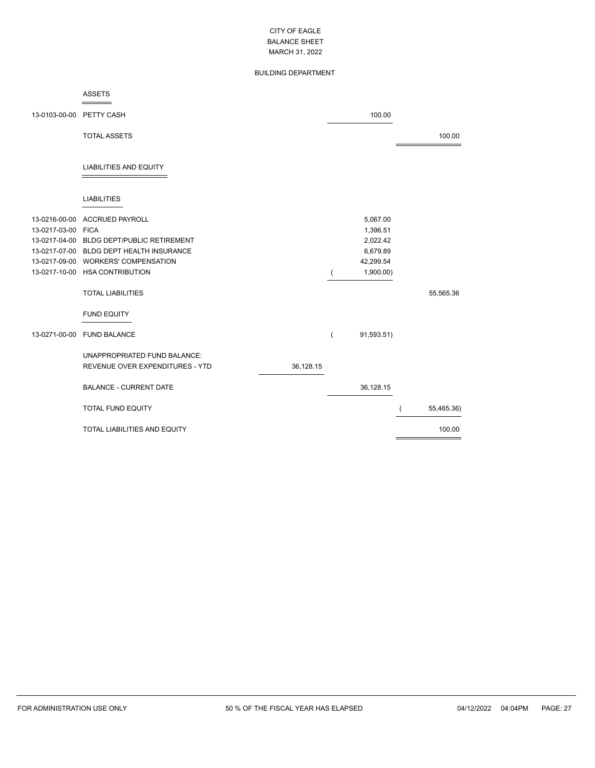CITY OF EAGLE
BALANCE SHEET
MARCH 31, 2022

BUILDING DEPARTMENT

| Account | Description | | | |
|---|---|---|---|---|
| | **ASSETS** | | | |
| 13-0103-00-00 | PETTY CASH | | 100.00 | |
| | TOTAL ASSETS | | | 100.00 |
| | **LIABILITIES AND EQUITY** | | | |
| | **LIABILITIES** | | | |
| 13-0216-00-00 | ACCRUED PAYROLL | | 5,067.00 | |
| 13-0217-03-00 | FICA | | 1,396.51 | |
| 13-0217-04-00 | BLDG DEPT/PUBLIC RETIREMENT | | 2,022.42 | |
| 13-0217-07-00 | BLDG DEPT HEALTH INSURANCE | | 6,679.89 | |
| 13-0217-09-00 | WORKERS' COMPENSATION | | 42,299.54 | |
| 13-0217-10-00 | HSA CONTRIBUTION | | ( 1,900.00) | |
| | TOTAL LIABILITIES | | | 55,565.36 |
| | **FUND EQUITY** | | | |
| 13-0271-00-00 | FUND BALANCE | | ( 91,593.51) | |
| | UNAPPROPRIATED FUND BALANCE: | | | |
| | REVENUE OVER EXPENDITURES - YTD | 36,128.15 | | |
| | BALANCE - CURRENT DATE | | 36,128.15 | |
| | TOTAL FUND EQUITY | | | ( 55,465.36) |
| | TOTAL LIABILITIES AND EQUITY | | | 100.00 |

FOR ADMINISTRATION USE ONLY — 50 % OF THE FISCAL YEAR HAS ELAPSED — 04/12/2022 04:04PM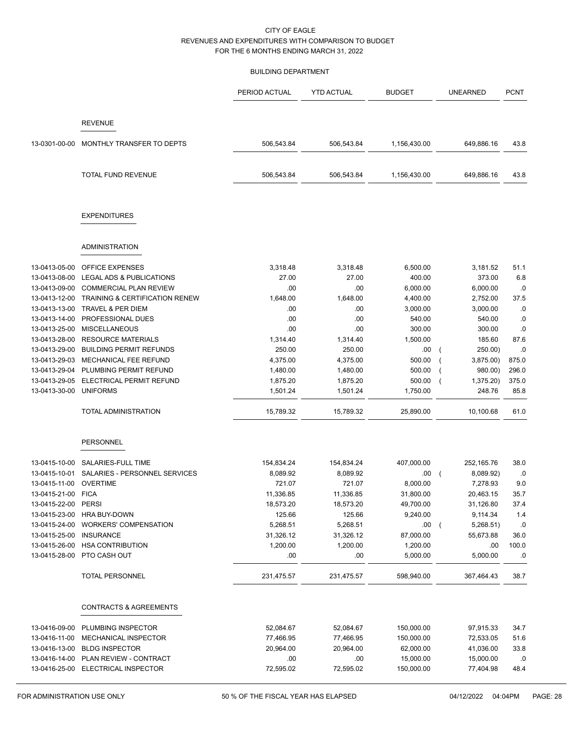CITY OF EAGLE
REVENUES AND EXPENDITURES WITH COMPARISON TO BUDGET
FOR THE 6 MONTHS ENDING MARCH 31, 2022

BUILDING DEPARTMENT

| | | PERIOD ACTUAL | YTD ACTUAL | BUDGET | UNEARNED | PCNT |
|---|---|---|---|---|---|---|
| | **REVENUE** | | | | | |
| 13-0301-00-00 | MONTHLY TRANSFER TO DEPTS | 506,543.84 | 506,543.84 | 1,156,430.00 | 649,886.16 | 43.8 |
| | TOTAL FUND REVENUE | 506,543.84 | 506,543.84 | 1,156,430.00 | 649,886.16 | 43.8 |
| | **EXPENDITURES** | | | | | |
| | **ADMINISTRATION** | | | | | |
| 13-0413-05-00 | OFFICE EXPENSES | 3,318.48 | 3,318.48 | 6,500.00 | 3,181.52 | 51.1 |
| 13-0413-08-00 | LEGAL ADS & PUBLICATIONS | 27.00 | 27.00 | 400.00 | 373.00 | 6.8 |
| 13-0413-09-00 | COMMERCIAL PLAN REVIEW | .00 | .00 | 6,000.00 | 6,000.00 | .0 |
| 13-0413-12-00 | TRAINING & CERTIFICATION RENEW | 1,648.00 | 1,648.00 | 4,400.00 | 2,752.00 | 37.5 |
| 13-0413-13-00 | TRAVEL & PER DIEM | .00 | .00 | 3,000.00 | 3,000.00 | .0 |
| 13-0413-14-00 | PROFESSIONAL DUES | .00 | .00 | 540.00 | 540.00 | .0 |
| 13-0413-25-00 | MISCELLANEOUS | .00 | .00 | 300.00 | 300.00 | .0 |
| 13-0413-28-00 | RESOURCE MATERIALS | 1,314.40 | 1,314.40 | 1,500.00 | 185.60 | 87.6 |
| 13-0413-29-00 | BUILDING PERMIT REFUNDS | 250.00 | 250.00 | .00 | ( 250.00) | .0 |
| 13-0413-29-03 | MECHANICAL FEE REFUND | 4,375.00 | 4,375.00 | 500.00 | ( 3,875.00) | 875.0 |
| 13-0413-29-04 | PLUMBING PERMIT REFUND | 1,480.00 | 1,480.00 | 500.00 | ( 980.00) | 296.0 |
| 13-0413-29-05 | ELECTRICAL PERMIT REFUND | 1,875.20 | 1,875.20 | 500.00 | ( 1,375.20) | 375.0 |
| 13-0413-30-00 | UNIFORMS | 1,501.24 | 1,501.24 | 1,750.00 | 248.76 | 85.8 |
| | TOTAL ADMINISTRATION | 15,789.32 | 15,789.32 | 25,890.00 | 10,100.68 | 61.0 |
| | **PERSONNEL** | | | | | |
| 13-0415-10-00 | SALARIES-FULL TIME | 154,834.24 | 154,834.24 | 407,000.00 | 252,165.76 | 38.0 |
| 13-0415-10-01 | SALARIES - PERSONNEL SERVICES | 8,089.92 | 8,089.92 | .00 | ( 8,089.92) | .0 |
| 13-0415-11-00 | OVERTIME | 721.07 | 721.07 | 8,000.00 | 7,278.93 | 9.0 |
| 13-0415-21-00 | FICA | 11,336.85 | 11,336.85 | 31,800.00 | 20,463.15 | 35.7 |
| 13-0415-22-00 | PERSI | 18,573.20 | 18,573.20 | 49,700.00 | 31,126.80 | 37.4 |
| 13-0415-23-00 | HRA BUY-DOWN | 125.66 | 125.66 | 9,240.00 | 9,114.34 | 1.4 |
| 13-0415-24-00 | WORKERS' COMPENSATION | 5,268.51 | 5,268.51 | .00 | ( 5,268.51) | .0 |
| 13-0415-25-00 | INSURANCE | 31,326.12 | 31,326.12 | 87,000.00 | 55,673.88 | 36.0 |
| 13-0415-26-00 | HSA CONTRIBUTION | 1,200.00 | 1,200.00 | 1,200.00 | .00 | 100.0 |
| 13-0415-28-00 | PTO CASH OUT | .00 | .00 | 5,000.00 | 5,000.00 | .0 |
| | TOTAL PERSONNEL | 231,475.57 | 231,475.57 | 598,940.00 | 367,464.43 | 38.7 |
| | **CONTRACTS & AGREEMENTS** | | | | | |
| 13-0416-09-00 | PLUMBING INSPECTOR | 52,084.67 | 52,084.67 | 150,000.00 | 97,915.33 | 34.7 |
| 13-0416-11-00 | MECHANICAL INSPECTOR | 77,466.95 | 77,466.95 | 150,000.00 | 72,533.05 | 51.6 |
| 13-0416-13-00 | BLDG INSPECTOR | 20,964.00 | 20,964.00 | 62,000.00 | 41,036.00 | 33.8 |
| 13-0416-14-00 | PLAN REVIEW - CONTRACT | .00 | .00 | 15,000.00 | 15,000.00 | .0 |
| 13-0416-25-00 | ELECTRICAL INSPECTOR | 72,595.02 | 72,595.02 | 150,000.00 | 77,404.98 | 48.4 |

FOR ADMINISTRATION USE ONLY — 50 % OF THE FISCAL YEAR HAS ELAPSED — 04/12/2022 04:04PM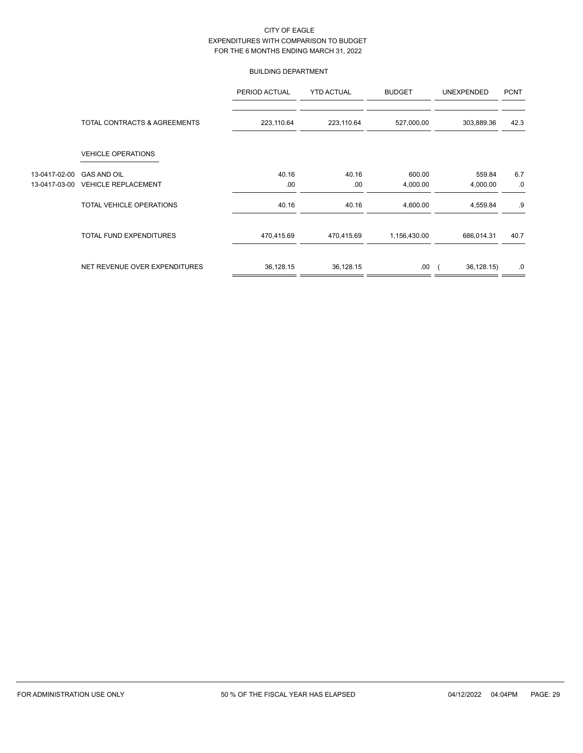CITY OF EAGLE
EXPENDITURES WITH COMPARISON TO BUDGET
FOR THE 6 MONTHS ENDING MARCH 31, 2022

BUILDING DEPARTMENT

| | | PERIOD ACTUAL | YTD ACTUAL | BUDGET | UNEXPENDED | PCNT |
|---|---|---|---|---|---|---|
| | TOTAL CONTRACTS & AGREEMENTS | 223,110.64 | 223,110.64 | 527,000.00 | 303,889.36 | 42.3 |
| | VEHICLE OPERATIONS | | | | | |
| 13-0417-02-00 | GAS AND OIL | 40.16 | 40.16 | 600.00 | 559.84 | 6.7 |
| 13-0417-03-00 | VEHICLE REPLACEMENT | .00 | .00 | 4,000.00 | 4,000.00 | .0 |
| | TOTAL VEHICLE OPERATIONS | 40.16 | 40.16 | 4,600.00 | 4,559.84 | .9 |
| | TOTAL FUND EXPENDITURES | 470,415.69 | 470,415.69 | 1,156,430.00 | 686,014.31 | 40.7 |
| | NET REVENUE OVER EXPENDITURES | 36,128.15 | 36,128.15 | .00 | ( 36,128.15) | .0 |

FOR ADMINISTRATION USE ONLY 50 % OF THE FISCAL YEAR HAS ELAPSED 04/12/2022 04:04PM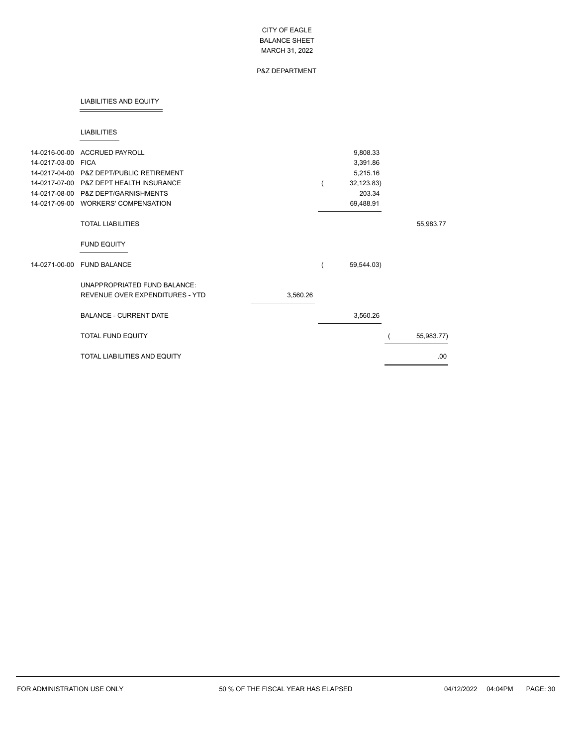CITY OF EAGLE
BALANCE SHEET
MARCH 31, 2022

P&Z DEPARTMENT

## LIABILITIES AND EQUITY

### LIABILITIES

| Account | Description | | | |
|---|---|---|---|---|
| 14-0216-00-00 | ACCRUED PAYROLL | | 9,808.33 | |
| 14-0217-03-00 | FICA | | 3,391.86 | |
| 14-0217-04-00 | P&Z DEPT/PUBLIC RETIREMENT | | 5,215.16 | |
| 14-0217-07-00 | P&Z DEPT HEALTH INSURANCE | | ( 32,123.83) | |
| 14-0217-08-00 | P&Z DEPT/GARNISHMENTS | | 203.34 | |
| 14-0217-09-00 | WORKERS' COMPENSATION | | 69,488.91 | |
| | TOTAL LIABILITIES | | | 55,983.77 |

### FUND EQUITY

| Account | Description | | | |
|---|---|---|---|---|
| 14-0271-00-00 | FUND BALANCE | | ( 59,544.03) | |
| | UNAPPROPRIATED FUND BALANCE: | | | |
| | REVENUE OVER EXPENDITURES - YTD | 3,560.26 | | |
| | BALANCE - CURRENT DATE | | 3,560.26 | |
| | TOTAL FUND EQUITY | | | ( 55,983.77) |
| | TOTAL LIABILITIES AND EQUITY | | | .00 |

FOR ADMINISTRATION USE ONLY    50 % OF THE FISCAL YEAR HAS ELAPSED    04/12/2022 04:04PM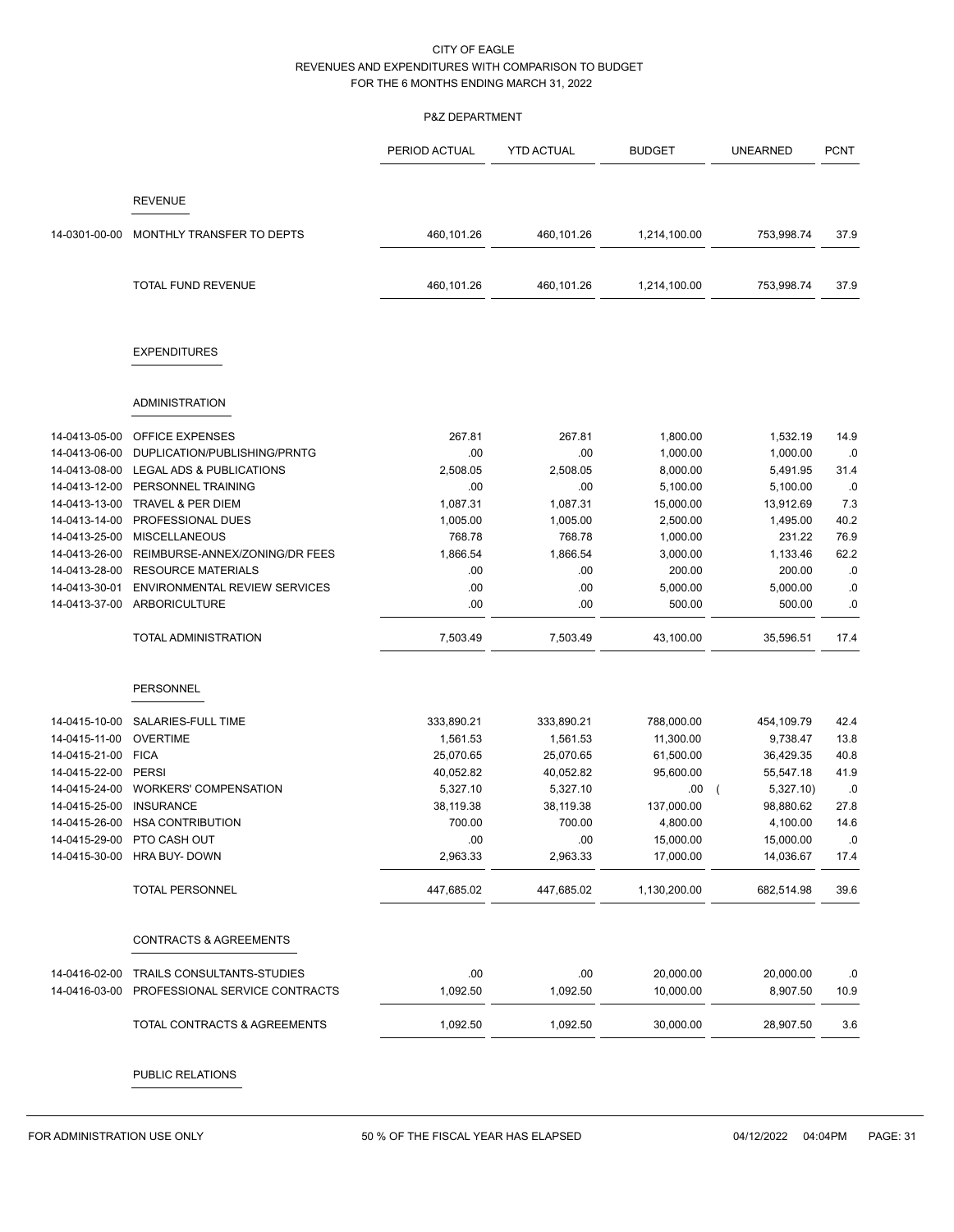CITY OF EAGLE
REVENUES AND EXPENDITURES WITH COMPARISON TO BUDGET
FOR THE 6 MONTHS ENDING MARCH 31, 2022

P&Z DEPARTMENT

| | | PERIOD ACTUAL | YTD ACTUAL | BUDGET | UNEARNED | PCNT |
|---|---|---|---|---|---|---|
| | **REVENUE** | | | | | |
| 14-0301-00-00 | MONTHLY TRANSFER TO DEPTS | 460,101.26 | 460,101.26 | 1,214,100.00 | 753,998.74 | 37.9 |
| | TOTAL FUND REVENUE | 460,101.26 | 460,101.26 | 1,214,100.00 | 753,998.74 | 37.9 |
| | **EXPENDITURES** | | | | | |
| | **ADMINISTRATION** | | | | | |
| 14-0413-05-00 | OFFICE EXPENSES | 267.81 | 267.81 | 1,800.00 | 1,532.19 | 14.9 |
| 14-0413-06-00 | DUPLICATION/PUBLISHING/PRNTG | .00 | .00 | 1,000.00 | 1,000.00 | .0 |
| 14-0413-08-00 | LEGAL ADS & PUBLICATIONS | 2,508.05 | 2,508.05 | 8,000.00 | 5,491.95 | 31.4 |
| 14-0413-12-00 | PERSONNEL TRAINING | .00 | .00 | 5,100.00 | 5,100.00 | .0 |
| 14-0413-13-00 | TRAVEL & PER DIEM | 1,087.31 | 1,087.31 | 15,000.00 | 13,912.69 | 7.3 |
| 14-0413-14-00 | PROFESSIONAL DUES | 1,005.00 | 1,005.00 | 2,500.00 | 1,495.00 | 40.2 |
| 14-0413-25-00 | MISCELLANEOUS | 768.78 | 768.78 | 1,000.00 | 231.22 | 76.9 |
| 14-0413-26-00 | REIMBURSE-ANNEX/ZONING/DR FEES | 1,866.54 | 1,866.54 | 3,000.00 | 1,133.46 | 62.2 |
| 14-0413-28-00 | RESOURCE MATERIALS | .00 | .00 | 200.00 | 200.00 | .0 |
| 14-0413-30-01 | ENVIRONMENTAL REVIEW SERVICES | .00 | .00 | 5,000.00 | 5,000.00 | .0 |
| 14-0413-37-00 | ARBORICULTURE | .00 | .00 | 500.00 | 500.00 | .0 |
| | TOTAL ADMINISTRATION | 7,503.49 | 7,503.49 | 43,100.00 | 35,596.51 | 17.4 |
| | **PERSONNEL** | | | | | |
| 14-0415-10-00 | SALARIES-FULL TIME | 333,890.21 | 333,890.21 | 788,000.00 | 454,109.79 | 42.4 |
| 14-0415-11-00 | OVERTIME | 1,561.53 | 1,561.53 | 11,300.00 | 9,738.47 | 13.8 |
| 14-0415-21-00 | FICA | 25,070.65 | 25,070.65 | 61,500.00 | 36,429.35 | 40.8 |
| 14-0415-22-00 | PERSI | 40,052.82 | 40,052.82 | 95,600.00 | 55,547.18 | 41.9 |
| 14-0415-24-00 | WORKERS' COMPENSATION | 5,327.10 | 5,327.10 | .00 | ( 5,327.10) | .0 |
| 14-0415-25-00 | INSURANCE | 38,119.38 | 38,119.38 | 137,000.00 | 98,880.62 | 27.8 |
| 14-0415-26-00 | HSA CONTRIBUTION | 700.00 | 700.00 | 4,800.00 | 4,100.00 | 14.6 |
| 14-0415-29-00 | PTO CASH OUT | .00 | .00 | 15,000.00 | 15,000.00 | .0 |
| 14-0415-30-00 | HRA BUY- DOWN | 2,963.33 | 2,963.33 | 17,000.00 | 14,036.67 | 17.4 |
| | TOTAL PERSONNEL | 447,685.02 | 447,685.02 | 1,130,200.00 | 682,514.98 | 39.6 |
| | **CONTRACTS & AGREEMENTS** | | | | | |
| 14-0416-02-00 | TRAILS CONSULTANTS-STUDIES | .00 | .00 | 20,000.00 | 20,000.00 | .0 |
| 14-0416-03-00 | PROFESSIONAL SERVICE CONTRACTS | 1,092.50 | 1,092.50 | 10,000.00 | 8,907.50 | 10.9 |
| | TOTAL CONTRACTS & AGREEMENTS | 1,092.50 | 1,092.50 | 30,000.00 | 28,907.50 | 3.6 |
| | **PUBLIC RELATIONS** | | | | | |

FOR ADMINISTRATION USE ONLY — 50 % OF THE FISCAL YEAR HAS ELAPSED — 04/12/2022 04:04PM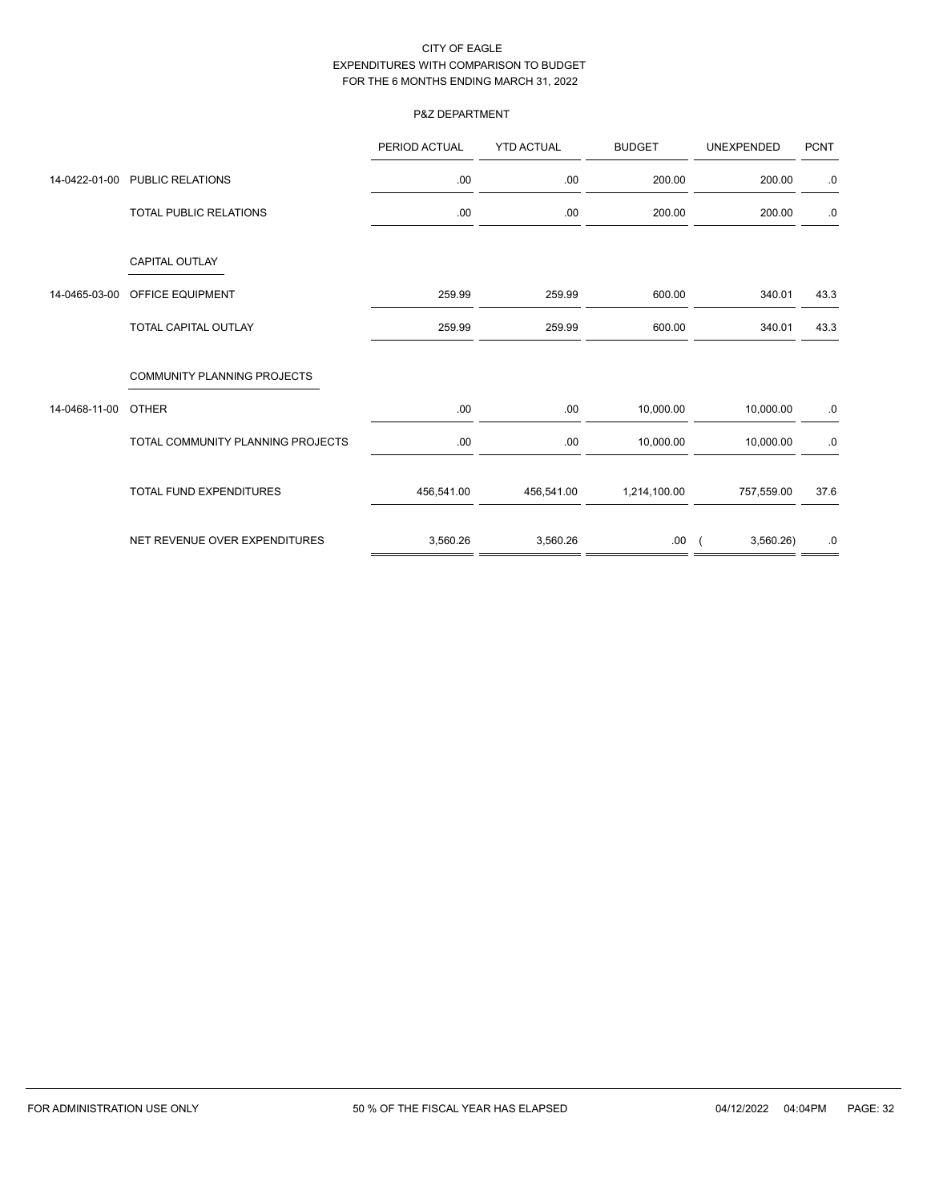CITY OF EAGLE
EXPENDITURES WITH COMPARISON TO BUDGET
FOR THE 6 MONTHS ENDING MARCH 31, 2022

P&Z DEPARTMENT

| | | PERIOD ACTUAL | YTD ACTUAL | BUDGET | UNEXPENDED | PCNT |
|---|---|---|---|---|---|---|
| 14-0422-01-00 | PUBLIC RELATIONS | .00 | .00 | 200.00 | 200.00 | .0 |
| | TOTAL PUBLIC RELATIONS | .00 | .00 | 200.00 | 200.00 | .0 |
| | CAPITAL OUTLAY | | | | | |
| 14-0465-03-00 | OFFICE EQUIPMENT | 259.99 | 259.99 | 600.00 | 340.01 | 43.3 |
| | TOTAL CAPITAL OUTLAY | 259.99 | 259.99 | 600.00 | 340.01 | 43.3 |
| | COMMUNITY PLANNING PROJECTS | | | | | |
| 14-0468-11-00 | OTHER | .00 | .00 | 10,000.00 | 10,000.00 | .0 |
| | TOTAL COMMUNITY PLANNING PROJECTS | .00 | .00 | 10,000.00 | 10,000.00 | .0 |
| | TOTAL FUND EXPENDITURES | 456,541.00 | 456,541.00 | 1,214,100.00 | 757,559.00 | 37.6 |
| | NET REVENUE OVER EXPENDITURES | 3,560.26 | 3,560.26 | .00 | ( 3,560.26) | .0 |

FOR ADMINISTRATION USE ONLY 50 % OF THE FISCAL YEAR HAS ELAPSED 04/12/2022 04:04PM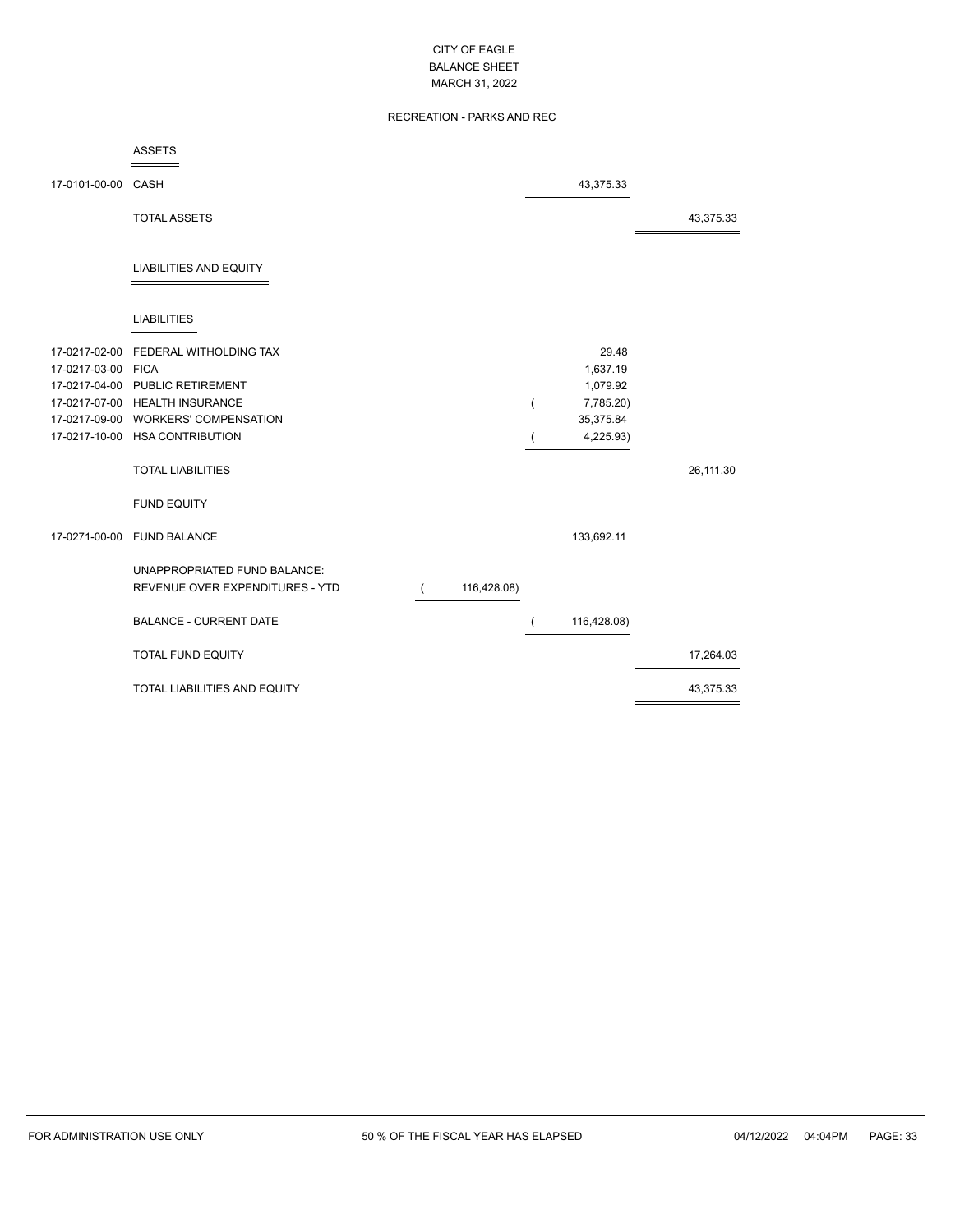# CITY OF EAGLE
## BALANCE SHEET
## MARCH 31, 2022

### RECREATION - PARKS AND REC

| Account | Description | | | |
|---|---|---|---|---|
| | **ASSETS** | | | |
| 17-0101-00-00 | CASH | | 43,375.33 | |
| | TOTAL ASSETS | | | 43,375.33 |
| | **LIABILITIES AND EQUITY** | | | |
| | **LIABILITIES** | | | |
| 17-0217-02-00 | FEDERAL WITHOLDING TAX | | 29.48 | |
| 17-0217-03-00 | FICA | | 1,637.19 | |
| 17-0217-04-00 | PUBLIC RETIREMENT | | 1,079.92 | |
| 17-0217-07-00 | HEALTH INSURANCE | | ( 7,785.20) | |
| 17-0217-09-00 | WORKERS' COMPENSATION | | 35,375.84 | |
| 17-0217-10-00 | HSA CONTRIBUTION | | ( 4,225.93) | |
| | TOTAL LIABILITIES | | | 26,111.30 |
| | **FUND EQUITY** | | | |
| 17-0271-00-00 | FUND BALANCE | | 133,692.11 | |
| | UNAPPROPRIATED FUND BALANCE: | | | |
| | REVENUE OVER EXPENDITURES - YTD | ( 116,428.08) | | |
| | BALANCE - CURRENT DATE | | ( 116,428.08) | |
| | TOTAL FUND EQUITY | | | 17,264.03 |
| | TOTAL LIABILITIES AND EQUITY | | | 43,375.33 |

FOR ADMINISTRATION USE ONLY — 50 % OF THE FISCAL YEAR HAS ELAPSED — 04/12/2022 04:04PM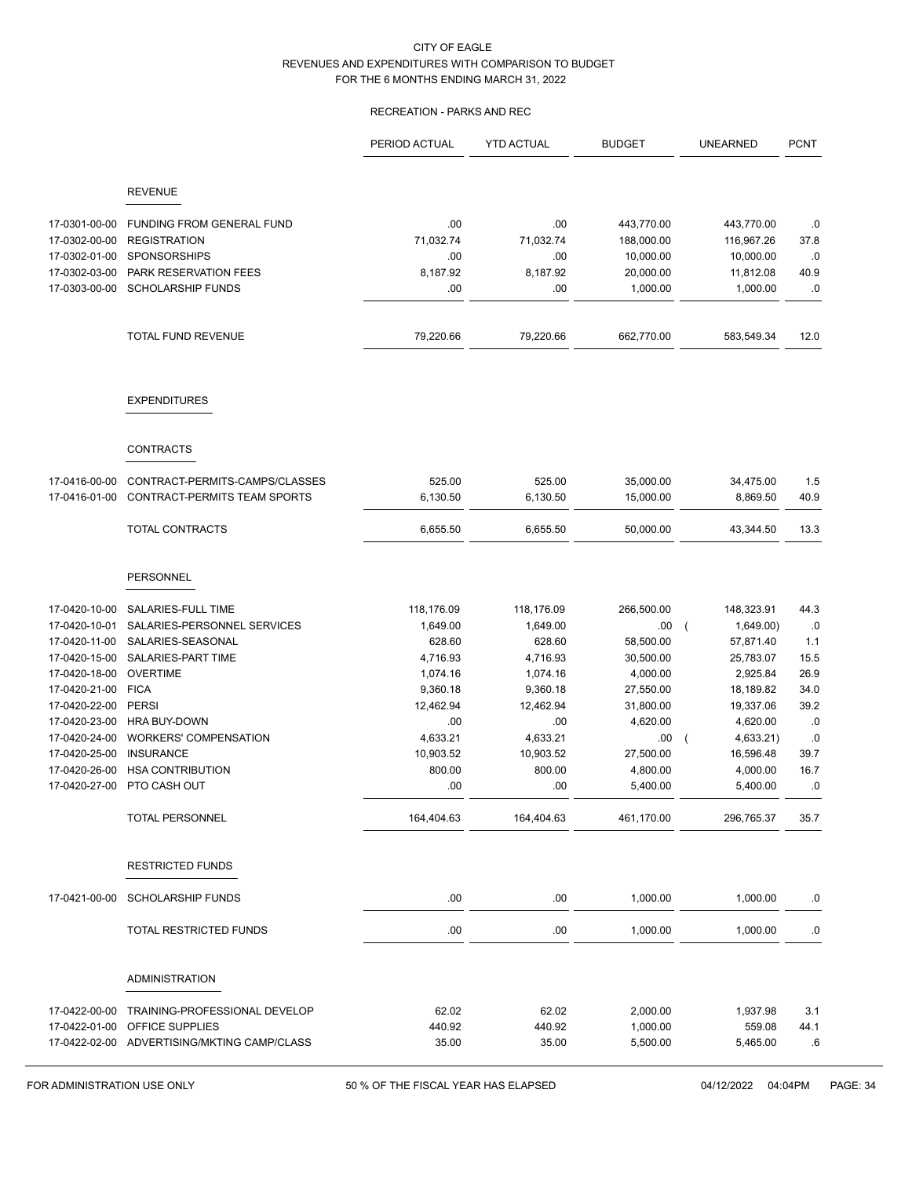CITY OF EAGLE
REVENUES AND EXPENDITURES WITH COMPARISON TO BUDGET
FOR THE 6 MONTHS ENDING MARCH 31, 2022

RECREATION - PARKS AND REC

| | | PERIOD ACTUAL | YTD ACTUAL | BUDGET | UNEARNED | PCNT |
|---|---|---|---|---|---|---|
| | **REVENUE** | | | | | |
| 17-0301-00-00 | FUNDING FROM GENERAL FUND | .00 | .00 | 443,770.00 | 443,770.00 | .0 |
| 17-0302-00-00 | REGISTRATION | 71,032.74 | 71,032.74 | 188,000.00 | 116,967.26 | 37.8 |
| 17-0302-01-00 | SPONSORSHIPS | .00 | .00 | 10,000.00 | 10,000.00 | .0 |
| 17-0302-03-00 | PARK RESERVATION FEES | 8,187.92 | 8,187.92 | 20,000.00 | 11,812.08 | 40.9 |
| 17-0303-00-00 | SCHOLARSHIP FUNDS | .00 | .00 | 1,000.00 | 1,000.00 | .0 |
| | TOTAL FUND REVENUE | 79,220.66 | 79,220.66 | 662,770.00 | 583,549.34 | 12.0 |
| | **EXPENDITURES** | | | | | |
| | **CONTRACTS** | | | | | |
| 17-0416-00-00 | CONTRACT-PERMITS-CAMPS/CLASSES | 525.00 | 525.00 | 35,000.00 | 34,475.00 | 1.5 |
| 17-0416-01-00 | CONTRACT-PERMITS TEAM SPORTS | 6,130.50 | 6,130.50 | 15,000.00 | 8,869.50 | 40.9 |
| | TOTAL CONTRACTS | 6,655.50 | 6,655.50 | 50,000.00 | 43,344.50 | 13.3 |
| | **PERSONNEL** | | | | | |
| 17-0420-10-00 | SALARIES-FULL TIME | 118,176.09 | 118,176.09 | 266,500.00 | 148,323.91 | 44.3 |
| 17-0420-10-01 | SALARIES-PERSONNEL SERVICES | 1,649.00 | 1,649.00 | .00 | ( 1,649.00) | .0 |
| 17-0420-11-00 | SALARIES-SEASONAL | 628.60 | 628.60 | 58,500.00 | 57,871.40 | 1.1 |
| 17-0420-15-00 | SALARIES-PART TIME | 4,716.93 | 4,716.93 | 30,500.00 | 25,783.07 | 15.5 |
| 17-0420-18-00 | OVERTIME | 1,074.16 | 1,074.16 | 4,000.00 | 2,925.84 | 26.9 |
| 17-0420-21-00 | FICA | 9,360.18 | 9,360.18 | 27,550.00 | 18,189.82 | 34.0 |
| 17-0420-22-00 | PERSI | 12,462.94 | 12,462.94 | 31,800.00 | 19,337.06 | 39.2 |
| 17-0420-23-00 | HRA BUY-DOWN | .00 | .00 | 4,620.00 | 4,620.00 | .0 |
| 17-0420-24-00 | WORKERS' COMPENSATION | 4,633.21 | 4,633.21 | .00 | ( 4,633.21) | .0 |
| 17-0420-25-00 | INSURANCE | 10,903.52 | 10,903.52 | 27,500.00 | 16,596.48 | 39.7 |
| 17-0420-26-00 | HSA CONTRIBUTION | 800.00 | 800.00 | 4,800.00 | 4,000.00 | 16.7 |
| 17-0420-27-00 | PTO CASH OUT | .00 | .00 | 5,400.00 | 5,400.00 | .0 |
| | TOTAL PERSONNEL | 164,404.63 | 164,404.63 | 461,170.00 | 296,765.37 | 35.7 |
| | **RESTRICTED FUNDS** | | | | | |
| 17-0421-00-00 | SCHOLARSHIP FUNDS | .00 | .00 | 1,000.00 | 1,000.00 | .0 |
| | TOTAL RESTRICTED FUNDS | .00 | .00 | 1,000.00 | 1,000.00 | .0 |
| | **ADMINISTRATION** | | | | | |
| 17-0422-00-00 | TRAINING-PROFESSIONAL DEVELOP | 62.02 | 62.02 | 2,000.00 | 1,937.98 | 3.1 |
| 17-0422-01-00 | OFFICE SUPPLIES | 440.92 | 440.92 | 1,000.00 | 559.08 | 44.1 |
| 17-0422-02-00 | ADVERTISING/MKTING CAMP/CLASS | 35.00 | 35.00 | 5,500.00 | 5,465.00 | .6 |

FOR ADMINISTRATION USE ONLY — 50 % OF THE FISCAL YEAR HAS ELAPSED — 04/12/2022 04:04PM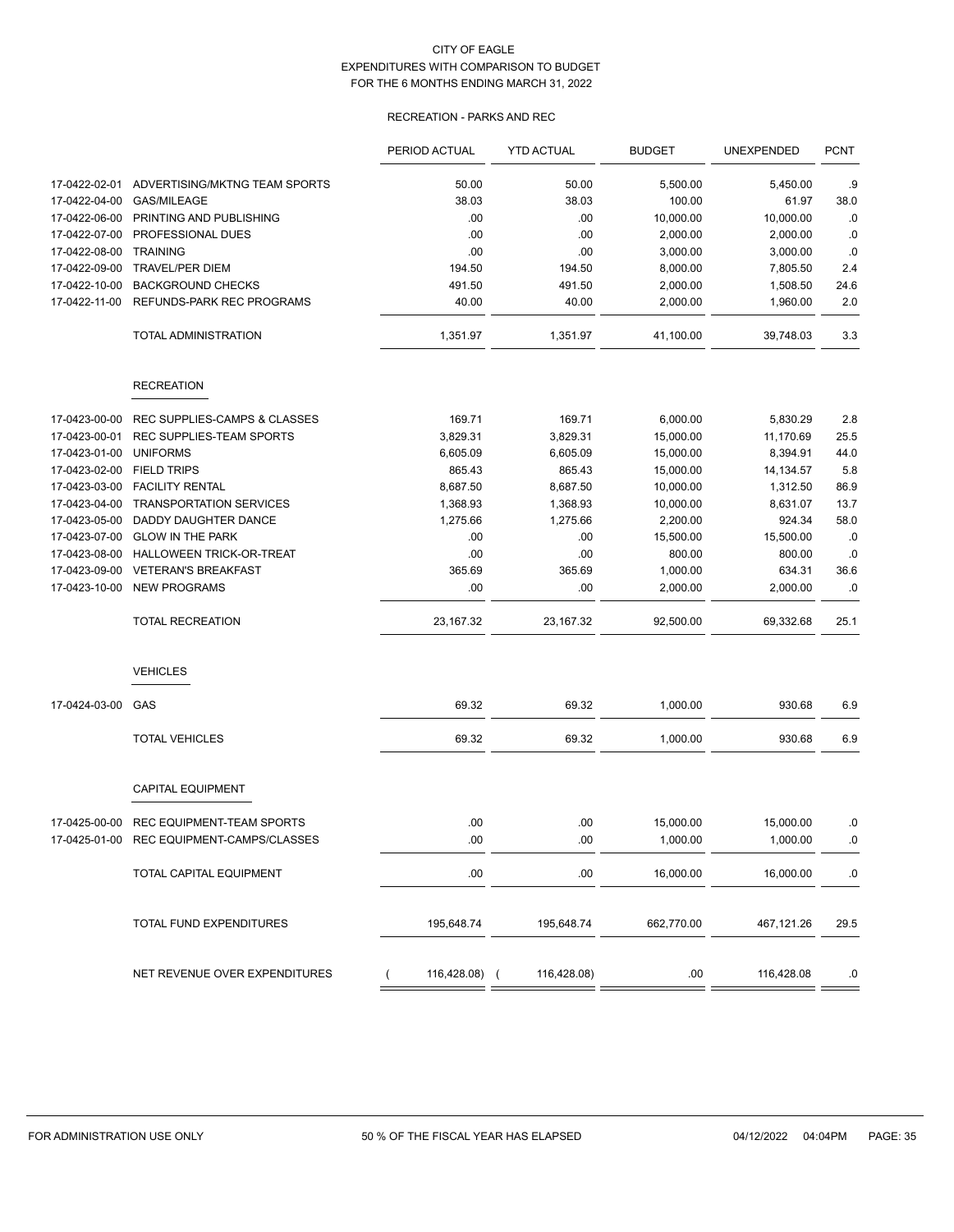CITY OF EAGLE
EXPENDITURES WITH COMPARISON TO BUDGET
FOR THE 6 MONTHS ENDING MARCH 31, 2022

RECREATION - PARKS AND REC

| | | PERIOD ACTUAL | YTD ACTUAL | BUDGET | UNEXPENDED | PCNT |
|---|---|---|---|---|---|---|
| 17-0422-02-01 | ADVERTISING/MKTNG TEAM SPORTS | 50.00 | 50.00 | 5,500.00 | 5,450.00 | .9 |
| 17-0422-04-00 | GAS/MILEAGE | 38.03 | 38.03 | 100.00 | 61.97 | 38.0 |
| 17-0422-06-00 | PRINTING AND PUBLISHING | .00 | .00 | 10,000.00 | 10,000.00 | .0 |
| 17-0422-07-00 | PROFESSIONAL DUES | .00 | .00 | 2,000.00 | 2,000.00 | .0 |
| 17-0422-08-00 | TRAINING | .00 | .00 | 3,000.00 | 3,000.00 | .0 |
| 17-0422-09-00 | TRAVEL/PER DIEM | 194.50 | 194.50 | 8,000.00 | 7,805.50 | 2.4 |
| 17-0422-10-00 | BACKGROUND CHECKS | 491.50 | 491.50 | 2,000.00 | 1,508.50 | 24.6 |
| 17-0422-11-00 | REFUNDS-PARK REC PROGRAMS | 40.00 | 40.00 | 2,000.00 | 1,960.00 | 2.0 |
| | TOTAL ADMINISTRATION | 1,351.97 | 1,351.97 | 41,100.00 | 39,748.03 | 3.3 |
| | **RECREATION** | | | | | |
| 17-0423-00-00 | REC SUPPLIES-CAMPS & CLASSES | 169.71 | 169.71 | 6,000.00 | 5,830.29 | 2.8 |
| 17-0423-00-01 | REC SUPPLIES-TEAM SPORTS | 3,829.31 | 3,829.31 | 15,000.00 | 11,170.69 | 25.5 |
| 17-0423-01-00 | UNIFORMS | 6,605.09 | 6,605.09 | 15,000.00 | 8,394.91 | 44.0 |
| 17-0423-02-00 | FIELD TRIPS | 865.43 | 865.43 | 15,000.00 | 14,134.57 | 5.8 |
| 17-0423-03-00 | FACILITY RENTAL | 8,687.50 | 8,687.50 | 10,000.00 | 1,312.50 | 86.9 |
| 17-0423-04-00 | TRANSPORTATION SERVICES | 1,368.93 | 1,368.93 | 10,000.00 | 8,631.07 | 13.7 |
| 17-0423-05-00 | DADDY DAUGHTER DANCE | 1,275.66 | 1,275.66 | 2,200.00 | 924.34 | 58.0 |
| 17-0423-07-00 | GLOW IN THE PARK | .00 | .00 | 15,500.00 | 15,500.00 | .0 |
| 17-0423-08-00 | HALLOWEEN TRICK-OR-TREAT | .00 | .00 | 800.00 | 800.00 | .0 |
| 17-0423-09-00 | VETERAN'S BREAKFAST | 365.69 | 365.69 | 1,000.00 | 634.31 | 36.6 |
| 17-0423-10-00 | NEW PROGRAMS | .00 | .00 | 2,000.00 | 2,000.00 | .0 |
| | TOTAL RECREATION | 23,167.32 | 23,167.32 | 92,500.00 | 69,332.68 | 25.1 |
| | **VEHICLES** | | | | | |
| 17-0424-03-00 | GAS | 69.32 | 69.32 | 1,000.00 | 930.68 | 6.9 |
| | TOTAL VEHICLES | 69.32 | 69.32 | 1,000.00 | 930.68 | 6.9 |
| | **CAPITAL EQUIPMENT** | | | | | |
| 17-0425-00-00 | REC EQUIPMENT-TEAM SPORTS | .00 | .00 | 15,000.00 | 15,000.00 | .0 |
| 17-0425-01-00 | REC EQUIPMENT-CAMPS/CLASSES | .00 | .00 | 1,000.00 | 1,000.00 | .0 |
| | TOTAL CAPITAL EQUIPMENT | .00 | .00 | 16,000.00 | 16,000.00 | .0 |
| | TOTAL FUND EXPENDITURES | 195,648.74 | 195,648.74 | 662,770.00 | 467,121.26 | 29.5 |
| | NET REVENUE OVER EXPENDITURES | ( 116,428.08) | ( 116,428.08) | .00 | 116,428.08 | .0 |

FOR ADMINISTRATION USE ONLY — 50 % OF THE FISCAL YEAR HAS ELAPSED — 04/12/2022 04:04PM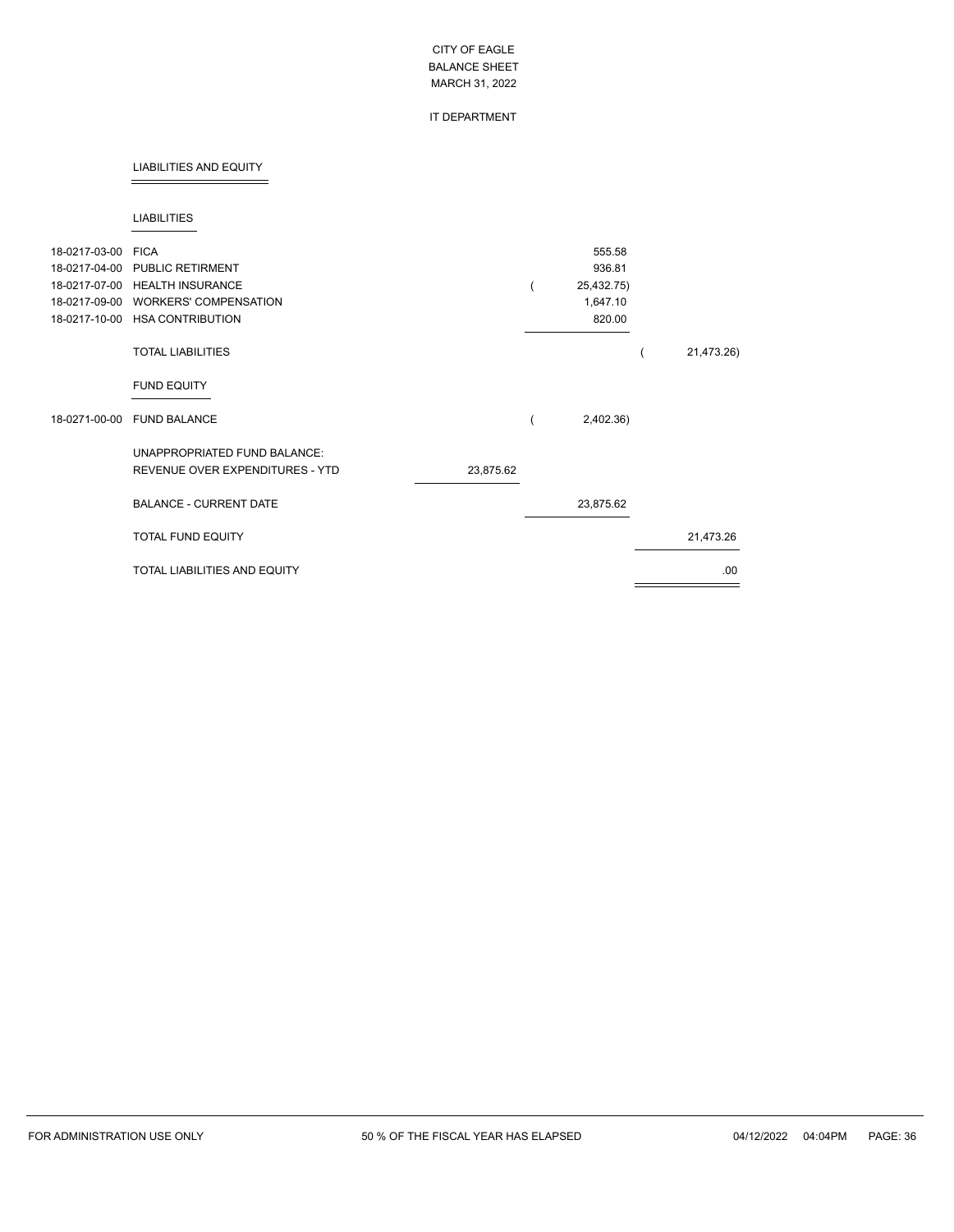CITY OF EAGLE
BALANCE SHEET
MARCH 31, 2022

IT DEPARTMENT

## LIABILITIES AND EQUITY

### LIABILITIES

| Account | Description | | | |
|---|---|---|---|---|
| 18-0217-03-00 | FICA | | 555.58 | |
| 18-0217-04-00 | PUBLIC RETIRMENT | | 936.81 | |
| 18-0217-07-00 | HEALTH INSURANCE | | ( 25,432.75) | |
| 18-0217-09-00 | WORKERS' COMPENSATION | | 1,647.10 | |
| 18-0217-10-00 | HSA CONTRIBUTION | | 820.00 | |
| | TOTAL LIABILITIES | | | ( 21,473.26) |

### FUND EQUITY

| Account | Description | | | |
|---|---|---|---|---|
| 18-0271-00-00 | FUND BALANCE | | ( 2,402.36) | |
| | UNAPPROPRIATED FUND BALANCE: | | | |
| | REVENUE OVER EXPENDITURES - YTD | 23,875.62 | | |
| | BALANCE - CURRENT DATE | | 23,875.62 | |
| | TOTAL FUND EQUITY | | | 21,473.26 |
| | TOTAL LIABILITIES AND EQUITY | | | .00 |

FOR ADMINISTRATION USE ONLY

50 % OF THE FISCAL YEAR HAS ELAPSED

04/12/2022 04:04PM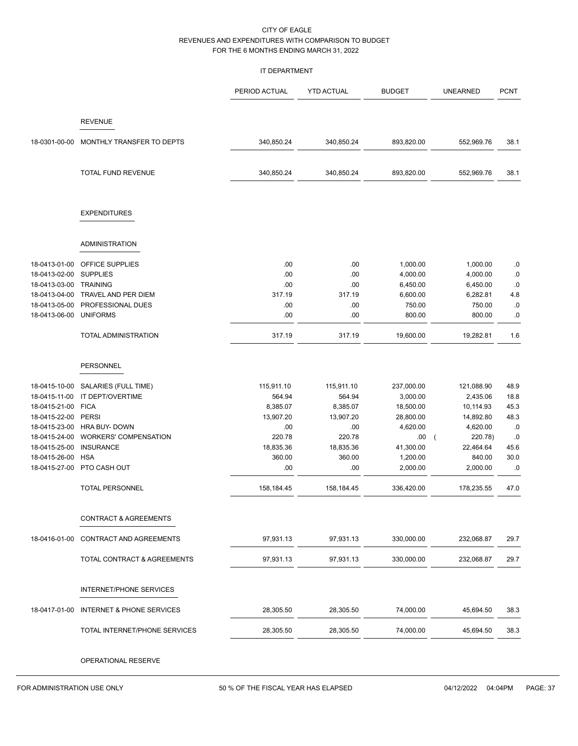CITY OF EAGLE
REVENUES AND EXPENDITURES WITH COMPARISON TO BUDGET
FOR THE 6 MONTHS ENDING MARCH 31, 2022

IT DEPARTMENT

| | | PERIOD ACTUAL | YTD ACTUAL | BUDGET | UNEARNED | PCNT |
|---|---|---|---|---|---|---|
| | REVENUE | | | | | |
| 18-0301-00-00 | MONTHLY TRANSFER TO DEPTS | 340,850.24 | 340,850.24 | 893,820.00 | 552,969.76 | 38.1 |
| | TOTAL FUND REVENUE | 340,850.24 | 340,850.24 | 893,820.00 | 552,969.76 | 38.1 |
| | EXPENDITURES | | | | | |
| | ADMINISTRATION | | | | | |
| 18-0413-01-00 | OFFICE SUPPLIES | .00 | .00 | 1,000.00 | 1,000.00 | .0 |
| 18-0413-02-00 | SUPPLIES | .00 | .00 | 4,000.00 | 4,000.00 | .0 |
| 18-0413-03-00 | TRAINING | .00 | .00 | 6,450.00 | 6,450.00 | .0 |
| 18-0413-04-00 | TRAVEL AND PER DIEM | 317.19 | 317.19 | 6,600.00 | 6,282.81 | 4.8 |
| 18-0413-05-00 | PROFESSIONAL DUES | .00 | .00 | 750.00 | 750.00 | .0 |
| 18-0413-06-00 | UNIFORMS | .00 | .00 | 800.00 | 800.00 | .0 |
| | TOTAL ADMINISTRATION | 317.19 | 317.19 | 19,600.00 | 19,282.81 | 1.6 |
| | PERSONNEL | | | | | |
| 18-0415-10-00 | SALARIES (FULL TIME) | 115,911.10 | 115,911.10 | 237,000.00 | 121,088.90 | 48.9 |
| 18-0415-11-00 | IT DEPT/OVERTIME | 564.94 | 564.94 | 3,000.00 | 2,435.06 | 18.8 |
| 18-0415-21-00 | FICA | 8,385.07 | 8,385.07 | 18,500.00 | 10,114.93 | 45.3 |
| 18-0415-22-00 | PERSI | 13,907.20 | 13,907.20 | 28,800.00 | 14,892.80 | 48.3 |
| 18-0415-23-00 | HRA BUY- DOWN | .00 | .00 | 4,620.00 | 4,620.00 | .0 |
| 18-0415-24-00 | WORKERS' COMPENSATION | 220.78 | 220.78 | .00 | ( 220.78) | .0 |
| 18-0415-25-00 | INSURANCE | 18,835.36 | 18,835.36 | 41,300.00 | 22,464.64 | 45.6 |
| 18-0415-26-00 | HSA | 360.00 | 360.00 | 1,200.00 | 840.00 | 30.0 |
| 18-0415-27-00 | PTO CASH OUT | .00 | .00 | 2,000.00 | 2,000.00 | .0 |
| | TOTAL PERSONNEL | 158,184.45 | 158,184.45 | 336,420.00 | 178,235.55 | 47.0 |
| | CONTRACT & AGREEMENTS | | | | | |
| 18-0416-01-00 | CONTRACT AND AGREEMENTS | 97,931.13 | 97,931.13 | 330,000.00 | 232,068.87 | 29.7 |
| | TOTAL CONTRACT & AGREEMENTS | 97,931.13 | 97,931.13 | 330,000.00 | 232,068.87 | 29.7 |
| | INTERNET/PHONE SERVICES | | | | | |
| 18-0417-01-00 | INTERNET & PHONE SERVICES | 28,305.50 | 28,305.50 | 74,000.00 | 45,694.50 | 38.3 |
| | TOTAL INTERNET/PHONE SERVICES | 28,305.50 | 28,305.50 | 74,000.00 | 45,694.50 | 38.3 |
| | OPERATIONAL RESERVE | | | | | |

FOR ADMINISTRATION USE ONLY — 50 % OF THE FISCAL YEAR HAS ELAPSED — 04/12/2022 04:04PM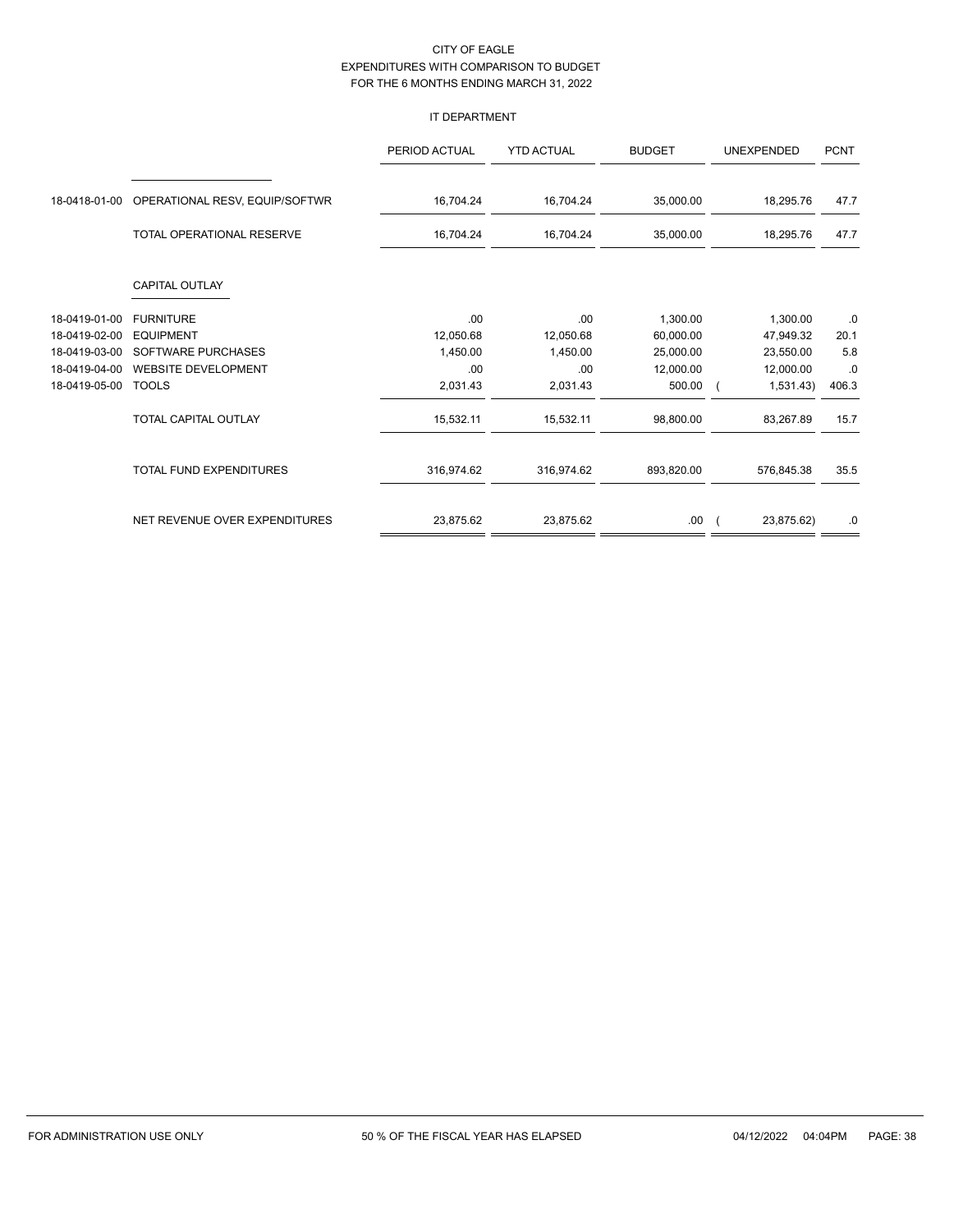CITY OF EAGLE
EXPENDITURES WITH COMPARISON TO BUDGET
FOR THE 6 MONTHS ENDING MARCH 31, 2022

IT DEPARTMENT

| | | PERIOD ACTUAL | YTD ACTUAL | BUDGET | UNEXPENDED | PCNT |
|---|---|---|---|---|---|---|
| 18-0418-01-00 | OPERATIONAL RESV, EQUIP/SOFTWR | 16,704.24 | 16,704.24 | 35,000.00 | 18,295.76 | 47.7 |
| | TOTAL OPERATIONAL RESERVE | 16,704.24 | 16,704.24 | 35,000.00 | 18,295.76 | 47.7 |
| | CAPITAL OUTLAY | | | | | |
| 18-0419-01-00 | FURNITURE | .00 | .00 | 1,300.00 | 1,300.00 | .0 |
| 18-0419-02-00 | EQUIPMENT | 12,050.68 | 12,050.68 | 60,000.00 | 47,949.32 | 20.1 |
| 18-0419-03-00 | SOFTWARE PURCHASES | 1,450.00 | 1,450.00 | 25,000.00 | 23,550.00 | 5.8 |
| 18-0419-04-00 | WEBSITE DEVELOPMENT | .00 | .00 | 12,000.00 | 12,000.00 | .0 |
| 18-0419-05-00 | TOOLS | 2,031.43 | 2,031.43 | 500.00 | ( 1,531.43) | 406.3 |
| | TOTAL CAPITAL OUTLAY | 15,532.11 | 15,532.11 | 98,800.00 | 83,267.89 | 15.7 |
| | TOTAL FUND EXPENDITURES | 316,974.62 | 316,974.62 | 893,820.00 | 576,845.38 | 35.5 |
| | NET REVENUE OVER EXPENDITURES | 23,875.62 | 23,875.62 | .00 | ( 23,875.62) | .0 |

FOR ADMINISTRATION USE ONLY    50 % OF THE FISCAL YEAR HAS ELAPSED    04/12/2022 04:04PM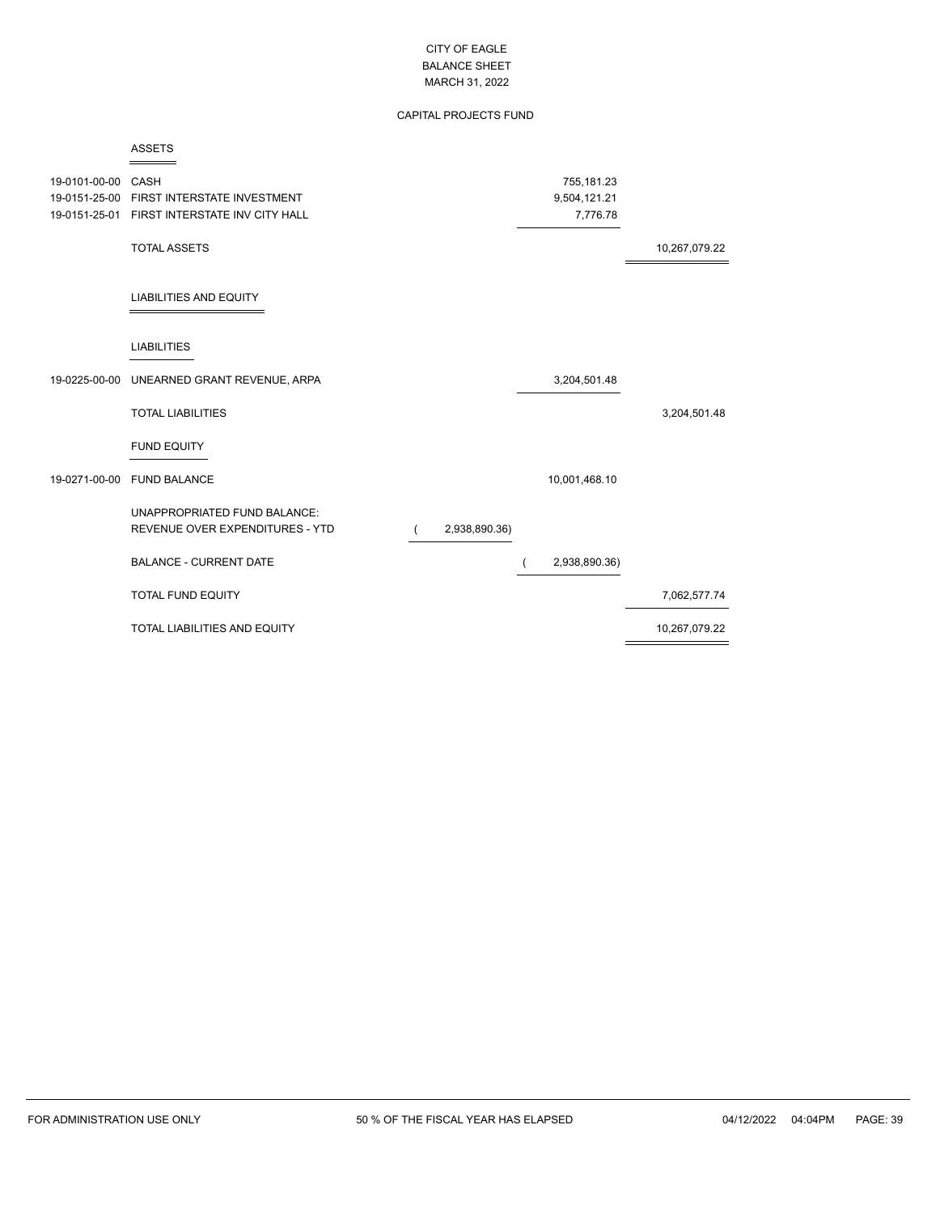# CITY OF EAGLE
## BALANCE SHEET
### MARCH 31, 2022

### CAPITAL PROJECTS FUND

**ASSETS**

| Account | Description | | | |
|---|---|---|---|---|
| 19-0101-00-00 | CASH | | 755,181.23 | |
| 19-0151-25-00 | FIRST INTERSTATE INVESTMENT | | 9,504,121.21 | |
| 19-0151-25-01 | FIRST INTERSTATE INV CITY HALL | | 7,776.78 | |
| | TOTAL ASSETS | | | 10,267,079.22 |

**LIABILITIES AND EQUITY**

**LIABILITIES**

| Account | Description | | | |
|---|---|---|---|---|
| 19-0225-00-00 | UNEARNED GRANT REVENUE, ARPA | | 3,204,501.48 | |
| | TOTAL LIABILITIES | | | 3,204,501.48 |

**FUND EQUITY**

| Account | Description | | | |
|---|---|---|---|---|
| 19-0271-00-00 | FUND BALANCE | | 10,001,468.10 | |
| | UNAPPROPRIATED FUND BALANCE: | | | |
| | REVENUE OVER EXPENDITURES - YTD | ( 2,938,890.36) | | |
| | BALANCE - CURRENT DATE | | ( 2,938,890.36) | |
| | TOTAL FUND EQUITY | | | 7,062,577.74 |
| | TOTAL LIABILITIES AND EQUITY | | | 10,267,079.22 |

FOR ADMINISTRATION USE ONLY — 50 % OF THE FISCAL YEAR HAS ELAPSED — 04/12/2022 04:04PM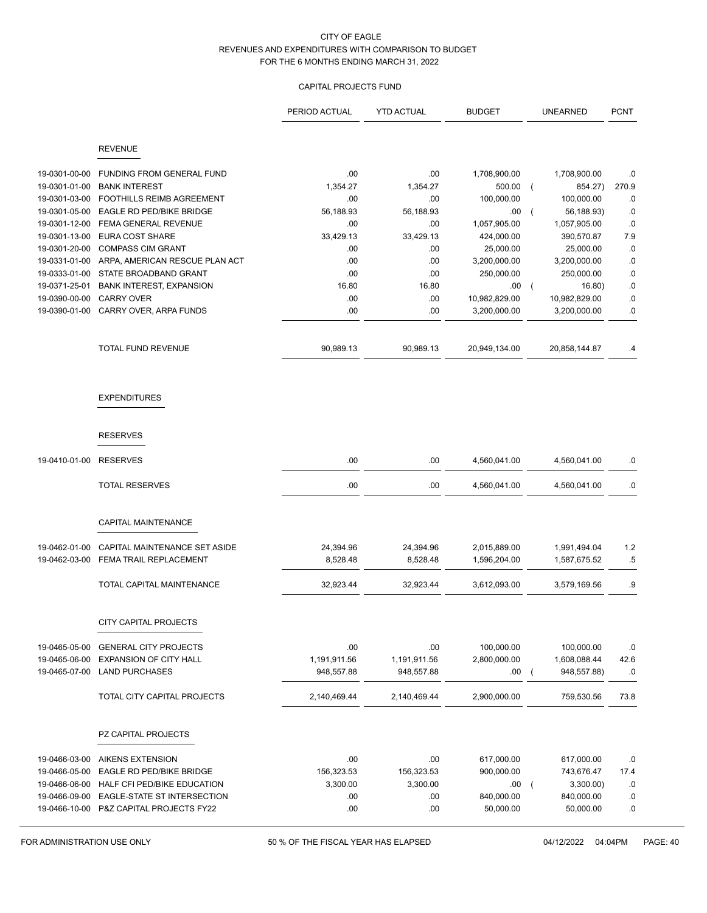# CITY OF EAGLE
## REVENUES AND EXPENDITURES WITH COMPARISON TO BUDGET
### FOR THE 6 MONTHS ENDING MARCH 31, 2022

#### CAPITAL PROJECTS FUND

| | | PERIOD ACTUAL | YTD ACTUAL | BUDGET | UNEARNED | PCNT |
|---|---|---|---|---|---|---|
| | **REVENUE** | | | | | |
| 19-0301-00-00 | FUNDING FROM GENERAL FUND | .00 | .00 | 1,708,900.00 | 1,708,900.00 | .0 |
| 19-0301-01-00 | BANK INTEREST | 1,354.27 | 1,354.27 | 500.00 | ( 854.27) | 270.9 |
| 19-0301-03-00 | FOOTHILLS REIMB AGREEMENT | .00 | .00 | 100,000.00 | 100,000.00 | .0 |
| 19-0301-05-00 | EAGLE RD PED/BIKE BRIDGE | 56,188.93 | 56,188.93 | .00 | ( 56,188.93) | .0 |
| 19-0301-12-00 | FEMA GENERAL REVENUE | .00 | .00 | 1,057,905.00 | 1,057,905.00 | .0 |
| 19-0301-13-00 | EURA COST SHARE | 33,429.13 | 33,429.13 | 424,000.00 | 390,570.87 | 7.9 |
| 19-0301-20-00 | COMPASS CIM GRANT | .00 | .00 | 25,000.00 | 25,000.00 | .0 |
| 19-0331-01-00 | ARPA, AMERICAN RESCUE PLAN ACT | .00 | .00 | 3,200,000.00 | 3,200,000.00 | .0 |
| 19-0333-01-00 | STATE BROADBAND GRANT | .00 | .00 | 250,000.00 | 250,000.00 | .0 |
| 19-0371-25-01 | BANK INTEREST, EXPANSION | 16.80 | 16.80 | .00 | ( 16.80) | .0 |
| 19-0390-00-00 | CARRY OVER | .00 | .00 | 10,982,829.00 | 10,982,829.00 | .0 |
| 19-0390-01-00 | CARRY OVER, ARPA FUNDS | .00 | .00 | 3,200,000.00 | 3,200,000.00 | .0 |
| | TOTAL FUND REVENUE | 90,989.13 | 90,989.13 | 20,949,134.00 | 20,858,144.87 | .4 |
| | **EXPENDITURES** | | | | | |
| | **RESERVES** | | | | | |
| 19-0410-01-00 | RESERVES | .00 | .00 | 4,560,041.00 | 4,560,041.00 | .0 |
| | TOTAL RESERVES | .00 | .00 | 4,560,041.00 | 4,560,041.00 | .0 |
| | **CAPITAL MAINTENANCE** | | | | | |
| 19-0462-01-00 | CAPITAL MAINTENANCE SET ASIDE | 24,394.96 | 24,394.96 | 2,015,889.00 | 1,991,494.04 | 1.2 |
| 19-0462-03-00 | FEMA TRAIL REPLACEMENT | 8,528.48 | 8,528.48 | 1,596,204.00 | 1,587,675.52 | .5 |
| | TOTAL CAPITAL MAINTENANCE | 32,923.44 | 32,923.44 | 3,612,093.00 | 3,579,169.56 | .9 |
| | **CITY CAPITAL PROJECTS** | | | | | |
| 19-0465-05-00 | GENERAL CITY PROJECTS | .00 | .00 | 100,000.00 | 100,000.00 | .0 |
| 19-0465-06-00 | EXPANSION OF CITY HALL | 1,191,911.56 | 1,191,911.56 | 2,800,000.00 | 1,608,088.44 | 42.6 |
| 19-0465-07-00 | LAND PURCHASES | 948,557.88 | 948,557.88 | .00 | ( 948,557.88) | .0 |
| | TOTAL CITY CAPITAL PROJECTS | 2,140,469.44 | 2,140,469.44 | 2,900,000.00 | 759,530.56 | 73.8 |
| | **PZ CAPITAL PROJECTS** | | | | | |
| 19-0466-03-00 | AIKENS EXTENSION | .00 | .00 | 617,000.00 | 617,000.00 | .0 |
| 19-0466-05-00 | EAGLE RD PED/BIKE BRIDGE | 156,323.53 | 156,323.53 | 900,000.00 | 743,676.47 | 17.4 |
| 19-0466-06-00 | HALF CFI PED/BIKE EDUCATION | 3,300.00 | 3,300.00 | .00 | ( 3,300.00) | .0 |
| 19-0466-09-00 | EAGLE-STATE ST INTERSECTION | .00 | .00 | 840,000.00 | 840,000.00 | .0 |
| 19-0466-10-00 | P&Z CAPITAL PROJECTS FY22 | .00 | .00 | 50,000.00 | 50,000.00 | .0 |

FOR ADMINISTRATION USE ONLY — 50 % OF THE FISCAL YEAR HAS ELAPSED — 04/12/2022 04:04PM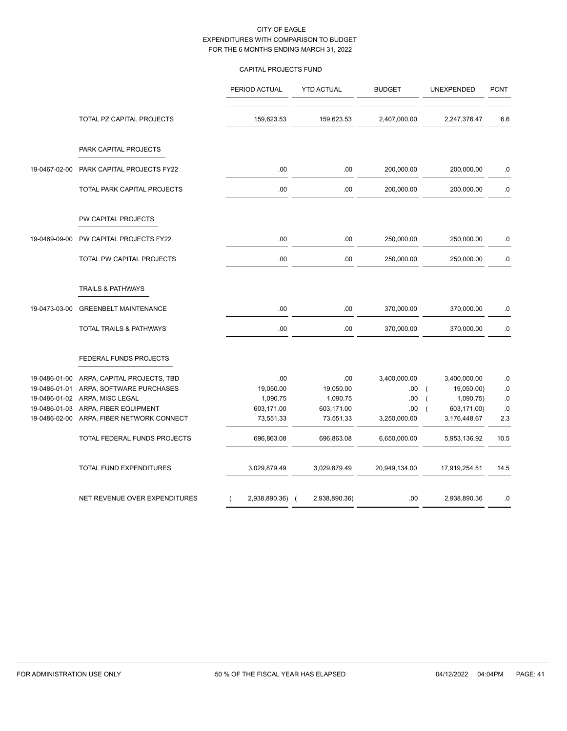CITY OF EAGLE
EXPENDITURES WITH COMPARISON TO BUDGET
FOR THE 6 MONTHS ENDING MARCH 31, 2022

CAPITAL PROJECTS FUND

| | | PERIOD ACTUAL | YTD ACTUAL | BUDGET | UNEXPENDED | PCNT |
|---|---|---|---|---|---|---|
| | TOTAL PZ CAPITAL PROJECTS | 159,623.53 | 159,623.53 | 2,407,000.00 | 2,247,376.47 | 6.6 |
| | **PARK CAPITAL PROJECTS** | | | | | |
| 19-0467-02-00 | PARK CAPITAL PROJECTS FY22 | .00 | .00 | 200,000.00 | 200,000.00 | .0 |
| | TOTAL PARK CAPITAL PROJECTS | .00 | .00 | 200,000.00 | 200,000.00 | .0 |
| | **PW CAPITAL PROJECTS** | | | | | |
| 19-0469-09-00 | PW CAPITAL PROJECTS FY22 | .00 | .00 | 250,000.00 | 250,000.00 | .0 |
| | TOTAL PW CAPITAL PROJECTS | .00 | .00 | 250,000.00 | 250,000.00 | .0 |
| | **TRAILS & PATHWAYS** | | | | | |
| 19-0473-03-00 | GREENBELT MAINTENANCE | .00 | .00 | 370,000.00 | 370,000.00 | .0 |
| | TOTAL TRAILS & PATHWAYS | .00 | .00 | 370,000.00 | 370,000.00 | .0 |
| | **FEDERAL FUNDS PROJECTS** | | | | | |
| 19-0486-01-00 | ARPA, CAPITAL PROJECTS, TBD | .00 | .00 | 3,400,000.00 | 3,400,000.00 | .0 |
| 19-0486-01-01 | ARPA, SOFTWARE PURCHASES | 19,050.00 | 19,050.00 | .00 | ( 19,050.00) | .0 |
| 19-0486-01-02 | ARPA, MISC LEGAL | 1,090.75 | 1,090.75 | .00 | ( 1,090.75) | .0 |
| 19-0486-01-03 | ARPA, FIBER EQUIPMENT | 603,171.00 | 603,171.00 | .00 | ( 603,171.00) | .0 |
| 19-0486-02-00 | ARPA, FIBER NETWORK CONNECT | 73,551.33 | 73,551.33 | 3,250,000.00 | 3,176,448.67 | 2.3 |
| | TOTAL FEDERAL FUNDS PROJECTS | 696,863.08 | 696,863.08 | 6,650,000.00 | 5,953,136.92 | 10.5 |
| | TOTAL FUND EXPENDITURES | 3,029,879.49 | 3,029,879.49 | 20,949,134.00 | 17,919,254.51 | 14.5 |
| | NET REVENUE OVER EXPENDITURES | ( 2,938,890.36) | ( 2,938,890.36) | .00 | 2,938,890.36 | .0 |

FOR ADMINISTRATION USE ONLY — 50 % OF THE FISCAL YEAR HAS ELAPSED — 04/12/2022 04:04PM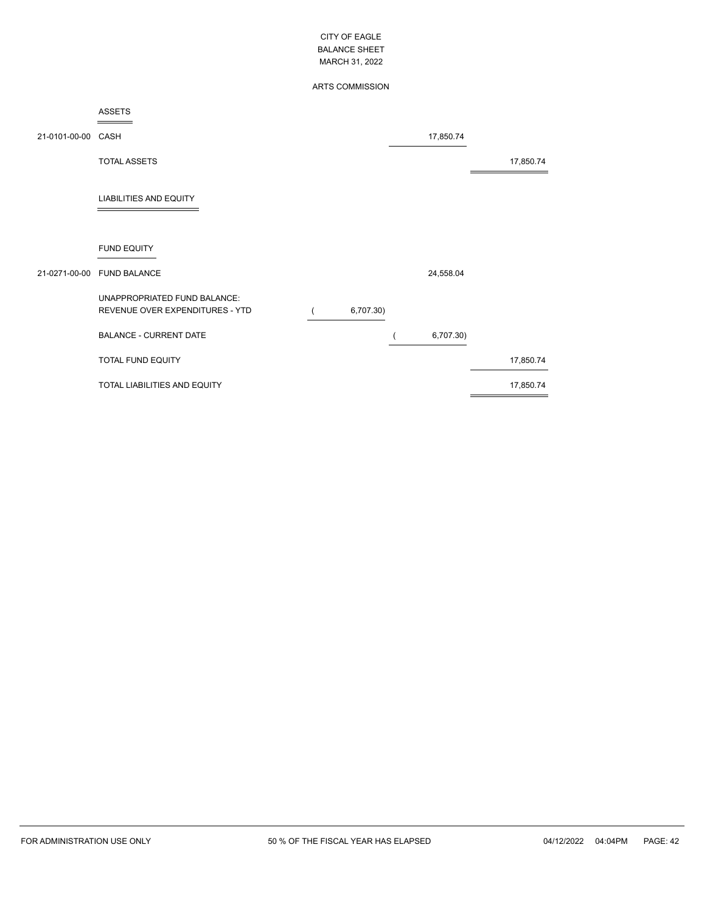CITY OF EAGLE
BALANCE SHEET
MARCH 31, 2022

ARTS COMMISSION

| Account | Description | | | |
|---|---|---|---|---|
| | **ASSETS** | | | |
| 21-0101-00-00 | CASH | | 17,850.74 | |
| | TOTAL ASSETS | | | 17,850.74 |
| | **LIABILITIES AND EQUITY** | | | |
| | **FUND EQUITY** | | | |
| 21-0271-00-00 | FUND BALANCE | | 24,558.04 | |
| | UNAPPROPRIATED FUND BALANCE: | | | |
| | REVENUE OVER EXPENDITURES - YTD | ( 6,707.30) | | |
| | BALANCE - CURRENT DATE | | ( 6,707.30) | |
| | TOTAL FUND EQUITY | | | 17,850.74 |
| | TOTAL LIABILITIES AND EQUITY | | | 17,850.74 |

FOR ADMINISTRATION USE ONLY — 50 % OF THE FISCAL YEAR HAS ELAPSED — 04/12/2022 04:04PM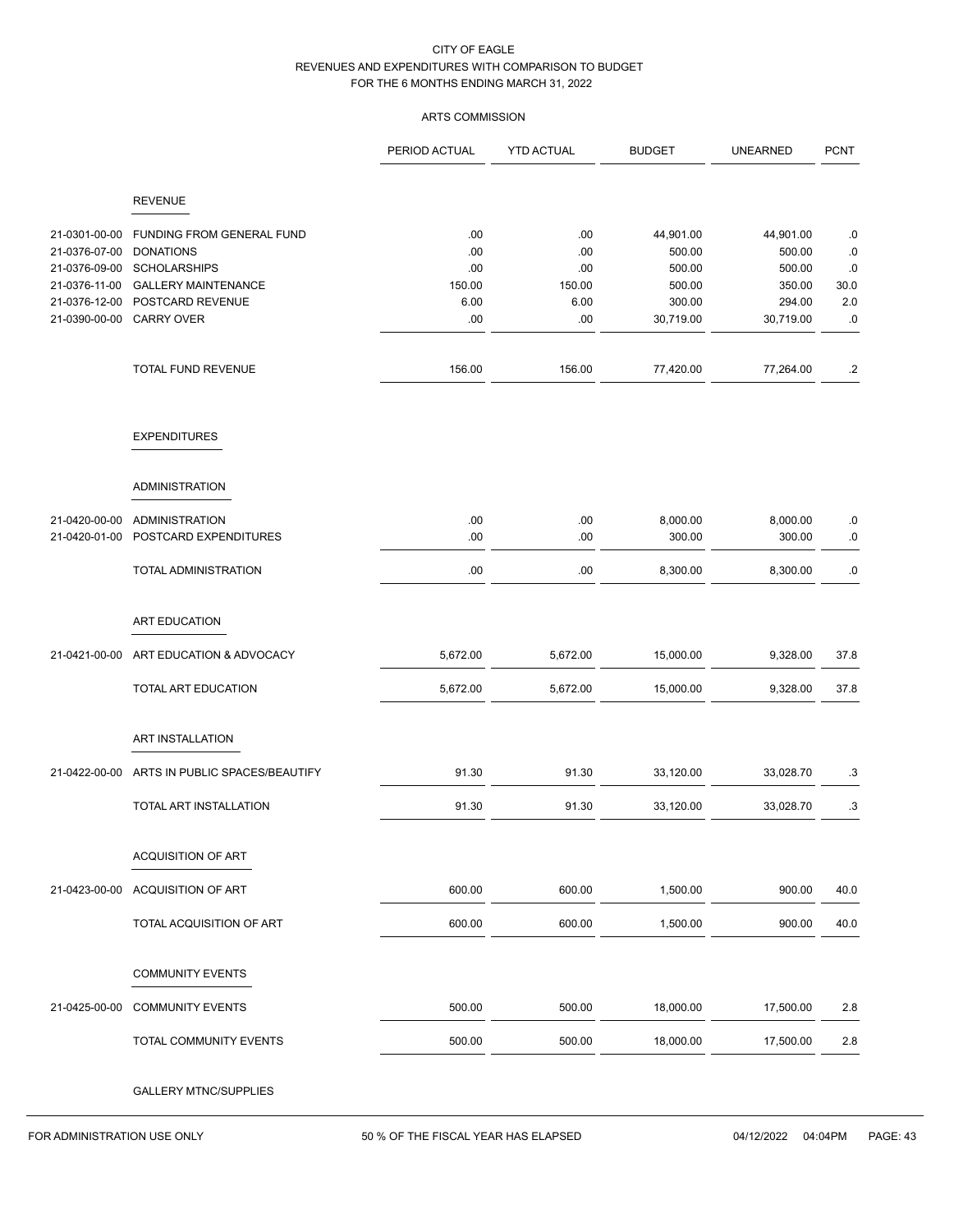CITY OF EAGLE
REVENUES AND EXPENDITURES WITH COMPARISON TO BUDGET
FOR THE 6 MONTHS ENDING MARCH 31, 2022

ARTS COMMISSION

| | | PERIOD ACTUAL | YTD ACTUAL | BUDGET | UNEARNED | PCNT |
|---|---|---|---|---|---|---|
| | **REVENUE** | | | | | |
| 21-0301-00-00 | FUNDING FROM GENERAL FUND | .00 | .00 | 44,901.00 | 44,901.00 | .0 |
| 21-0376-07-00 | DONATIONS | .00 | .00 | 500.00 | 500.00 | .0 |
| 21-0376-09-00 | SCHOLARSHIPS | .00 | .00 | 500.00 | 500.00 | .0 |
| 21-0376-11-00 | GALLERY MAINTENANCE | 150.00 | 150.00 | 500.00 | 350.00 | 30.0 |
| 21-0376-12-00 | POSTCARD REVENUE | 6.00 | 6.00 | 300.00 | 294.00 | 2.0 |
| 21-0390-00-00 | CARRY OVER | .00 | .00 | 30,719.00 | 30,719.00 | .0 |
| | TOTAL FUND REVENUE | 156.00 | 156.00 | 77,420.00 | 77,264.00 | .2 |
| | **EXPENDITURES** | | | | | |
| | **ADMINISTRATION** | | | | | |
| 21-0420-00-00 | ADMINISTRATION | .00 | .00 | 8,000.00 | 8,000.00 | .0 |
| 21-0420-01-00 | POSTCARD EXPENDITURES | .00 | .00 | 300.00 | 300.00 | .0 |
| | TOTAL ADMINISTRATION | .00 | .00 | 8,300.00 | 8,300.00 | .0 |
| | **ART EDUCATION** | | | | | |
| 21-0421-00-00 | ART EDUCATION & ADVOCACY | 5,672.00 | 5,672.00 | 15,000.00 | 9,328.00 | 37.8 |
| | TOTAL ART EDUCATION | 5,672.00 | 5,672.00 | 15,000.00 | 9,328.00 | 37.8 |
| | **ART INSTALLATION** | | | | | |
| 21-0422-00-00 | ARTS IN PUBLIC SPACES/BEAUTIFY | 91.30 | 91.30 | 33,120.00 | 33,028.70 | .3 |
| | TOTAL ART INSTALLATION | 91.30 | 91.30 | 33,120.00 | 33,028.70 | .3 |
| | **ACQUISITION OF ART** | | | | | |
| 21-0423-00-00 | ACQUISITION OF ART | 600.00 | 600.00 | 1,500.00 | 900.00 | 40.0 |
| | TOTAL ACQUISITION OF ART | 600.00 | 600.00 | 1,500.00 | 900.00 | 40.0 |
| | **COMMUNITY EVENTS** | | | | | |
| 21-0425-00-00 | COMMUNITY EVENTS | 500.00 | 500.00 | 18,000.00 | 17,500.00 | 2.8 |
| | TOTAL COMMUNITY EVENTS | 500.00 | 500.00 | 18,000.00 | 17,500.00 | 2.8 |
| | **GALLERY MTNC/SUPPLIES** | | | | | |

FOR ADMINISTRATION USE ONLY — 50 % OF THE FISCAL YEAR HAS ELAPSED — 04/12/2022 04:04PM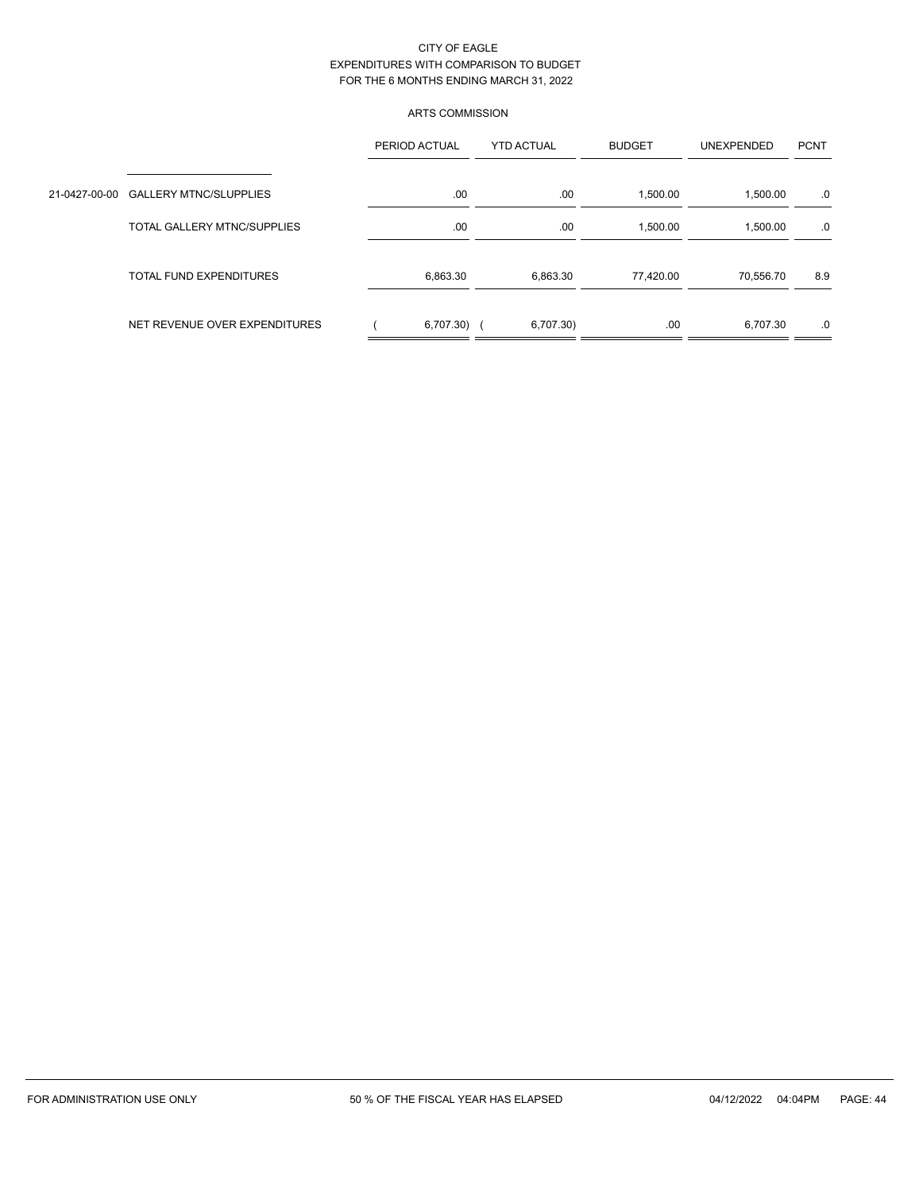CITY OF EAGLE
EXPENDITURES WITH COMPARISON TO BUDGET
FOR THE 6 MONTHS ENDING MARCH 31, 2022

ARTS COMMISSION

| | | PERIOD ACTUAL | YTD ACTUAL | BUDGET | UNEXPENDED | PCNT |
|---|---|---|---|---|---|---|
| 21-0427-00-00 | GALLERY MTNC/SLUPPLIES | .00 | .00 | 1,500.00 | 1,500.00 | .0 |
| | TOTAL GALLERY MTNC/SUPPLIES | .00 | .00 | 1,500.00 | 1,500.00 | .0 |
| | TOTAL FUND EXPENDITURES | 6,863.30 | 6,863.30 | 77,420.00 | 70,556.70 | 8.9 |
| | NET REVENUE OVER EXPENDITURES | ( 6,707.30) | ( 6,707.30) | .00 | 6,707.30 | .0 |

FOR ADMINISTRATION USE ONLY    50 % OF THE FISCAL YEAR HAS ELAPSED    04/12/2022 04:04PM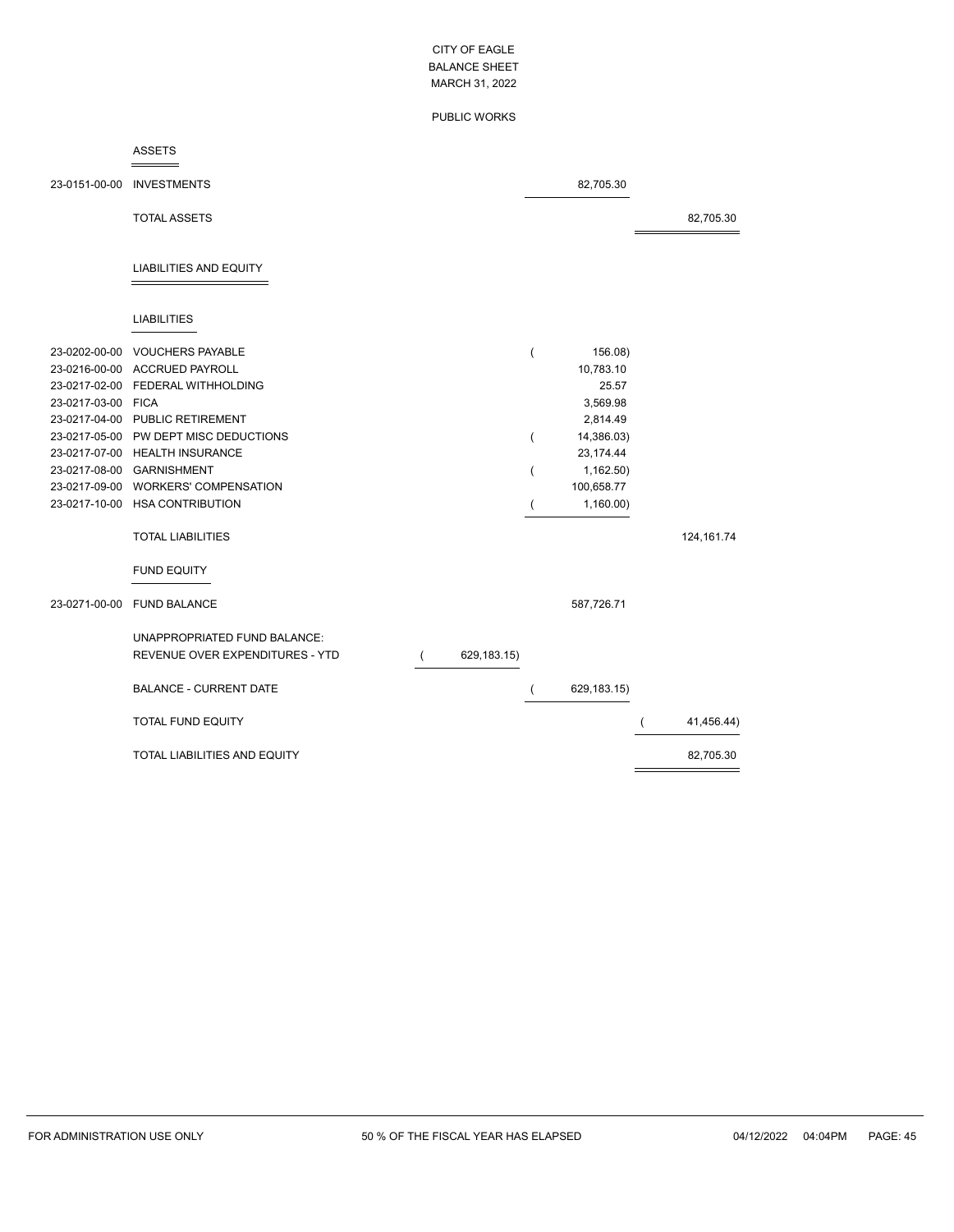CITY OF EAGLE
BALANCE SHEET
MARCH 31, 2022

PUBLIC WORKS

| Account | Description | | | |
|---|---|---|---|---|
| | **ASSETS** | | | |
| 23-0151-00-00 | INVESTMENTS | | 82,705.30 | |
| | TOTAL ASSETS | | | 82,705.30 |
| | **LIABILITIES AND EQUITY** | | | |
| | **LIABILITIES** | | | |
| 23-0202-00-00 | VOUCHERS PAYABLE | | ( 156.08) | |
| 23-0216-00-00 | ACCRUED PAYROLL | | 10,783.10 | |
| 23-0217-02-00 | FEDERAL WITHHOLDING | | 25.57 | |
| 23-0217-03-00 | FICA | | 3,569.98 | |
| 23-0217-04-00 | PUBLIC RETIREMENT | | 2,814.49 | |
| 23-0217-05-00 | PW DEPT MISC DEDUCTIONS | | ( 14,386.03) | |
| 23-0217-07-00 | HEALTH INSURANCE | | 23,174.44 | |
| 23-0217-08-00 | GARNISHMENT | | ( 1,162.50) | |
| 23-0217-09-00 | WORKERS' COMPENSATION | | 100,658.77 | |
| 23-0217-10-00 | HSA CONTRIBUTION | | ( 1,160.00) | |
| | TOTAL LIABILITIES | | | 124,161.74 |
| | **FUND EQUITY** | | | |
| 23-0271-00-00 | FUND BALANCE | | 587,726.71 | |
| | UNAPPROPRIATED FUND BALANCE: | | | |
| | REVENUE OVER EXPENDITURES - YTD | ( 629,183.15) | | |
| | BALANCE - CURRENT DATE | | ( 629,183.15) | |
| | TOTAL FUND EQUITY | | | ( 41,456.44) |
| | TOTAL LIABILITIES AND EQUITY | | | 82,705.30 |

FOR ADMINISTRATION USE ONLY — 50 % OF THE FISCAL YEAR HAS ELAPSED — 04/12/2022 04:04PM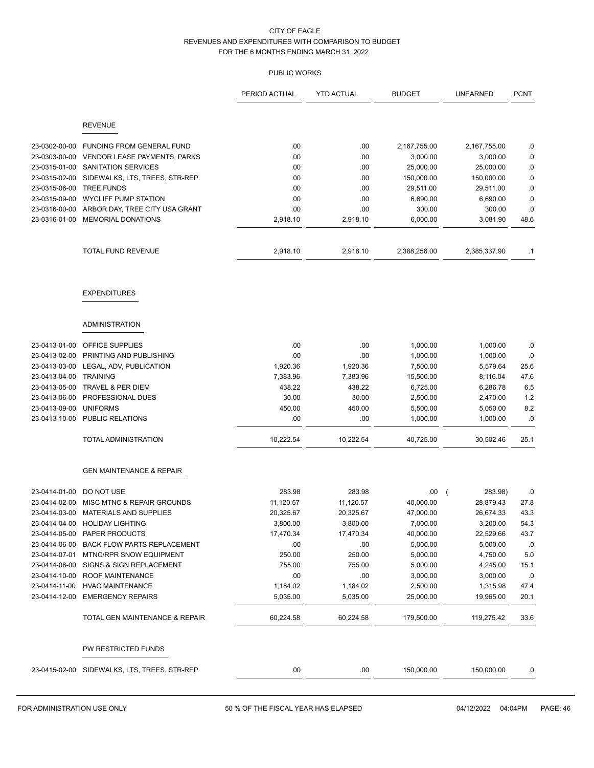# CITY OF EAGLE
## REVENUES AND EXPENDITURES WITH COMPARISON TO BUDGET
### FOR THE 6 MONTHS ENDING MARCH 31, 2022

PUBLIC WORKS

| | | PERIOD ACTUAL | YTD ACTUAL | BUDGET | UNEARNED | PCNT |
|---|---|---|---|---|---|---|
| | **REVENUE** | | | | | |
| 23-0302-00-00 | FUNDING FROM GENERAL FUND | .00 | .00 | 2,167,755.00 | 2,167,755.00 | .0 |
| 23-0303-00-00 | VENDOR LEASE PAYMENTS, PARKS | .00 | .00 | 3,000.00 | 3,000.00 | .0 |
| 23-0315-01-00 | SANITATION SERVICES | .00 | .00 | 25,000.00 | 25,000.00 | .0 |
| 23-0315-02-00 | SIDEWALKS, LTS, TREES, STR-REP | .00 | .00 | 150,000.00 | 150,000.00 | .0 |
| 23-0315-06-00 | TREE FUNDS | .00 | .00 | 29,511.00 | 29,511.00 | .0 |
| 23-0315-09-00 | WYCLIFF PUMP STATION | .00 | .00 | 6,690.00 | 6,690.00 | .0 |
| 23-0316-00-00 | ARBOR DAY, TREE CITY USA GRANT | .00 | .00 | 300.00 | 300.00 | .0 |
| 23-0316-01-00 | MEMORIAL DONATIONS | 2,918.10 | 2,918.10 | 6,000.00 | 3,081.90 | 48.6 |
| | TOTAL FUND REVENUE | 2,918.10 | 2,918.10 | 2,388,256.00 | 2,385,337.90 | .1 |
| | **EXPENDITURES** | | | | | |
| | **ADMINISTRATION** | | | | | |
| 23-0413-01-00 | OFFICE SUPPLIES | .00 | .00 | 1,000.00 | 1,000.00 | .0 |
| 23-0413-02-00 | PRINTING AND PUBLISHING | .00 | .00 | 1,000.00 | 1,000.00 | .0 |
| 23-0413-03-00 | LEGAL, ADV, PUBLICATION | 1,920.36 | 1,920.36 | 7,500.00 | 5,579.64 | 25.6 |
| 23-0413-04-00 | TRAINING | 7,383.96 | 7,383.96 | 15,500.00 | 8,116.04 | 47.6 |
| 23-0413-05-00 | TRAVEL & PER DIEM | 438.22 | 438.22 | 6,725.00 | 6,286.78 | 6.5 |
| 23-0413-06-00 | PROFESSIONAL DUES | 30.00 | 30.00 | 2,500.00 | 2,470.00 | 1.2 |
| 23-0413-09-00 | UNIFORMS | 450.00 | 450.00 | 5,500.00 | 5,050.00 | 8.2 |
| 23-0413-10-00 | PUBLIC RELATIONS | .00 | .00 | 1,000.00 | 1,000.00 | .0 |
| | TOTAL ADMINISTRATION | 10,222.54 | 10,222.54 | 40,725.00 | 30,502.46 | 25.1 |
| | **GEN MAINTENANCE & REPAIR** | | | | | |
| 23-0414-01-00 | DO NOT USE | 283.98 | 283.98 | .00 | ( 283.98) | .0 |
| 23-0414-02-00 | MISC MTNC & REPAIR GROUNDS | 11,120.57 | 11,120.57 | 40,000.00 | 28,879.43 | 27.8 |
| 23-0414-03-00 | MATERIALS AND SUPPLIES | 20,325.67 | 20,325.67 | 47,000.00 | 26,674.33 | 43.3 |
| 23-0414-04-00 | HOLIDAY LIGHTING | 3,800.00 | 3,800.00 | 7,000.00 | 3,200.00 | 54.3 |
| 23-0414-05-00 | PAPER PRODUCTS | 17,470.34 | 17,470.34 | 40,000.00 | 22,529.66 | 43.7 |
| 23-0414-06-00 | BACK FLOW PARTS REPLACEMENT | .00 | .00 | 5,000.00 | 5,000.00 | .0 |
| 23-0414-07-01 | MTNC/RPR SNOW EQUIPMENT | 250.00 | 250.00 | 5,000.00 | 4,750.00 | 5.0 |
| 23-0414-08-00 | SIGNS & SIGN REPLACEMENT | 755.00 | 755.00 | 5,000.00 | 4,245.00 | 15.1 |
| 23-0414-10-00 | ROOF MAINTENANCE | .00 | .00 | 3,000.00 | 3,000.00 | .0 |
| 23-0414-11-00 | HVAC MAINTENANCE | 1,184.02 | 1,184.02 | 2,500.00 | 1,315.98 | 47.4 |
| 23-0414-12-00 | EMERGENCY REPAIRS | 5,035.00 | 5,035.00 | 25,000.00 | 19,965.00 | 20.1 |
| | TOTAL GEN MAINTENANCE & REPAIR | 60,224.58 | 60,224.58 | 179,500.00 | 119,275.42 | 33.6 |
| | **PW RESTRICTED FUNDS** | | | | | |
| 23-0415-02-00 | SIDEWALKS, LTS, TREES, STR-REP | .00 | .00 | 150,000.00 | 150,000.00 | .0 |

FOR ADMINISTRATION USE ONLY — 50 % OF THE FISCAL YEAR HAS ELAPSED — 04/12/2022 04:04PM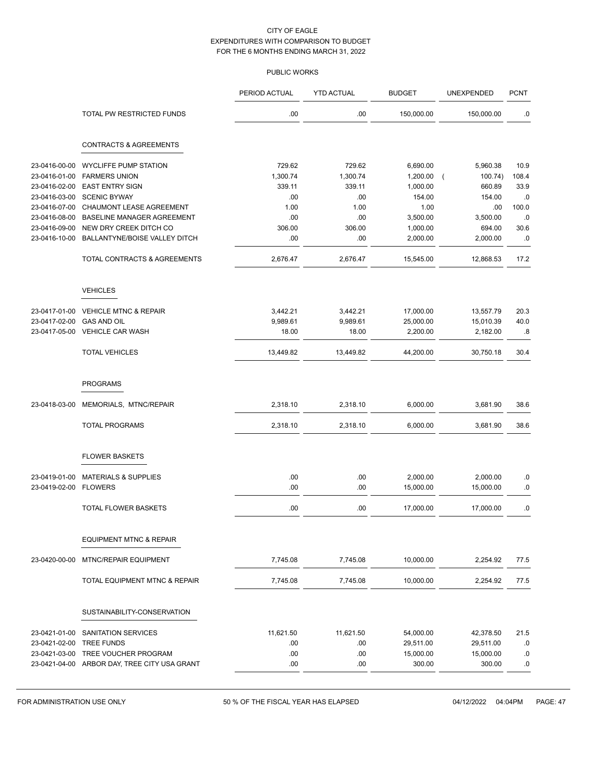CITY OF EAGLE
EXPENDITURES WITH COMPARISON TO BUDGET
FOR THE 6 MONTHS ENDING MARCH 31, 2022

PUBLIC WORKS

| | | PERIOD ACTUAL | YTD ACTUAL | BUDGET | UNEXPENDED | PCNT |
|---|---|---|---|---|---|---|
| | TOTAL PW RESTRICTED FUNDS | .00 | .00 | 150,000.00 | 150,000.00 | .0 |
| | **CONTRACTS & AGREEMENTS** | | | | | |
| 23-0416-00-00 | WYCLIFFE PUMP STATION | 729.62 | 729.62 | 6,690.00 | 5,960.38 | 10.9 |
| 23-0416-01-00 | FARMERS UNION | 1,300.74 | 1,300.74 | 1,200.00 | ( 100.74) | 108.4 |
| 23-0416-02-00 | EAST ENTRY SIGN | 339.11 | 339.11 | 1,000.00 | 660.89 | 33.9 |
| 23-0416-03-00 | SCENIC BYWAY | .00 | .00 | 154.00 | 154.00 | .0 |
| 23-0416-07-00 | CHAUMONT LEASE AGREEMENT | 1.00 | 1.00 | 1.00 | .00 | 100.0 |
| 23-0416-08-00 | BASELINE MANAGER AGREEMENT | .00 | .00 | 3,500.00 | 3,500.00 | .0 |
| 23-0416-09-00 | NEW DRY CREEK DITCH CO | 306.00 | 306.00 | 1,000.00 | 694.00 | 30.6 |
| 23-0416-10-00 | BALLANTYNE/BOISE VALLEY DITCH | .00 | .00 | 2,000.00 | 2,000.00 | .0 |
| | TOTAL CONTRACTS & AGREEMENTS | 2,676.47 | 2,676.47 | 15,545.00 | 12,868.53 | 17.2 |
| | **VEHICLES** | | | | | |
| 23-0417-01-00 | VEHICLE MTNC & REPAIR | 3,442.21 | 3,442.21 | 17,000.00 | 13,557.79 | 20.3 |
| 23-0417-02-00 | GAS AND OIL | 9,989.61 | 9,989.61 | 25,000.00 | 15,010.39 | 40.0 |
| 23-0417-05-00 | VEHICLE CAR WASH | 18.00 | 18.00 | 2,200.00 | 2,182.00 | .8 |
| | TOTAL VEHICLES | 13,449.82 | 13,449.82 | 44,200.00 | 30,750.18 | 30.4 |
| | **PROGRAMS** | | | | | |
| 23-0418-03-00 | MEMORIALS, MTNC/REPAIR | 2,318.10 | 2,318.10 | 6,000.00 | 3,681.90 | 38.6 |
| | TOTAL PROGRAMS | 2,318.10 | 2,318.10 | 6,000.00 | 3,681.90 | 38.6 |
| | **FLOWER BASKETS** | | | | | |
| 23-0419-01-00 | MATERIALS & SUPPLIES | .00 | .00 | 2,000.00 | 2,000.00 | .0 |
| 23-0419-02-00 | FLOWERS | .00 | .00 | 15,000.00 | 15,000.00 | .0 |
| | TOTAL FLOWER BASKETS | .00 | .00 | 17,000.00 | 17,000.00 | .0 |
| | **EQUIPMENT MTNC & REPAIR** | | | | | |
| 23-0420-00-00 | MTNC/REPAIR EQUIPMENT | 7,745.08 | 7,745.08 | 10,000.00 | 2,254.92 | 77.5 |
| | TOTAL EQUIPMENT MTNC & REPAIR | 7,745.08 | 7,745.08 | 10,000.00 | 2,254.92 | 77.5 |
| | **SUSTAINABILITY-CONSERVATION** | | | | | |
| 23-0421-01-00 | SANITATION SERVICES | 11,621.50 | 11,621.50 | 54,000.00 | 42,378.50 | 21.5 |
| 23-0421-02-00 | TREE FUNDS | .00 | .00 | 29,511.00 | 29,511.00 | .0 |
| 23-0421-03-00 | TREE VOUCHER PROGRAM | .00 | .00 | 15,000.00 | 15,000.00 | .0 |
| 23-0421-04-00 | ARBOR DAY, TREE CITY USA GRANT | .00 | .00 | 300.00 | 300.00 | .0 |

FOR ADMINISTRATION USE ONLY — 50 % OF THE FISCAL YEAR HAS ELAPSED — 04/12/2022 04:04PM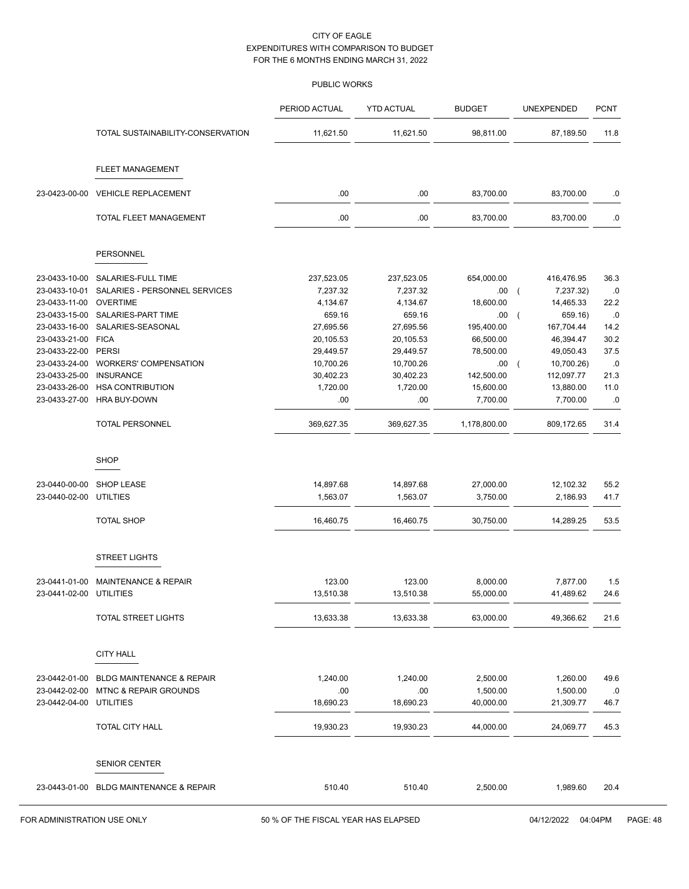CITY OF EAGLE
EXPENDITURES WITH COMPARISON TO BUDGET
FOR THE 6 MONTHS ENDING MARCH 31, 2022

PUBLIC WORKS

| | | PERIOD ACTUAL | YTD ACTUAL | BUDGET | UNEXPENDED | PCNT |
|---|---|---|---|---|---|---|
| | TOTAL SUSTAINABILITY-CONSERVATION | 11,621.50 | 11,621.50 | 98,811.00 | 87,189.50 | 11.8 |
| | **FLEET MANAGEMENT** | | | | | |
| 23-0423-00-00 | VEHICLE REPLACEMENT | .00 | .00 | 83,700.00 | 83,700.00 | .0 |
| | TOTAL FLEET MANAGEMENT | .00 | .00 | 83,700.00 | 83,700.00 | .0 |
| | **PERSONNEL** | | | | | |
| 23-0433-10-00 | SALARIES-FULL TIME | 237,523.05 | 237,523.05 | 654,000.00 | 416,476.95 | 36.3 |
| 23-0433-10-01 | SALARIES - PERSONNEL SERVICES | 7,237.32 | 7,237.32 | .00 | ( 7,237.32) | .0 |
| 23-0433-11-00 | OVERTIME | 4,134.67 | 4,134.67 | 18,600.00 | 14,465.33 | 22.2 |
| 23-0433-15-00 | SALARIES-PART TIME | 659.16 | 659.16 | .00 | ( 659.16) | .0 |
| 23-0433-16-00 | SALARIES-SEASONAL | 27,695.56 | 27,695.56 | 195,400.00 | 167,704.44 | 14.2 |
| 23-0433-21-00 | FICA | 20,105.53 | 20,105.53 | 66,500.00 | 46,394.47 | 30.2 |
| 23-0433-22-00 | PERSI | 29,449.57 | 29,449.57 | 78,500.00 | 49,050.43 | 37.5 |
| 23-0433-24-00 | WORKERS' COMPENSATION | 10,700.26 | 10,700.26 | .00 | ( 10,700.26) | .0 |
| 23-0433-25-00 | INSURANCE | 30,402.23 | 30,402.23 | 142,500.00 | 112,097.77 | 21.3 |
| 23-0433-26-00 | HSA CONTRIBUTION | 1,720.00 | 1,720.00 | 15,600.00 | 13,880.00 | 11.0 |
| 23-0433-27-00 | HRA BUY-DOWN | .00 | .00 | 7,700.00 | 7,700.00 | .0 |
| | TOTAL PERSONNEL | 369,627.35 | 369,627.35 | 1,178,800.00 | 809,172.65 | 31.4 |
| | **SHOP** | | | | | |
| 23-0440-00-00 | SHOP LEASE | 14,897.68 | 14,897.68 | 27,000.00 | 12,102.32 | 55.2 |
| 23-0440-02-00 | UTILTIES | 1,563.07 | 1,563.07 | 3,750.00 | 2,186.93 | 41.7 |
| | TOTAL SHOP | 16,460.75 | 16,460.75 | 30,750.00 | 14,289.25 | 53.5 |
| | **STREET LIGHTS** | | | | | |
| 23-0441-01-00 | MAINTENANCE & REPAIR | 123.00 | 123.00 | 8,000.00 | 7,877.00 | 1.5 |
| 23-0441-02-00 | UTILITIES | 13,510.38 | 13,510.38 | 55,000.00 | 41,489.62 | 24.6 |
| | TOTAL STREET LIGHTS | 13,633.38 | 13,633.38 | 63,000.00 | 49,366.62 | 21.6 |
| | **CITY HALL** | | | | | |
| 23-0442-01-00 | BLDG MAINTENANCE & REPAIR | 1,240.00 | 1,240.00 | 2,500.00 | 1,260.00 | 49.6 |
| 23-0442-02-00 | MTNC & REPAIR GROUNDS | .00 | .00 | 1,500.00 | 1,500.00 | .0 |
| 23-0442-04-00 | UTILITIES | 18,690.23 | 18,690.23 | 40,000.00 | 21,309.77 | 46.7 |
| | TOTAL CITY HALL | 19,930.23 | 19,930.23 | 44,000.00 | 24,069.77 | 45.3 |
| | **SENIOR CENTER** | | | | | |
| 23-0443-01-00 | BLDG MAINTENANCE & REPAIR | 510.40 | 510.40 | 2,500.00 | 1,989.60 | 20.4 |

FOR ADMINISTRATION USE ONLY    50 % OF THE FISCAL YEAR HAS ELAPSED    04/12/2022 04:04PM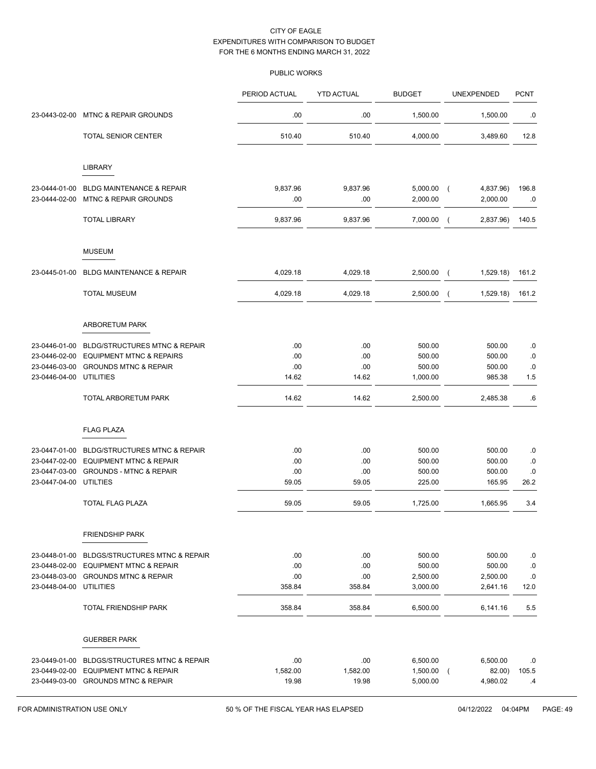CITY OF EAGLE
EXPENDITURES WITH COMPARISON TO BUDGET
FOR THE 6 MONTHS ENDING MARCH 31, 2022

PUBLIC WORKS

| | | PERIOD ACTUAL | YTD ACTUAL | BUDGET | UNEXPENDED | PCNT |
|---|---|---|---|---|---|---|
| 23-0443-02-00 | MTNC & REPAIR GROUNDS | .00 | .00 | 1,500.00 | 1,500.00 | .0 |
| | TOTAL SENIOR CENTER | 510.40 | 510.40 | 4,000.00 | 3,489.60 | 12.8 |
| | **LIBRARY** | | | | | |
| 23-0444-01-00 | BLDG MAINTENANCE & REPAIR | 9,837.96 | 9,837.96 | 5,000.00 | ( 4,837.96) | 196.8 |
| 23-0444-02-00 | MTNC & REPAIR GROUNDS | .00 | .00 | 2,000.00 | 2,000.00 | .0 |
| | TOTAL LIBRARY | 9,837.96 | 9,837.96 | 7,000.00 | ( 2,837.96) | 140.5 |
| | **MUSEUM** | | | | | |
| 23-0445-01-00 | BLDG MAINTENANCE & REPAIR | 4,029.18 | 4,029.18 | 2,500.00 | ( 1,529.18) | 161.2 |
| | TOTAL MUSEUM | 4,029.18 | 4,029.18 | 2,500.00 | ( 1,529.18) | 161.2 |
| | **ARBORETUM PARK** | | | | | |
| 23-0446-01-00 | BLDG/STRUCTURES MTNC & REPAIR | .00 | .00 | 500.00 | 500.00 | .0 |
| 23-0446-02-00 | EQUIPMENT MTNC & REPAIRS | .00 | .00 | 500.00 | 500.00 | .0 |
| 23-0446-03-00 | GROUNDS MTNC & REPAIR | .00 | .00 | 500.00 | 500.00 | .0 |
| 23-0446-04-00 | UTILITIES | 14.62 | 14.62 | 1,000.00 | 985.38 | 1.5 |
| | TOTAL ARBORETUM PARK | 14.62 | 14.62 | 2,500.00 | 2,485.38 | .6 |
| | **FLAG PLAZA** | | | | | |
| 23-0447-01-00 | BLDG/STRUCTURES MTNC & REPAIR | .00 | .00 | 500.00 | 500.00 | .0 |
| 23-0447-02-00 | EQUIPMENT MTNC & REPAIR | .00 | .00 | 500.00 | 500.00 | .0 |
| 23-0447-03-00 | GROUNDS - MTNC & REPAIR | .00 | .00 | 500.00 | 500.00 | .0 |
| 23-0447-04-00 | UTILTIES | 59.05 | 59.05 | 225.00 | 165.95 | 26.2 |
| | TOTAL FLAG PLAZA | 59.05 | 59.05 | 1,725.00 | 1,665.95 | 3.4 |
| | **FRIENDSHIP PARK** | | | | | |
| 23-0448-01-00 | BLDGS/STRUCTURES MTNC & REPAIR | .00 | .00 | 500.00 | 500.00 | .0 |
| 23-0448-02-00 | EQUIPMENT MTNC & REPAIR | .00 | .00 | 500.00 | 500.00 | .0 |
| 23-0448-03-00 | GROUNDS MTNC & REPAIR | .00 | .00 | 2,500.00 | 2,500.00 | .0 |
| 23-0448-04-00 | UTILITIES | 358.84 | 358.84 | 3,000.00 | 2,641.16 | 12.0 |
| | TOTAL FRIENDSHIP PARK | 358.84 | 358.84 | 6,500.00 | 6,141.16 | 5.5 |
| | **GUERBER PARK** | | | | | |
| 23-0449-01-00 | BLDGS/STRUCTURES MTNC & REPAIR | .00 | .00 | 6,500.00 | 6,500.00 | .0 |
| 23-0449-02-00 | EQUIPMENT MTNC & REPAIR | 1,582.00 | 1,582.00 | 1,500.00 | ( 82.00) | 105.5 |
| 23-0449-03-00 | GROUNDS MTNC & REPAIR | 19.98 | 19.98 | 5,000.00 | 4,980.02 | .4 |

FOR ADMINISTRATION USE ONLY    50 % OF THE FISCAL YEAR HAS ELAPSED    04/12/2022 04:04PM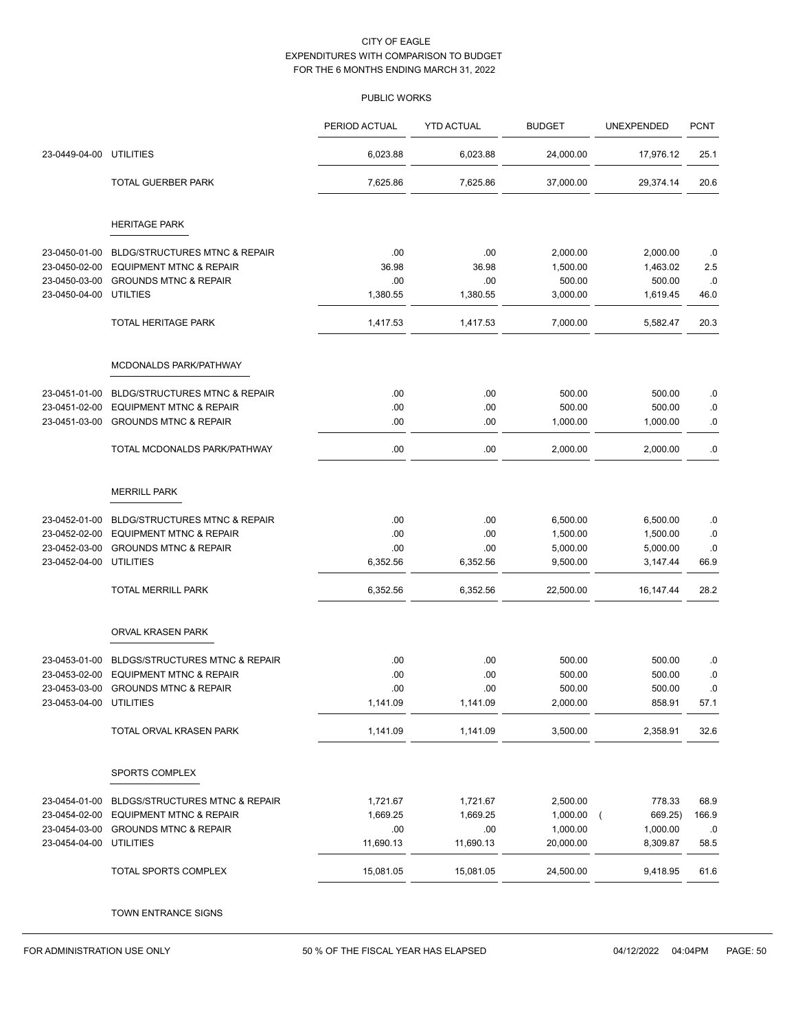CITY OF EAGLE
EXPENDITURES WITH COMPARISON TO BUDGET
FOR THE 6 MONTHS ENDING MARCH 31, 2022

PUBLIC WORKS

| | | PERIOD ACTUAL | YTD ACTUAL | BUDGET | UNEXPENDED | PCNT |
|---|---|---|---|---|---|---|
| 23-0449-04-00 | UTILITIES | 6,023.88 | 6,023.88 | 24,000.00 | 17,976.12 | 25.1 |
| | TOTAL GUERBER PARK | 7,625.86 | 7,625.86 | 37,000.00 | 29,374.14 | 20.6 |
| | **HERITAGE PARK** | | | | | |
| 23-0450-01-00 | BLDG/STRUCTURES MTNC & REPAIR | .00 | .00 | 2,000.00 | 2,000.00 | .0 |
| 23-0450-02-00 | EQUIPMENT MTNC & REPAIR | 36.98 | 36.98 | 1,500.00 | 1,463.02 | 2.5 |
| 23-0450-03-00 | GROUNDS MTNC & REPAIR | .00 | .00 | 500.00 | 500.00 | .0 |
| 23-0450-04-00 | UTILTIES | 1,380.55 | 1,380.55 | 3,000.00 | 1,619.45 | 46.0 |
| | TOTAL HERITAGE PARK | 1,417.53 | 1,417.53 | 7,000.00 | 5,582.47 | 20.3 |
| | **MCDONALDS PARK/PATHWAY** | | | | | |
| 23-0451-01-00 | BLDG/STRUCTURES MTNC & REPAIR | .00 | .00 | 500.00 | 500.00 | .0 |
| 23-0451-02-00 | EQUIPMENT MTNC & REPAIR | .00 | .00 | 500.00 | 500.00 | .0 |
| 23-0451-03-00 | GROUNDS MTNC & REPAIR | .00 | .00 | 1,000.00 | 1,000.00 | .0 |
| | TOTAL MCDONALDS PARK/PATHWAY | .00 | .00 | 2,000.00 | 2,000.00 | .0 |
| | **MERRILL PARK** | | | | | |
| 23-0452-01-00 | BLDG/STRUCTURES MTNC & REPAIR | .00 | .00 | 6,500.00 | 6,500.00 | .0 |
| 23-0452-02-00 | EQUIPMENT MTNC & REPAIR | .00 | .00 | 1,500.00 | 1,500.00 | .0 |
| 23-0452-03-00 | GROUNDS MTNC & REPAIR | .00 | .00 | 5,000.00 | 5,000.00 | .0 |
| 23-0452-04-00 | UTILITIES | 6,352.56 | 6,352.56 | 9,500.00 | 3,147.44 | 66.9 |
| | TOTAL MERRILL PARK | 6,352.56 | 6,352.56 | 22,500.00 | 16,147.44 | 28.2 |
| | **ORVAL KRASEN PARK** | | | | | |
| 23-0453-01-00 | BLDGS/STRUCTURES MTNC & REPAIR | .00 | .00 | 500.00 | 500.00 | .0 |
| 23-0453-02-00 | EQUIPMENT MTNC & REPAIR | .00 | .00 | 500.00 | 500.00 | .0 |
| 23-0453-03-00 | GROUNDS MTNC & REPAIR | .00 | .00 | 500.00 | 500.00 | .0 |
| 23-0453-04-00 | UTILITIES | 1,141.09 | 1,141.09 | 2,000.00 | 858.91 | 57.1 |
| | TOTAL ORVAL KRASEN PARK | 1,141.09 | 1,141.09 | 3,500.00 | 2,358.91 | 32.6 |
| | **SPORTS COMPLEX** | | | | | |
| 23-0454-01-00 | BLDGS/STRUCTURES MTNC & REPAIR | 1,721.67 | 1,721.67 | 2,500.00 | 778.33 | 68.9 |
| 23-0454-02-00 | EQUIPMENT MTNC & REPAIR | 1,669.25 | 1,669.25 | 1,000.00 | ( 669.25) | 166.9 |
| 23-0454-03-00 | GROUNDS MTNC & REPAIR | .00 | .00 | 1,000.00 | 1,000.00 | .0 |
| 23-0454-04-00 | UTILITIES | 11,690.13 | 11,690.13 | 20,000.00 | 8,309.87 | 58.5 |
| | TOTAL SPORTS COMPLEX | 15,081.05 | 15,081.05 | 24,500.00 | 9,418.95 | 61.6 |
| | **TOWN ENTRANCE SIGNS** | | | | | |

FOR ADMINISTRATION USE ONLY — 50 % OF THE FISCAL YEAR HAS ELAPSED — 04/12/2022 04:04PM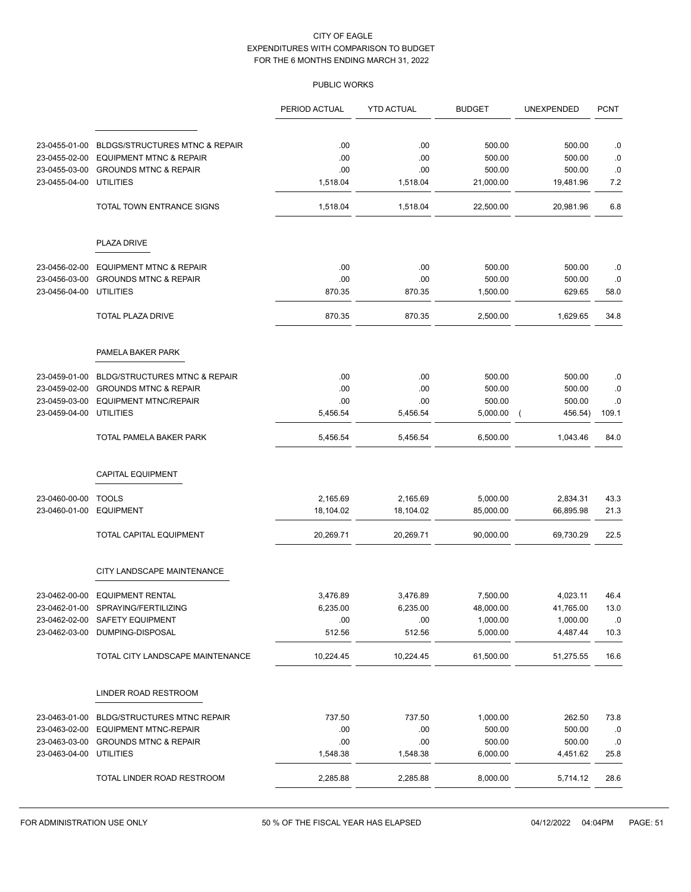# CITY OF EAGLE
## EXPENDITURES WITH COMPARISON TO BUDGET
## FOR THE 6 MONTHS ENDING MARCH 31, 2022

### PUBLIC WORKS

| | | PERIOD ACTUAL | YTD ACTUAL | BUDGET | UNEXPENDED | PCNT |
|---|---|---|---|---|---|---|
| 23-0455-01-00 | BLDGS/STRUCTURES MTNC & REPAIR | .00 | .00 | 500.00 | 500.00 | .0 |
| 23-0455-02-00 | EQUIPMENT MTNC & REPAIR | .00 | .00 | 500.00 | 500.00 | .0 |
| 23-0455-03-00 | GROUNDS MTNC & REPAIR | .00 | .00 | 500.00 | 500.00 | .0 |
| 23-0455-04-00 | UTILITIES | 1,518.04 | 1,518.04 | 21,000.00 | 19,481.96 | 7.2 |
| | TOTAL TOWN ENTRANCE SIGNS | 1,518.04 | 1,518.04 | 22,500.00 | 20,981.96 | 6.8 |
| | **PLAZA DRIVE** | | | | | |
| 23-0456-02-00 | EQUIPMENT MTNC & REPAIR | .00 | .00 | 500.00 | 500.00 | .0 |
| 23-0456-03-00 | GROUNDS MTNC & REPAIR | .00 | .00 | 500.00 | 500.00 | .0 |
| 23-0456-04-00 | UTILITIES | 870.35 | 870.35 | 1,500.00 | 629.65 | 58.0 |
| | TOTAL PLAZA DRIVE | 870.35 | 870.35 | 2,500.00 | 1,629.65 | 34.8 |
| | **PAMELA BAKER PARK** | | | | | |
| 23-0459-01-00 | BLDG/STRUCTURES MTNC & REPAIR | .00 | .00 | 500.00 | 500.00 | .0 |
| 23-0459-02-00 | GROUNDS MTNC & REPAIR | .00 | .00 | 500.00 | 500.00 | .0 |
| 23-0459-03-00 | EQUIPMENT MTNC/REPAIR | .00 | .00 | 500.00 | 500.00 | .0 |
| 23-0459-04-00 | UTILITIES | 5,456.54 | 5,456.54 | 5,000.00 | ( 456.54) | 109.1 |
| | TOTAL PAMELA BAKER PARK | 5,456.54 | 5,456.54 | 6,500.00 | 1,043.46 | 84.0 |
| | **CAPITAL EQUIPMENT** | | | | | |
| 23-0460-00-00 | TOOLS | 2,165.69 | 2,165.69 | 5,000.00 | 2,834.31 | 43.3 |
| 23-0460-01-00 | EQUIPMENT | 18,104.02 | 18,104.02 | 85,000.00 | 66,895.98 | 21.3 |
| | TOTAL CAPITAL EQUIPMENT | 20,269.71 | 20,269.71 | 90,000.00 | 69,730.29 | 22.5 |
| | **CITY LANDSCAPE MAINTENANCE** | | | | | |
| 23-0462-00-00 | EQUIPMENT RENTAL | 3,476.89 | 3,476.89 | 7,500.00 | 4,023.11 | 46.4 |
| 23-0462-01-00 | SPRAYING/FERTILIZING | 6,235.00 | 6,235.00 | 48,000.00 | 41,765.00 | 13.0 |
| 23-0462-02-00 | SAFETY EQUIPMENT | .00 | .00 | 1,000.00 | 1,000.00 | .0 |
| 23-0462-03-00 | DUMPING-DISPOSAL | 512.56 | 512.56 | 5,000.00 | 4,487.44 | 10.3 |
| | TOTAL CITY LANDSCAPE MAINTENANCE | 10,224.45 | 10,224.45 | 61,500.00 | 51,275.55 | 16.6 |
| | **LINDER ROAD RESTROOM** | | | | | |
| 23-0463-01-00 | BLDG/STRUCTURES MTNC REPAIR | 737.50 | 737.50 | 1,000.00 | 262.50 | 73.8 |
| 23-0463-02-00 | EQUIPMENT MTNC-REPAIR | .00 | .00 | 500.00 | 500.00 | .0 |
| 23-0463-03-00 | GROUNDS MTNC & REPAIR | .00 | .00 | 500.00 | 500.00 | .0 |
| 23-0463-04-00 | UTILITIES | 1,548.38 | 1,548.38 | 6,000.00 | 4,451.62 | 25.8 |
| | TOTAL LINDER ROAD RESTROOM | 2,285.88 | 2,285.88 | 8,000.00 | 5,714.12 | 28.6 |

FOR ADMINISTRATION USE ONLY — 50 % OF THE FISCAL YEAR HAS ELAPSED — 04/12/2022 04:04PM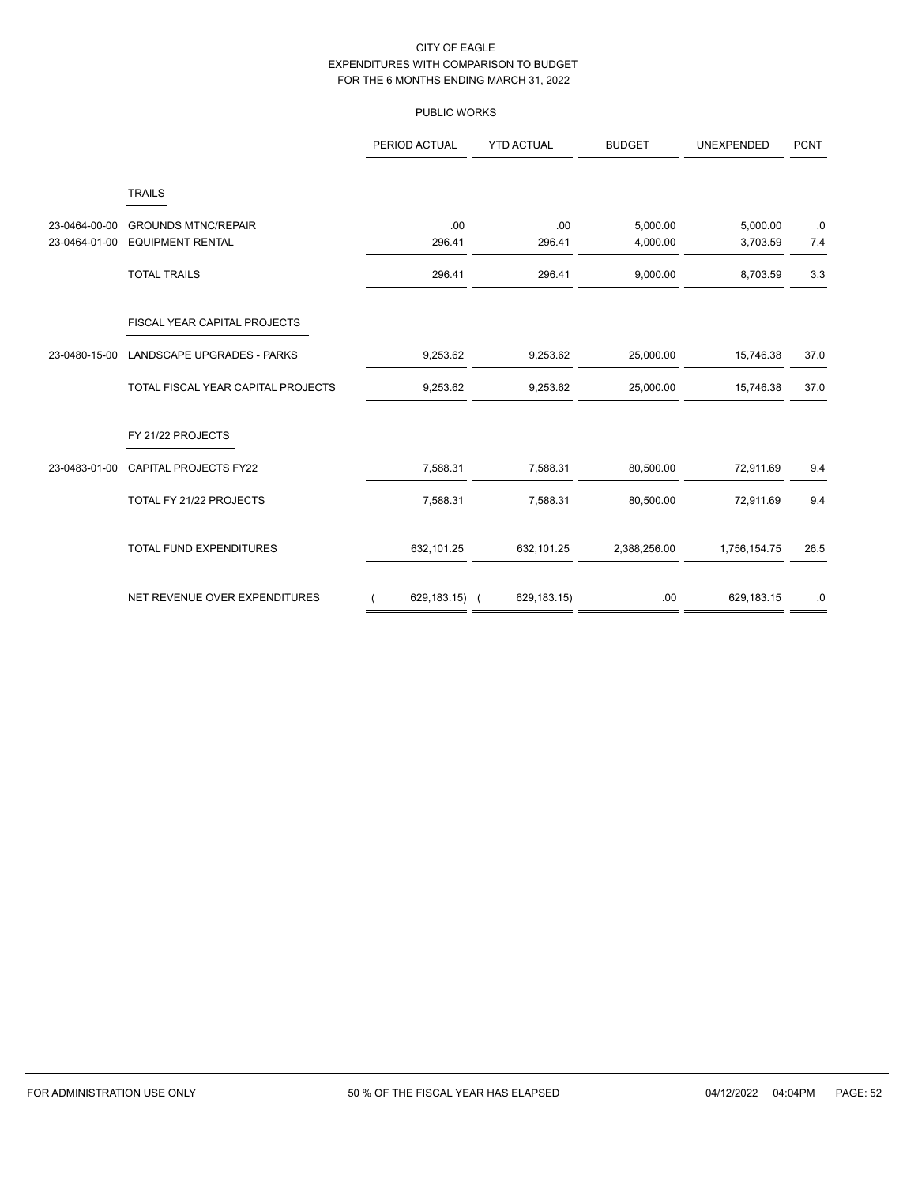CITY OF EAGLE
EXPENDITURES WITH COMPARISON TO BUDGET
FOR THE 6 MONTHS ENDING MARCH 31, 2022

PUBLIC WORKS

| | | PERIOD ACTUAL | YTD ACTUAL | BUDGET | UNEXPENDED | PCNT |
|---|---|---|---|---|---|---|
| | **TRAILS** | | | | | |
| 23-0464-00-00 | GROUNDS MTNC/REPAIR | .00 | .00 | 5,000.00 | 5,000.00 | .0 |
| 23-0464-01-00 | EQUIPMENT RENTAL | 296.41 | 296.41 | 4,000.00 | 3,703.59 | 7.4 |
| | TOTAL TRAILS | 296.41 | 296.41 | 9,000.00 | 8,703.59 | 3.3 |
| | **FISCAL YEAR CAPITAL PROJECTS** | | | | | |
| 23-0480-15-00 | LANDSCAPE UPGRADES - PARKS | 9,253.62 | 9,253.62 | 25,000.00 | 15,746.38 | 37.0 |
| | TOTAL FISCAL YEAR CAPITAL PROJECTS | 9,253.62 | 9,253.62 | 25,000.00 | 15,746.38 | 37.0 |
| | **FY 21/22 PROJECTS** | | | | | |
| 23-0483-01-00 | CAPITAL PROJECTS FY22 | 7,588.31 | 7,588.31 | 80,500.00 | 72,911.69 | 9.4 |
| | TOTAL FY 21/22 PROJECTS | 7,588.31 | 7,588.31 | 80,500.00 | 72,911.69 | 9.4 |
| | TOTAL FUND EXPENDITURES | 632,101.25 | 632,101.25 | 2,388,256.00 | 1,756,154.75 | 26.5 |
| | NET REVENUE OVER EXPENDITURES | ( 629,183.15) | ( 629,183.15) | .00 | 629,183.15 | .0 |

FOR ADMINISTRATION USE ONLY — 50 % OF THE FISCAL YEAR HAS ELAPSED — 04/12/2022 04:04PM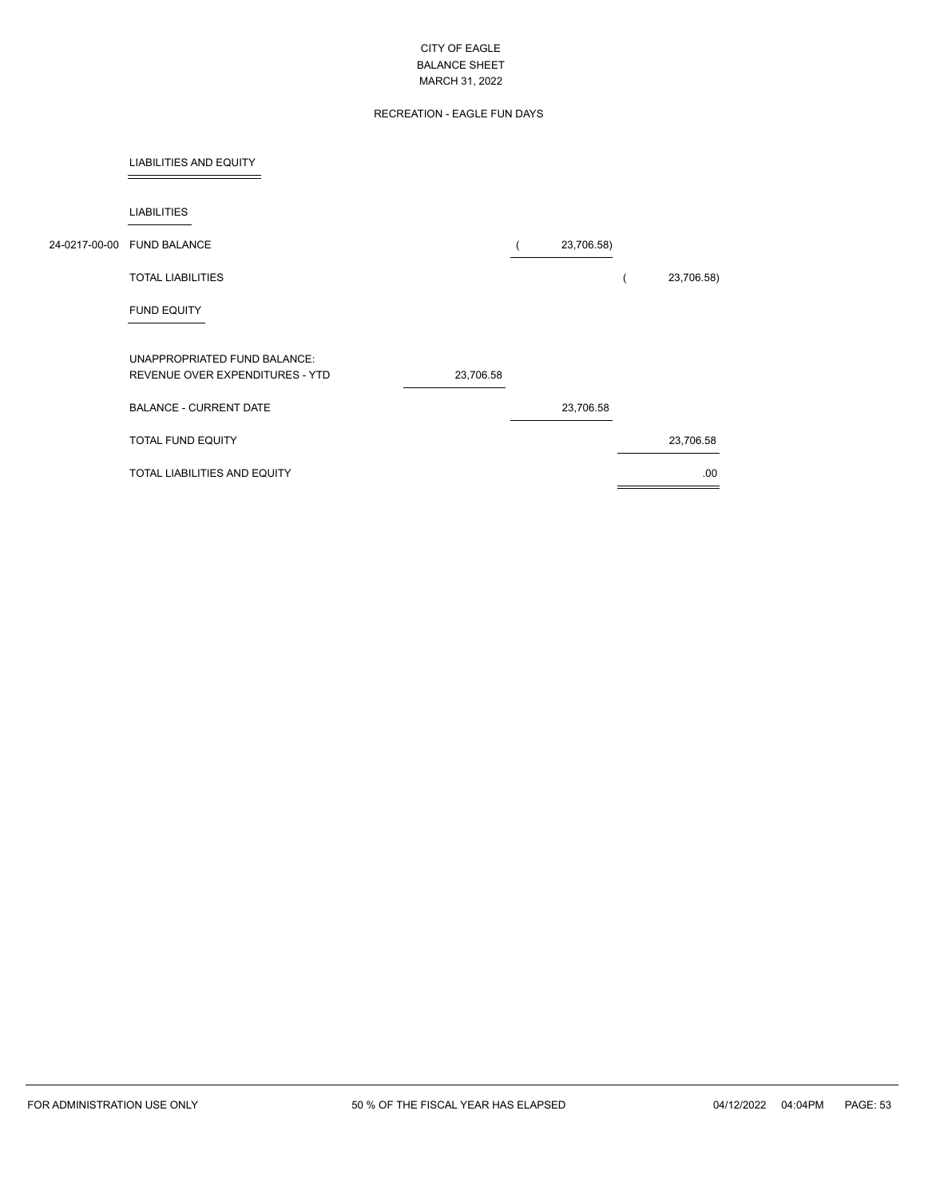CITY OF EAGLE
BALANCE SHEET
MARCH 31, 2022

RECREATION - EAGLE FUN DAYS

## LIABILITIES AND EQUITY

### LIABILITIES

| | | | | |
|---|---|---|---|---|
| 24-0217-00-00 | FUND BALANCE | | ( 23,706.58) | |
| | TOTAL LIABILITIES | | | ( 23,706.58) |

### FUND EQUITY

| | | | | |
|---|---|---|---|---|
| | UNAPPROPRIATED FUND BALANCE: | | | |
| | REVENUE OVER EXPENDITURES - YTD | 23,706.58 | | |
| | BALANCE - CURRENT DATE | | 23,706.58 | |
| | TOTAL FUND EQUITY | | | 23,706.58 |
| | TOTAL LIABILITIES AND EQUITY | | | .00 |

FOR ADMINISTRATION USE ONLY — 50 % OF THE FISCAL YEAR HAS ELAPSED — 04/12/2022 04:04PM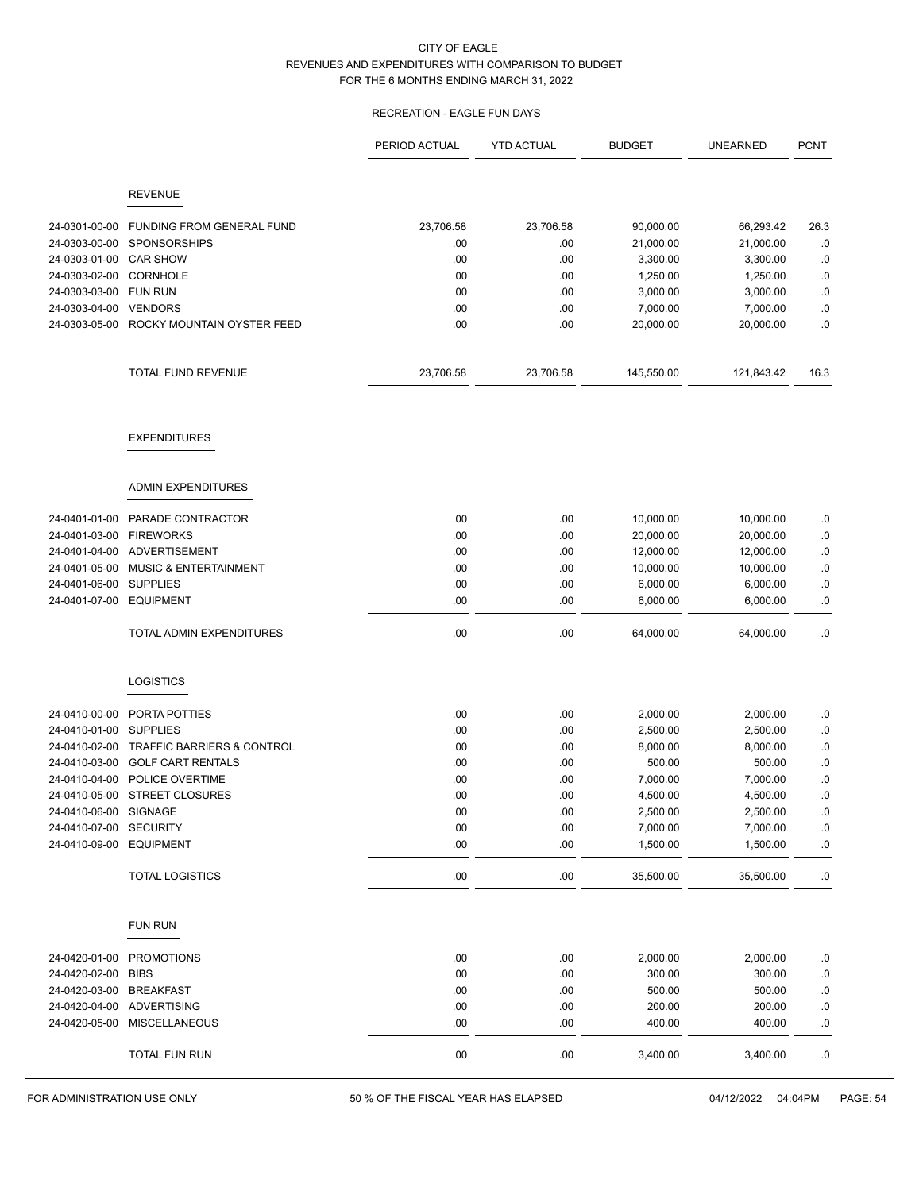CITY OF EAGLE
REVENUES AND EXPENDITURES WITH COMPARISON TO BUDGET
FOR THE 6 MONTHS ENDING MARCH 31, 2022

RECREATION - EAGLE FUN DAYS

| | | PERIOD ACTUAL | YTD ACTUAL | BUDGET | UNEARNED | PCNT |
|---|---|---|---|---|---|---|
| | **REVENUE** | | | | | |
| 24-0301-00-00 | FUNDING FROM GENERAL FUND | 23,706.58 | 23,706.58 | 90,000.00 | 66,293.42 | 26.3 |
| 24-0303-00-00 | SPONSORSHIPS | .00 | .00 | 21,000.00 | 21,000.00 | .0 |
| 24-0303-01-00 | CAR SHOW | .00 | .00 | 3,300.00 | 3,300.00 | .0 |
| 24-0303-02-00 | CORNHOLE | .00 | .00 | 1,250.00 | 1,250.00 | .0 |
| 24-0303-03-00 | FUN RUN | .00 | .00 | 3,000.00 | 3,000.00 | .0 |
| 24-0303-04-00 | VENDORS | .00 | .00 | 7,000.00 | 7,000.00 | .0 |
| 24-0303-05-00 | ROCKY MOUNTAIN OYSTER FEED | .00 | .00 | 20,000.00 | 20,000.00 | .0 |
| | TOTAL FUND REVENUE | 23,706.58 | 23,706.58 | 145,550.00 | 121,843.42 | 16.3 |
| | **EXPENDITURES** | | | | | |
| | **ADMIN EXPENDITURES** | | | | | |
| 24-0401-01-00 | PARADE CONTRACTOR | .00 | .00 | 10,000.00 | 10,000.00 | .0 |
| 24-0401-03-00 | FIREWORKS | .00 | .00 | 20,000.00 | 20,000.00 | .0 |
| 24-0401-04-00 | ADVERTISEMENT | .00 | .00 | 12,000.00 | 12,000.00 | .0 |
| 24-0401-05-00 | MUSIC & ENTERTAINMENT | .00 | .00 | 10,000.00 | 10,000.00 | .0 |
| 24-0401-06-00 | SUPPLIES | .00 | .00 | 6,000.00 | 6,000.00 | .0 |
| 24-0401-07-00 | EQUIPMENT | .00 | .00 | 6,000.00 | 6,000.00 | .0 |
| | TOTAL ADMIN EXPENDITURES | .00 | .00 | 64,000.00 | 64,000.00 | .0 |
| | **LOGISTICS** | | | | | |
| 24-0410-00-00 | PORTA POTTIES | .00 | .00 | 2,000.00 | 2,000.00 | .0 |
| 24-0410-01-00 | SUPPLIES | .00 | .00 | 2,500.00 | 2,500.00 | .0 |
| 24-0410-02-00 | TRAFFIC BARRIERS & CONTROL | .00 | .00 | 8,000.00 | 8,000.00 | .0 |
| 24-0410-03-00 | GOLF CART RENTALS | .00 | .00 | 500.00 | 500.00 | .0 |
| 24-0410-04-00 | POLICE OVERTIME | .00 | .00 | 7,000.00 | 7,000.00 | .0 |
| 24-0410-05-00 | STREET CLOSURES | .00 | .00 | 4,500.00 | 4,500.00 | .0 |
| 24-0410-06-00 | SIGNAGE | .00 | .00 | 2,500.00 | 2,500.00 | .0 |
| 24-0410-07-00 | SECURITY | .00 | .00 | 7,000.00 | 7,000.00 | .0 |
| 24-0410-09-00 | EQUIPMENT | .00 | .00 | 1,500.00 | 1,500.00 | .0 |
| | TOTAL LOGISTICS | .00 | .00 | 35,500.00 | 35,500.00 | .0 |
| | **FUN RUN** | | | | | |
| 24-0420-01-00 | PROMOTIONS | .00 | .00 | 2,000.00 | 2,000.00 | .0 |
| 24-0420-02-00 | BIBS | .00 | .00 | 300.00 | 300.00 | .0 |
| 24-0420-03-00 | BREAKFAST | .00 | .00 | 500.00 | 500.00 | .0 |
| 24-0420-04-00 | ADVERTISING | .00 | .00 | 200.00 | 200.00 | .0 |
| 24-0420-05-00 | MISCELLANEOUS | .00 | .00 | 400.00 | 400.00 | .0 |
| | TOTAL FUN RUN | .00 | .00 | 3,400.00 | 3,400.00 | .0 |

FOR ADMINISTRATION USE ONLY 50 % OF THE FISCAL YEAR HAS ELAPSED 04/12/2022 04:04PM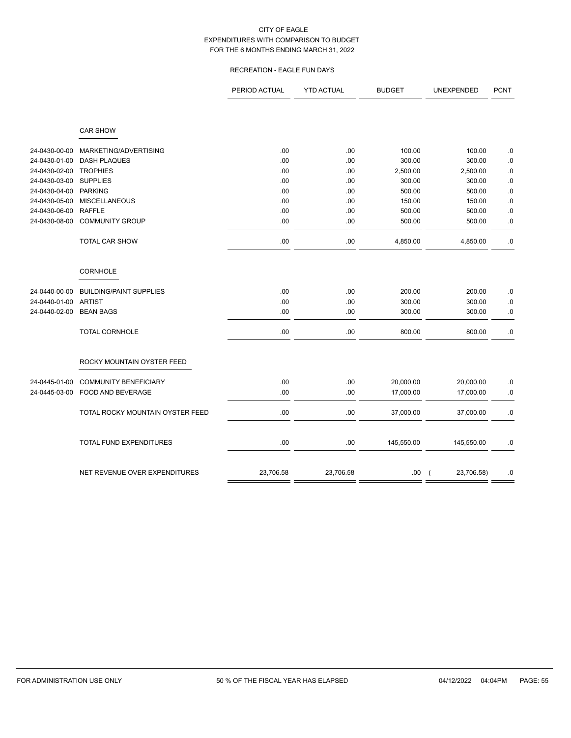CITY OF EAGLE
EXPENDITURES WITH COMPARISON TO BUDGET
FOR THE 6 MONTHS ENDING MARCH 31, 2022

RECREATION - EAGLE FUN DAYS

| | | PERIOD ACTUAL | YTD ACTUAL | BUDGET | UNEXPENDED | PCNT |
|---|---|---|---|---|---|---|
| | **CAR SHOW** | | | | | |
| 24-0430-00-00 | MARKETING/ADVERTISING | .00 | .00 | 100.00 | 100.00 | .0 |
| 24-0430-01-00 | DASH PLAQUES | .00 | .00 | 300.00 | 300.00 | .0 |
| 24-0430-02-00 | TROPHIES | .00 | .00 | 2,500.00 | 2,500.00 | .0 |
| 24-0430-03-00 | SUPPLIES | .00 | .00 | 300.00 | 300.00 | .0 |
| 24-0430-04-00 | PARKING | .00 | .00 | 500.00 | 500.00 | .0 |
| 24-0430-05-00 | MISCELLANEOUS | .00 | .00 | 150.00 | 150.00 | .0 |
| 24-0430-06-00 | RAFFLE | .00 | .00 | 500.00 | 500.00 | .0 |
| 24-0430-08-00 | COMMUNITY GROUP | .00 | .00 | 500.00 | 500.00 | .0 |
| | TOTAL CAR SHOW | .00 | .00 | 4,850.00 | 4,850.00 | .0 |
| | **CORNHOLE** | | | | | |
| 24-0440-00-00 | BUILDING/PAINT SUPPLIES | .00 | .00 | 200.00 | 200.00 | .0 |
| 24-0440-01-00 | ARTIST | .00 | .00 | 300.00 | 300.00 | .0 |
| 24-0440-02-00 | BEAN BAGS | .00 | .00 | 300.00 | 300.00 | .0 |
| | TOTAL CORNHOLE | .00 | .00 | 800.00 | 800.00 | .0 |
| | **ROCKY MOUNTAIN OYSTER FEED** | | | | | |
| 24-0445-01-00 | COMMUNITY BENEFICIARY | .00 | .00 | 20,000.00 | 20,000.00 | .0 |
| 24-0445-03-00 | FOOD AND BEVERAGE | .00 | .00 | 17,000.00 | 17,000.00 | .0 |
| | TOTAL ROCKY MOUNTAIN OYSTER FEED | .00 | .00 | 37,000.00 | 37,000.00 | .0 |
| | TOTAL FUND EXPENDITURES | .00 | .00 | 145,550.00 | 145,550.00 | .0 |
| | NET REVENUE OVER EXPENDITURES | 23,706.58 | 23,706.58 | .00 | ( 23,706.58) | .0 |

FOR ADMINISTRATION USE ONLY — 50 % OF THE FISCAL YEAR HAS ELAPSED — 04/12/2022 04:04PM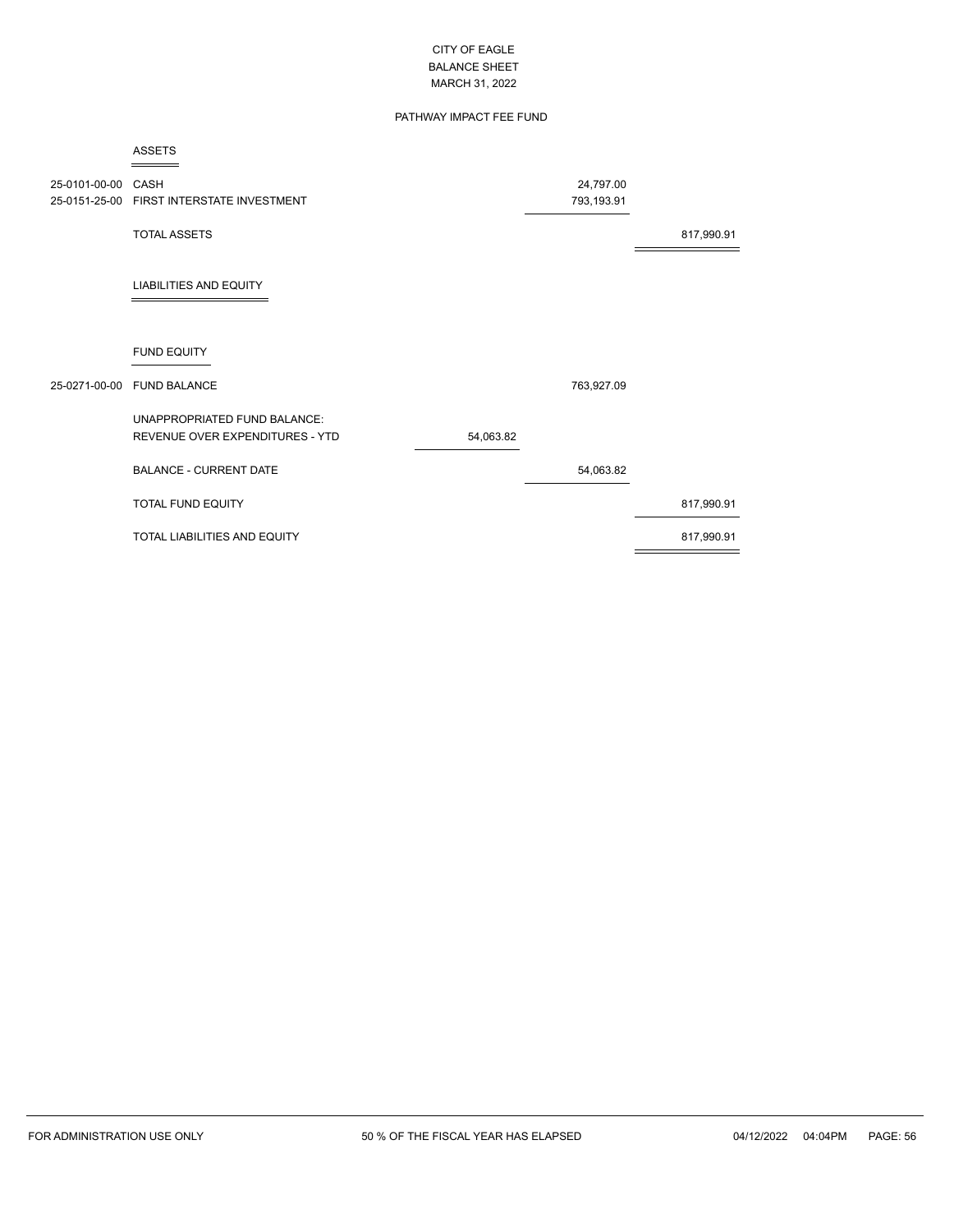# CITY OF EAGLE
## BALANCE SHEET
### MARCH 31, 2022

### PATHWAY IMPACT FEE FUND

| Account | Description | | | |
|---|---|---|---|---|
| | **ASSETS** | | | |
| 25-0101-00-00 | CASH | | 24,797.00 | |
| 25-0151-25-00 | FIRST INTERSTATE INVESTMENT | | 793,193.91 | |
| | TOTAL ASSETS | | | 817,990.91 |
| | **LIABILITIES AND EQUITY** | | | |
| | **FUND EQUITY** | | | |
| 25-0271-00-00 | FUND BALANCE | | 763,927.09 | |
| | UNAPPROPRIATED FUND BALANCE: | | | |
| | REVENUE OVER EXPENDITURES - YTD | 54,063.82 | | |
| | BALANCE - CURRENT DATE | | 54,063.82 | |
| | TOTAL FUND EQUITY | | | 817,990.91 |
| | TOTAL LIABILITIES AND EQUITY | | | 817,990.91 |

FOR ADMINISTRATION USE ONLY — 50 % OF THE FISCAL YEAR HAS ELAPSED — 04/12/2022 04:04PM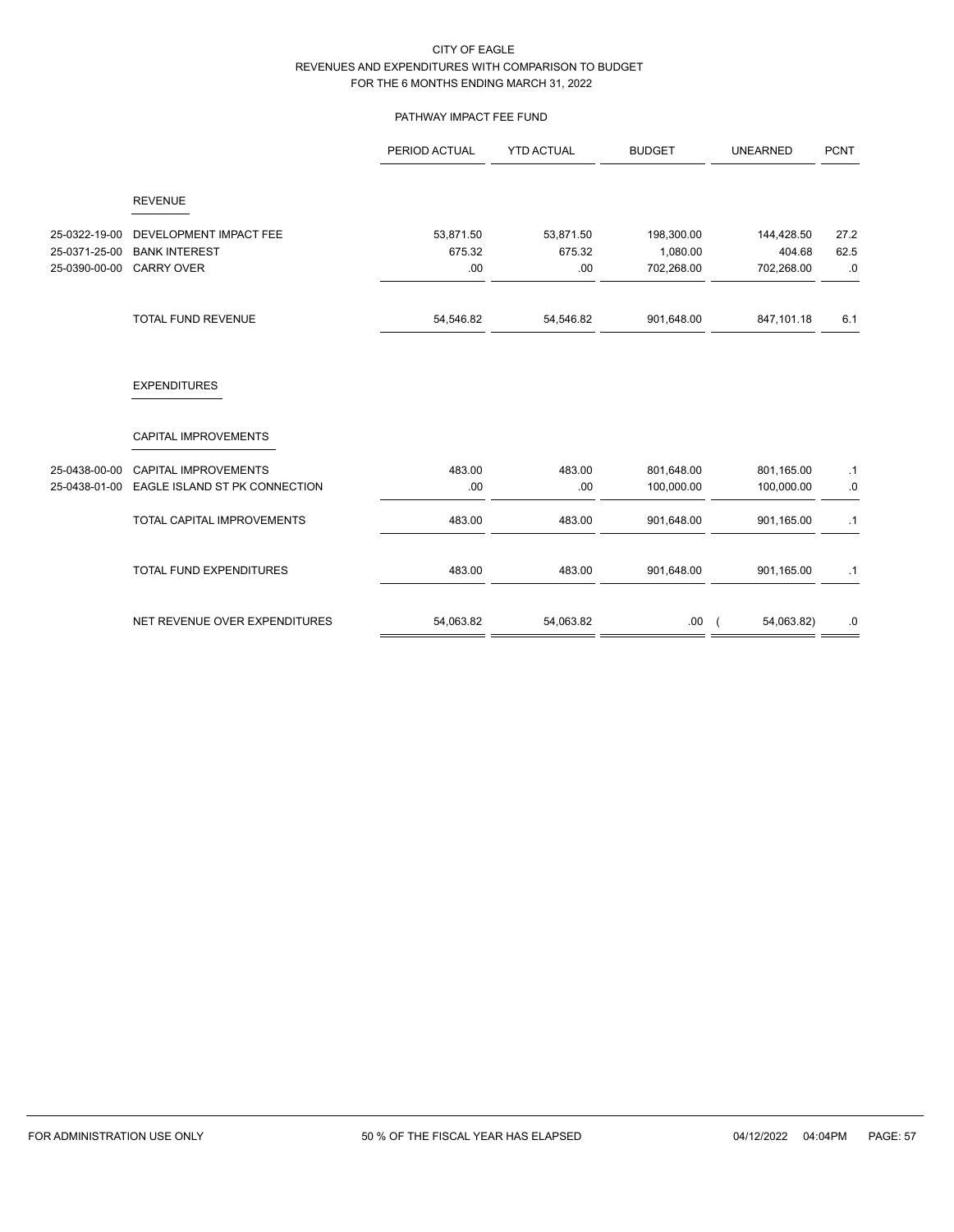CITY OF EAGLE
REVENUES AND EXPENDITURES WITH COMPARISON TO BUDGET
FOR THE 6 MONTHS ENDING MARCH 31, 2022

PATHWAY IMPACT FEE FUND

| | | PERIOD ACTUAL | YTD ACTUAL | BUDGET | UNEARNED | PCNT |
|---|---|---|---|---|---|---|
| | **REVENUE** | | | | | |
| 25-0322-19-00 | DEVELOPMENT IMPACT FEE | 53,871.50 | 53,871.50 | 198,300.00 | 144,428.50 | 27.2 |
| 25-0371-25-00 | BANK INTEREST | 675.32 | 675.32 | 1,080.00 | 404.68 | 62.5 |
| 25-0390-00-00 | CARRY OVER | .00 | .00 | 702,268.00 | 702,268.00 | .0 |
| | TOTAL FUND REVENUE | 54,546.82 | 54,546.82 | 901,648.00 | 847,101.18 | 6.1 |
| | **EXPENDITURES** | | | | | |
| | **CAPITAL IMPROVEMENTS** | | | | | |
| 25-0438-00-00 | CAPITAL IMPROVEMENTS | 483.00 | 483.00 | 801,648.00 | 801,165.00 | .1 |
| 25-0438-01-00 | EAGLE ISLAND ST PK CONNECTION | .00 | .00 | 100,000.00 | 100,000.00 | .0 |
| | TOTAL CAPITAL IMPROVEMENTS | 483.00 | 483.00 | 901,648.00 | 901,165.00 | .1 |
| | TOTAL FUND EXPENDITURES | 483.00 | 483.00 | 901,648.00 | 901,165.00 | .1 |
| | NET REVENUE OVER EXPENDITURES | 54,063.82 | 54,063.82 | .00 | ( 54,063.82) | .0 |

FOR ADMINISTRATION USE ONLY — 50 % OF THE FISCAL YEAR HAS ELAPSED — 04/12/2022 04:04PM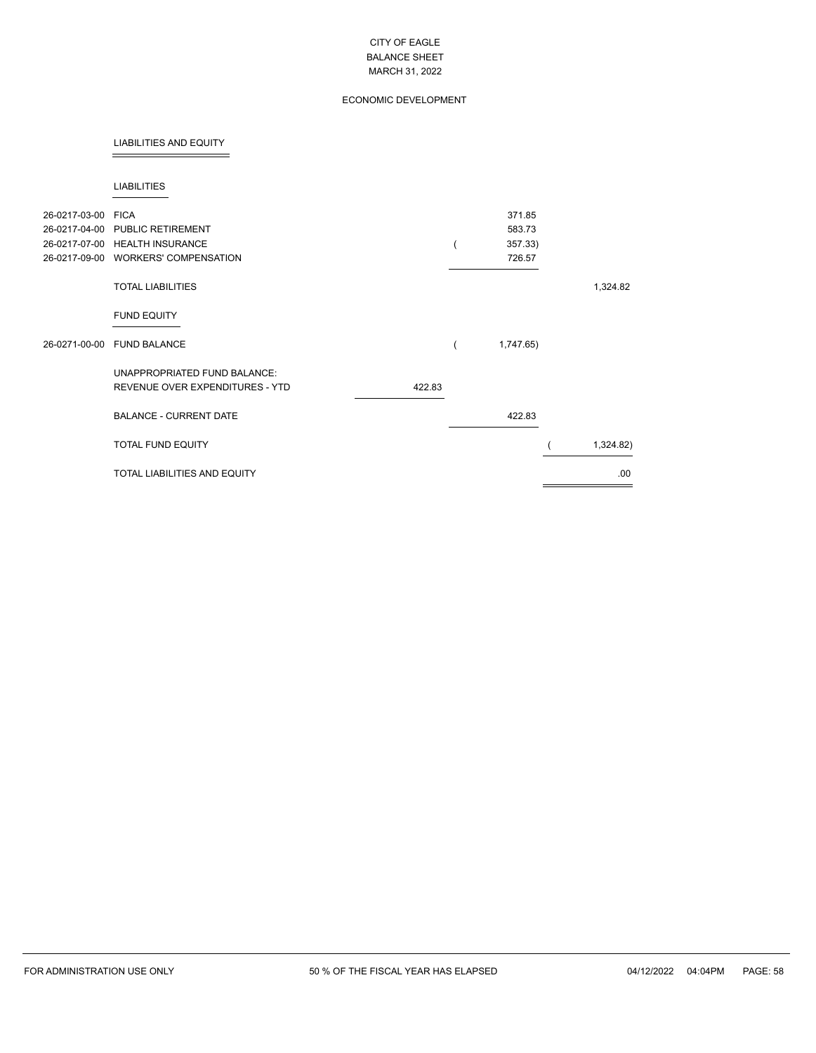CITY OF EAGLE
BALANCE SHEET
MARCH 31, 2022

ECONOMIC DEVELOPMENT

## LIABILITIES AND EQUITY

### LIABILITIES

| Account | Description | | | |
|---|---|---|---|---|
| 26-0217-03-00 | FICA | | 371.85 | |
| 26-0217-04-00 | PUBLIC RETIREMENT | | 583.73 | |
| 26-0217-07-00 | HEALTH INSURANCE | | ( 357.33) | |
| 26-0217-09-00 | WORKERS' COMPENSATION | | 726.57 | |
| | TOTAL LIABILITIES | | | 1,324.82 |

### FUND EQUITY

| Account | Description | | | |
|---|---|---|---|---|
| 26-0271-00-00 | FUND BALANCE | | ( 1,747.65) | |
| | UNAPPROPRIATED FUND BALANCE: | | | |
| | REVENUE OVER EXPENDITURES - YTD | 422.83 | | |
| | BALANCE - CURRENT DATE | | 422.83 | |
| | TOTAL FUND EQUITY | | | ( 1,324.82) |
| | TOTAL LIABILITIES AND EQUITY | | | .00 |

FOR ADMINISTRATION USE ONLY — 50 % OF THE FISCAL YEAR HAS ELAPSED — 04/12/2022 04:04PM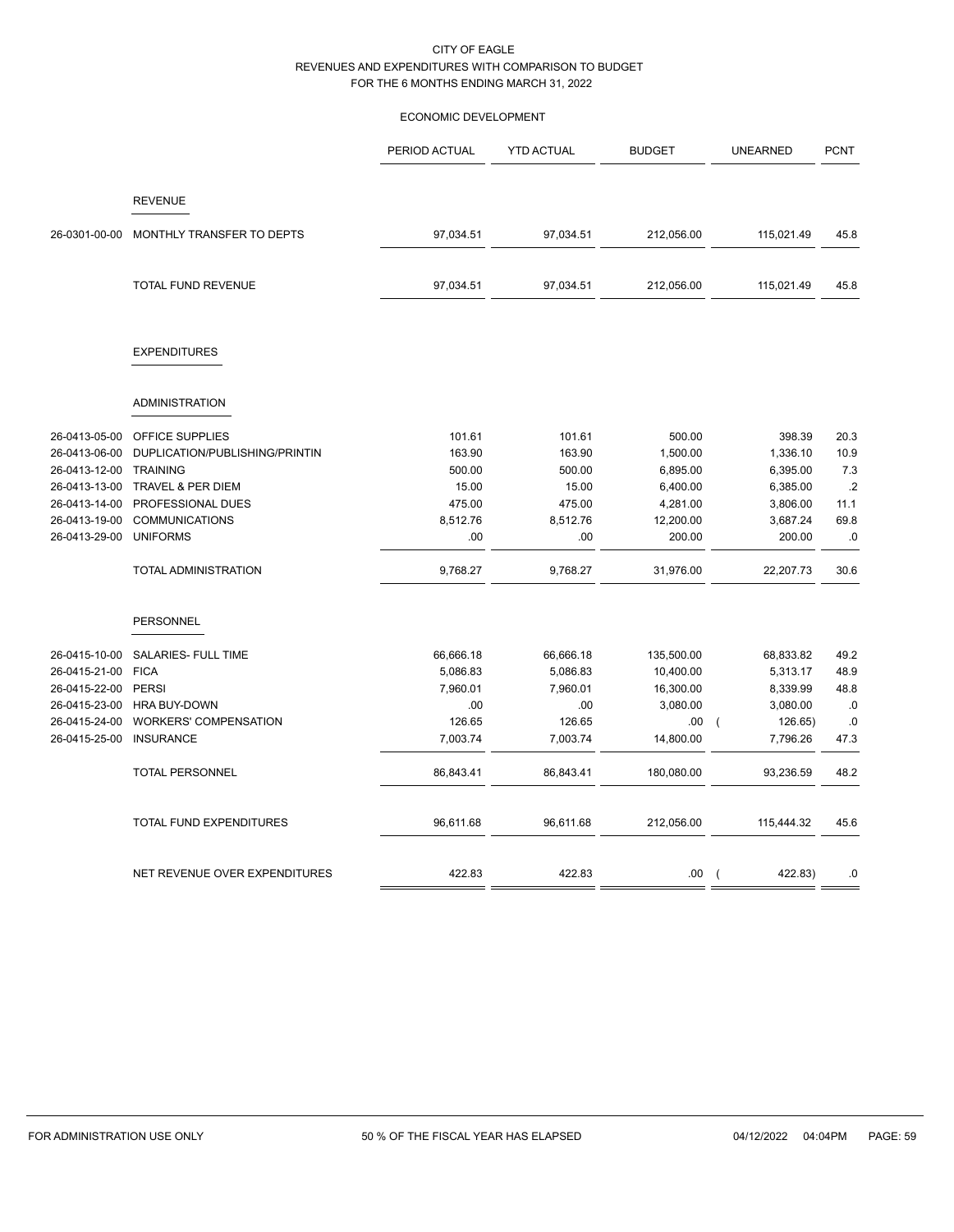# CITY OF EAGLE
## REVENUES AND EXPENDITURES WITH COMPARISON TO BUDGET
## FOR THE 6 MONTHS ENDING MARCH 31, 2022

### ECONOMIC DEVELOPMENT

| | | PERIOD ACTUAL | YTD ACTUAL | BUDGET | UNEARNED | PCNT |
|---|---|---|---|---|---|---|
| | **REVENUE** | | | | | |
| 26-0301-00-00 | MONTHLY TRANSFER TO DEPTS | 97,034.51 | 97,034.51 | 212,056.00 | 115,021.49 | 45.8 |
| | TOTAL FUND REVENUE | 97,034.51 | 97,034.51 | 212,056.00 | 115,021.49 | 45.8 |
| | **EXPENDITURES** | | | | | |
| | **ADMINISTRATION** | | | | | |
| 26-0413-05-00 | OFFICE SUPPLIES | 101.61 | 101.61 | 500.00 | 398.39 | 20.3 |
| 26-0413-06-00 | DUPLICATION/PUBLISHING/PRINTIN | 163.90 | 163.90 | 1,500.00 | 1,336.10 | 10.9 |
| 26-0413-12-00 | TRAINING | 500.00 | 500.00 | 6,895.00 | 6,395.00 | 7.3 |
| 26-0413-13-00 | TRAVEL & PER DIEM | 15.00 | 15.00 | 6,400.00 | 6,385.00 | .2 |
| 26-0413-14-00 | PROFESSIONAL DUES | 475.00 | 475.00 | 4,281.00 | 3,806.00 | 11.1 |
| 26-0413-19-00 | COMMUNICATIONS | 8,512.76 | 8,512.76 | 12,200.00 | 3,687.24 | 69.8 |
| 26-0413-29-00 | UNIFORMS | .00 | .00 | 200.00 | 200.00 | .0 |
| | TOTAL ADMINISTRATION | 9,768.27 | 9,768.27 | 31,976.00 | 22,207.73 | 30.6 |
| | **PERSONNEL** | | | | | |
| 26-0415-10-00 | SALARIES- FULL TIME | 66,666.18 | 66,666.18 | 135,500.00 | 68,833.82 | 49.2 |
| 26-0415-21-00 | FICA | 5,086.83 | 5,086.83 | 10,400.00 | 5,313.17 | 48.9 |
| 26-0415-22-00 | PERSI | 7,960.01 | 7,960.01 | 16,300.00 | 8,339.99 | 48.8 |
| 26-0415-23-00 | HRA BUY-DOWN | .00 | .00 | 3,080.00 | 3,080.00 | .0 |
| 26-0415-24-00 | WORKERS' COMPENSATION | 126.65 | 126.65 | .00 | ( 126.65) | .0 |
| 26-0415-25-00 | INSURANCE | 7,003.74 | 7,003.74 | 14,800.00 | 7,796.26 | 47.3 |
| | TOTAL PERSONNEL | 86,843.41 | 86,843.41 | 180,080.00 | 93,236.59 | 48.2 |
| | TOTAL FUND EXPENDITURES | 96,611.68 | 96,611.68 | 212,056.00 | 115,444.32 | 45.6 |
| | NET REVENUE OVER EXPENDITURES | 422.83 | 422.83 | .00 | ( 422.83) | .0 |

FOR ADMINISTRATION USE ONLY — 50 % OF THE FISCAL YEAR HAS ELAPSED — 04/12/2022 04:04PM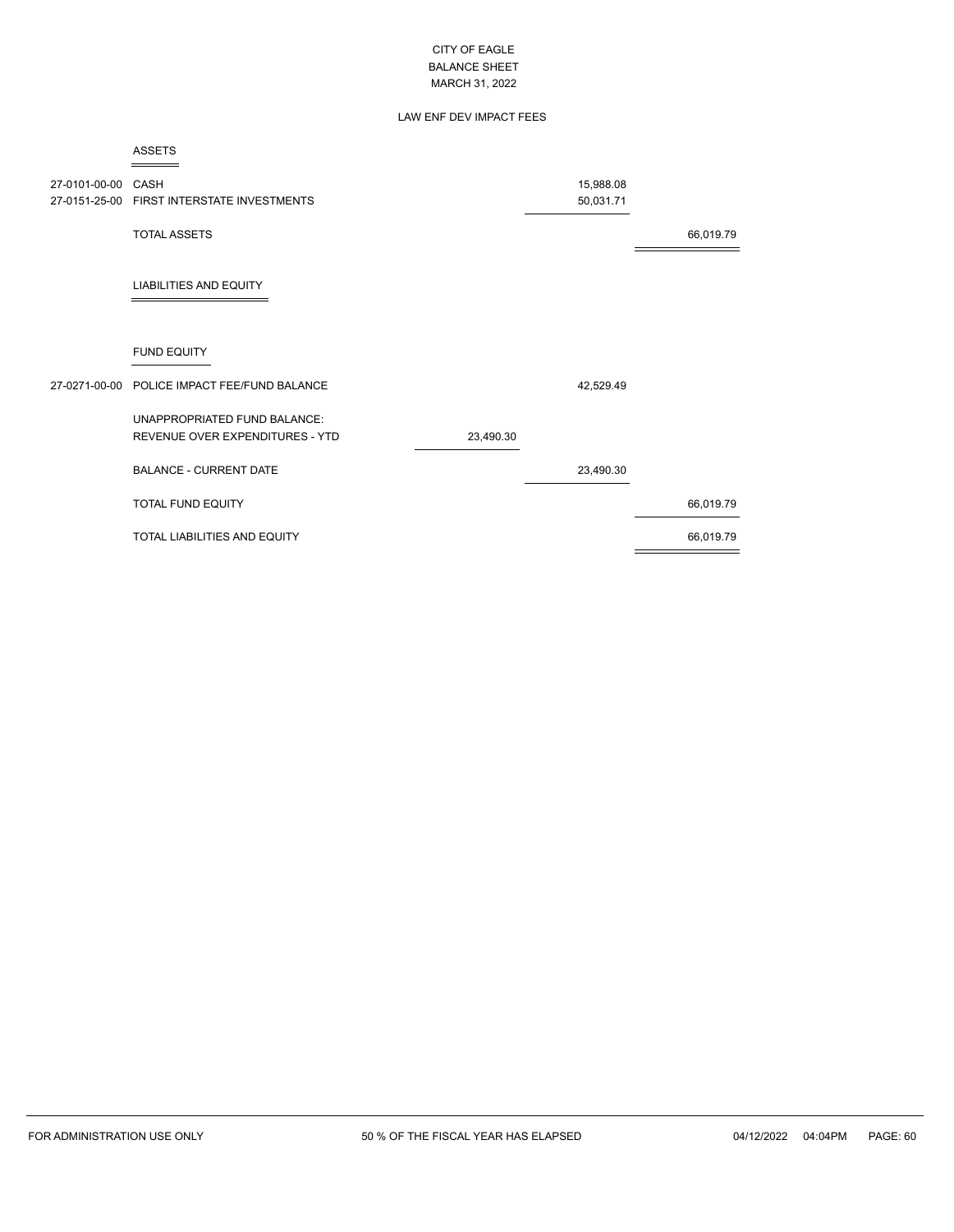CITY OF EAGLE
BALANCE SHEET
MARCH 31, 2022

LAW ENF DEV IMPACT FEES

| Account | Description | | | |
|---|---|---|---|---|
| | **ASSETS** | | | |
| 27-0101-00-00 | CASH | | 15,988.08 | |
| 27-0151-25-00 | FIRST INTERSTATE INVESTMENTS | | 50,031.71 | |
| | TOTAL ASSETS | | | 66,019.79 |
| | **LIABILITIES AND EQUITY** | | | |
| | **FUND EQUITY** | | | |
| 27-0271-00-00 | POLICE IMPACT FEE/FUND BALANCE | | 42,529.49 | |
| | UNAPPROPRIATED FUND BALANCE: | | | |
| | REVENUE OVER EXPENDITURES - YTD | 23,490.30 | | |
| | BALANCE - CURRENT DATE | | 23,490.30 | |
| | TOTAL FUND EQUITY | | | 66,019.79 |
| | TOTAL LIABILITIES AND EQUITY | | | 66,019.79 |

FOR ADMINISTRATION USE ONLY 50 % OF THE FISCAL YEAR HAS ELAPSED 04/12/2022 04:04PM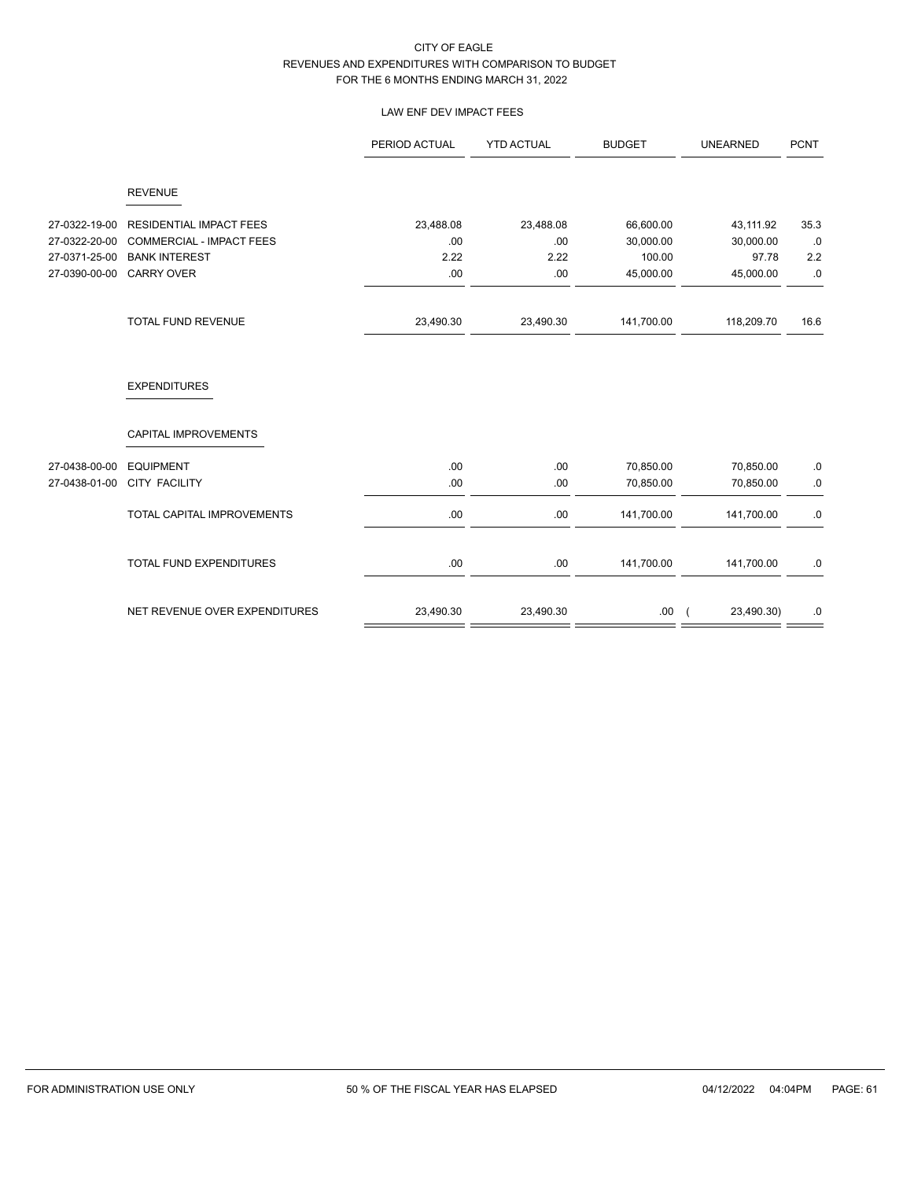# CITY OF EAGLE
## REVENUES AND EXPENDITURES WITH COMPARISON TO BUDGET
## FOR THE 6 MONTHS ENDING MARCH 31, 2022

### LAW ENF DEV IMPACT FEES

| | | PERIOD ACTUAL | YTD ACTUAL | BUDGET | UNEARNED | PCNT |
|---|---|---|---|---|---|---|
| | **REVENUE** | | | | | |
| 27-0322-19-00 | RESIDENTIAL IMPACT FEES | 23,488.08 | 23,488.08 | 66,600.00 | 43,111.92 | 35.3 |
| 27-0322-20-00 | COMMERCIAL - IMPACT FEES | .00 | .00 | 30,000.00 | 30,000.00 | .0 |
| 27-0371-25-00 | BANK INTEREST | 2.22 | 2.22 | 100.00 | 97.78 | 2.2 |
| 27-0390-00-00 | CARRY OVER | .00 | .00 | 45,000.00 | 45,000.00 | .0 |
| | TOTAL FUND REVENUE | 23,490.30 | 23,490.30 | 141,700.00 | 118,209.70 | 16.6 |
| | **EXPENDITURES** | | | | | |
| | **CAPITAL IMPROVEMENTS** | | | | | |
| 27-0438-00-00 | EQUIPMENT | .00 | .00 | 70,850.00 | 70,850.00 | .0 |
| 27-0438-01-00 | CITY FACILITY | .00 | .00 | 70,850.00 | 70,850.00 | .0 |
| | TOTAL CAPITAL IMPROVEMENTS | .00 | .00 | 141,700.00 | 141,700.00 | .0 |
| | TOTAL FUND EXPENDITURES | .00 | .00 | 141,700.00 | 141,700.00 | .0 |
| | NET REVENUE OVER EXPENDITURES | 23,490.30 | 23,490.30 | .00 | ( 23,490.30) | .0 |

FOR ADMINISTRATION USE ONLY — 50 % OF THE FISCAL YEAR HAS ELAPSED — 04/12/2022 04:04PM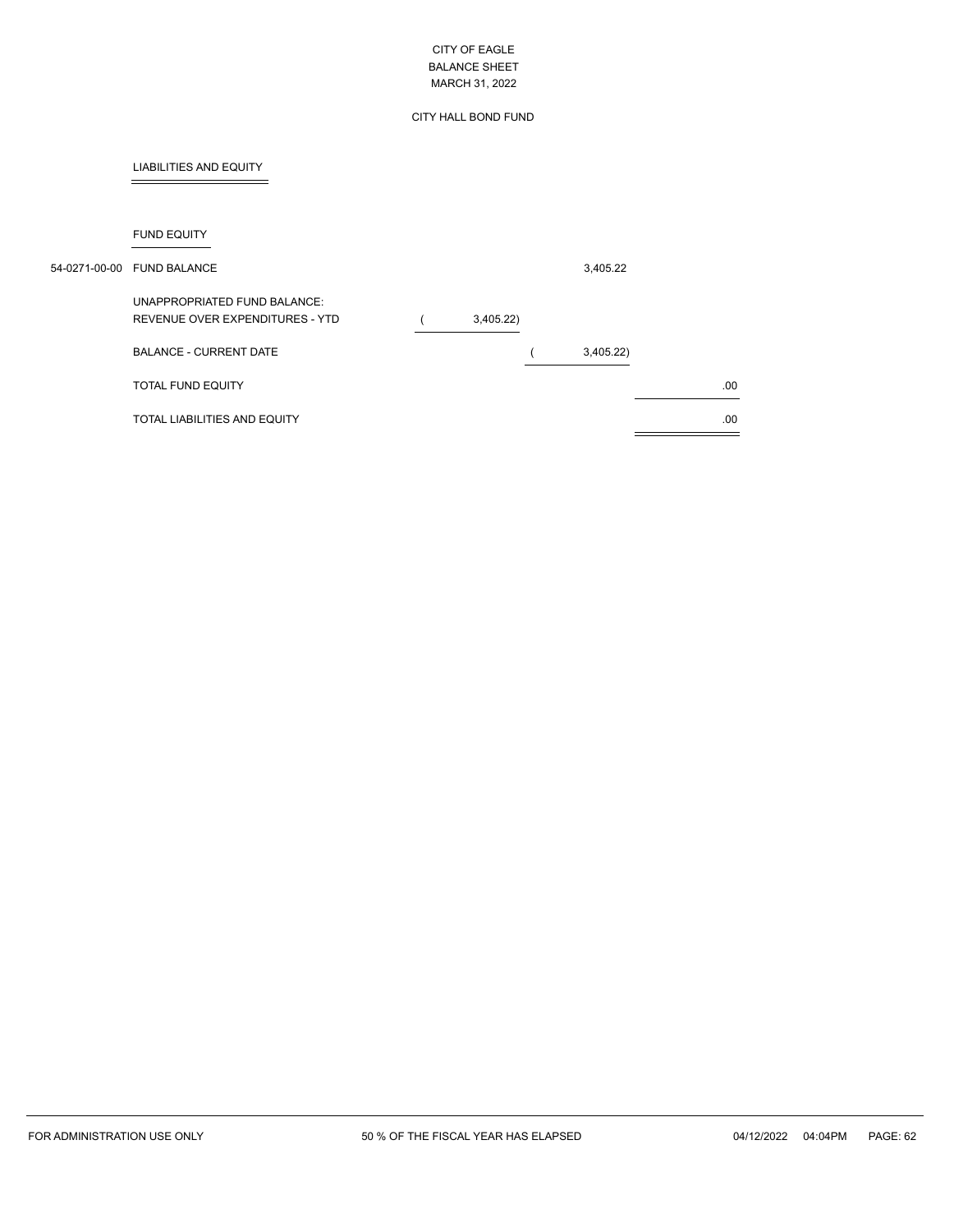CITY OF EAGLE
BALANCE SHEET
MARCH 31, 2022

CITY HALL BOND FUND

LIABILITIES AND EQUITY

FUND EQUITY

| Account | Description | | | |
|---|---|---|---|---|
| 54-0271-00-00 | FUND BALANCE | | 3,405.22 | |
| | UNAPPROPRIATED FUND BALANCE: | | | |
| | REVENUE OVER EXPENDITURES - YTD | ( 3,405.22) | | |
| | BALANCE - CURRENT DATE | | ( 3,405.22) | |
| | TOTAL FUND EQUITY | | | .00 |
| | TOTAL LIABILITIES AND EQUITY | | | .00 |

FOR ADMINISTRATION USE ONLY — 50 % OF THE FISCAL YEAR HAS ELAPSED — 04/12/2022 04:04PM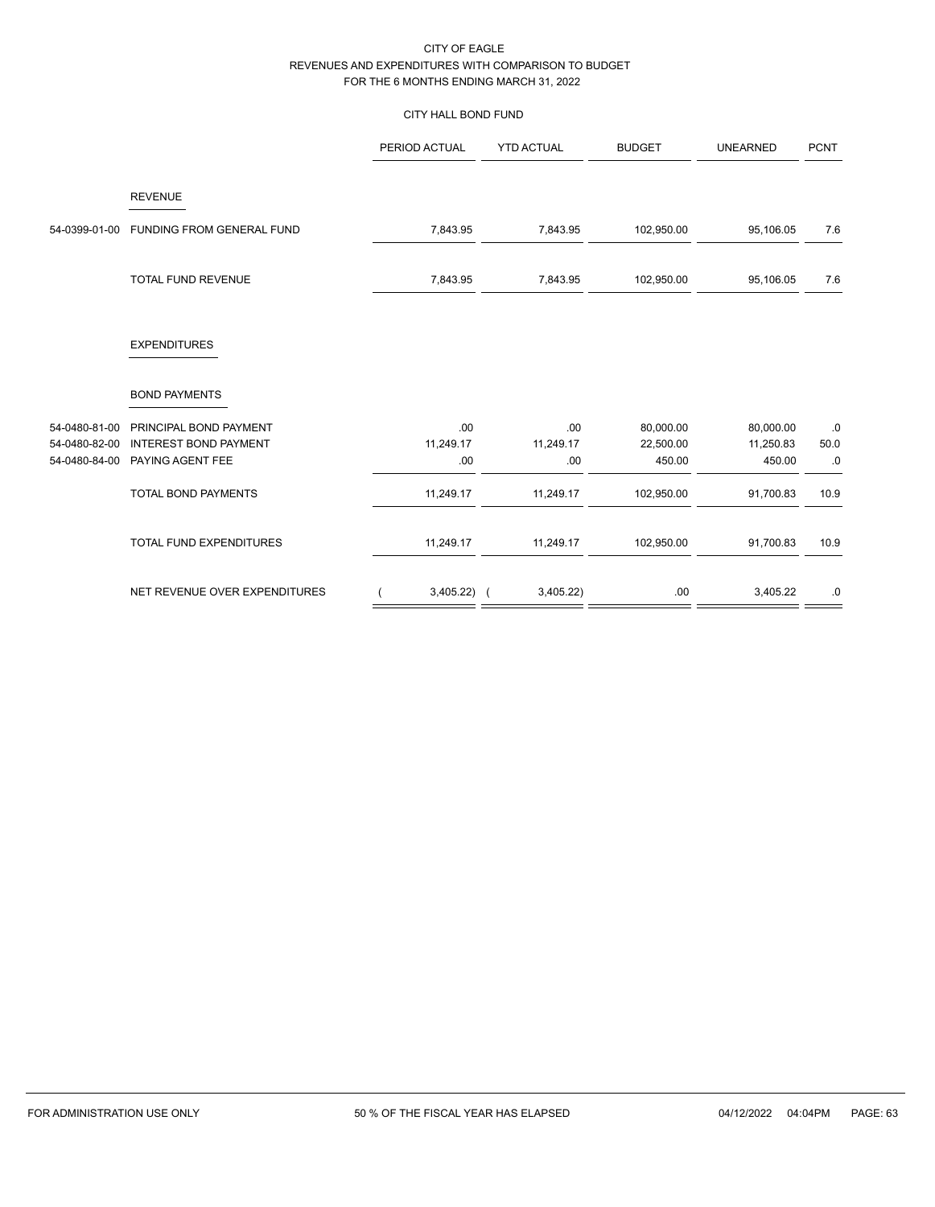CITY OF EAGLE
REVENUES AND EXPENDITURES WITH COMPARISON TO BUDGET
FOR THE 6 MONTHS ENDING MARCH 31, 2022

CITY HALL BOND FUND

| | | PERIOD ACTUAL | YTD ACTUAL | BUDGET | UNEARNED | PCNT |
|---|---|---|---|---|---|---|
| | **REVENUE** | | | | | |
| 54-0399-01-00 | FUNDING FROM GENERAL FUND | 7,843.95 | 7,843.95 | 102,950.00 | 95,106.05 | 7.6 |
| | TOTAL FUND REVENUE | 7,843.95 | 7,843.95 | 102,950.00 | 95,106.05 | 7.6 |
| | **EXPENDITURES** | | | | | |
| | **BOND PAYMENTS** | | | | | |
| 54-0480-81-00 | PRINCIPAL BOND PAYMENT | .00 | .00 | 80,000.00 | 80,000.00 | .0 |
| 54-0480-82-00 | INTEREST BOND PAYMENT | 11,249.17 | 11,249.17 | 22,500.00 | 11,250.83 | 50.0 |
| 54-0480-84-00 | PAYING AGENT FEE | .00 | .00 | 450.00 | 450.00 | .0 |
| | TOTAL BOND PAYMENTS | 11,249.17 | 11,249.17 | 102,950.00 | 91,700.83 | 10.9 |
| | TOTAL FUND EXPENDITURES | 11,249.17 | 11,249.17 | 102,950.00 | 91,700.83 | 10.9 |
| | NET REVENUE OVER EXPENDITURES | ( 3,405.22) | ( 3,405.22) | .00 | 3,405.22 | .0 |

FOR ADMINISTRATION USE ONLY — 50 % OF THE FISCAL YEAR HAS ELAPSED — 04/12/2022 04:04PM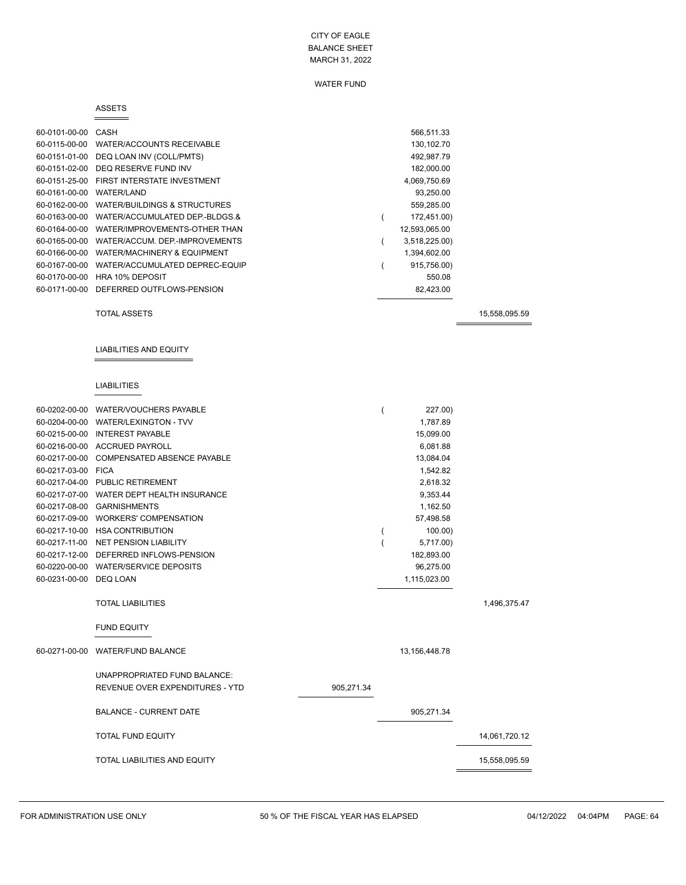CITY OF EAGLE
BALANCE SHEET
MARCH 31, 2022

WATER FUND

## ASSETS

| Account | Description | | Amount | Total |
|---|---|---|---|---|
| 60-0101-00-00 | CASH | | 566,511.33 | |
| 60-0115-00-00 | WATER/ACCOUNTS RECEIVABLE | | 130,102.70 | |
| 60-0151-01-00 | DEQ LOAN INV (COLL/PMTS) | | 492,987.79 | |
| 60-0151-02-00 | DEQ RESERVE FUND INV | | 182,000.00 | |
| 60-0151-25-00 | FIRST INTERSTATE INVESTMENT | | 4,069,750.69 | |
| 60-0161-00-00 | WATER/LAND | | 93,250.00 | |
| 60-0162-00-00 | WATER/BUILDINGS & STRUCTURES | | 559,285.00 | |
| 60-0163-00-00 | WATER/ACCUMULATED DEP.-BLDGS.& | | ( 172,451.00) | |
| 60-0164-00-00 | WATER/IMPROVEMENTS-OTHER THAN | | 12,593,065.00 | |
| 60-0165-00-00 | WATER/ACCUM. DEP.-IMPROVEMENTS | | ( 3,518,225.00) | |
| 60-0166-00-00 | WATER/MACHINERY & EQUIPMENT | | 1,394,602.00 | |
| 60-0167-00-00 | WATER/ACCUMULATED DEPREC-EQUIP | | ( 915,756.00) | |
| 60-0170-00-00 | HRA 10% DEPOSIT | | 550.08 | |
| 60-0171-00-00 | DEFERRED OUTFLOWS-PENSION | | 82,423.00 | |
| | TOTAL ASSETS | | | 15,558,095.59 |

## LIABILITIES AND EQUITY

### LIABILITIES

| Account | Description | | Amount | Total |
|---|---|---|---|---|
| 60-0202-00-00 | WATER/VOUCHERS PAYABLE | | ( 227.00) | |
| 60-0204-00-00 | WATER/LEXINGTON - TVV | | 1,787.89 | |
| 60-0215-00-00 | INTEREST PAYABLE | | 15,099.00 | |
| 60-0216-00-00 | ACCRUED PAYROLL | | 6,081.88 | |
| 60-0217-00-00 | COMPENSATED ABSENCE PAYABLE | | 13,084.04 | |
| 60-0217-03-00 | FICA | | 1,542.82 | |
| 60-0217-04-00 | PUBLIC RETIREMENT | | 2,618.32 | |
| 60-0217-07-00 | WATER DEPT HEALTH INSURANCE | | 9,353.44 | |
| 60-0217-08-00 | GARNISHMENTS | | 1,162.50 | |
| 60-0217-09-00 | WORKERS' COMPENSATION | | 57,498.58 | |
| 60-0217-10-00 | HSA CONTRIBUTION | | ( 100.00) | |
| 60-0217-11-00 | NET PENSION LIABILITY | | ( 5,717.00) | |
| 60-0217-12-00 | DEFERRED INFLOWS-PENSION | | 182,893.00 | |
| 60-0220-00-00 | WATER/SERVICE DEPOSITS | | 96,275.00 | |
| 60-0231-00-00 | DEQ LOAN | | 1,115,023.00 | |
| | TOTAL LIABILITIES | | | 1,496,375.47 |

### FUND EQUITY

| Account | Description | | Amount | Total |
|---|---|---|---|---|
| 60-0271-00-00 | WATER/FUND BALANCE | | 13,156,448.78 | |
| | UNAPPROPRIATED FUND BALANCE: | | | |
| | REVENUE OVER EXPENDITURES - YTD | 905,271.34 | | |
| | BALANCE - CURRENT DATE | | 905,271.34 | |
| | TOTAL FUND EQUITY | | | 14,061,720.12 |
| | TOTAL LIABILITIES AND EQUITY | | | 15,558,095.59 |

FOR ADMINISTRATION USE ONLY 50 % OF THE FISCAL YEAR HAS ELAPSED 04/12/2022 04:04PM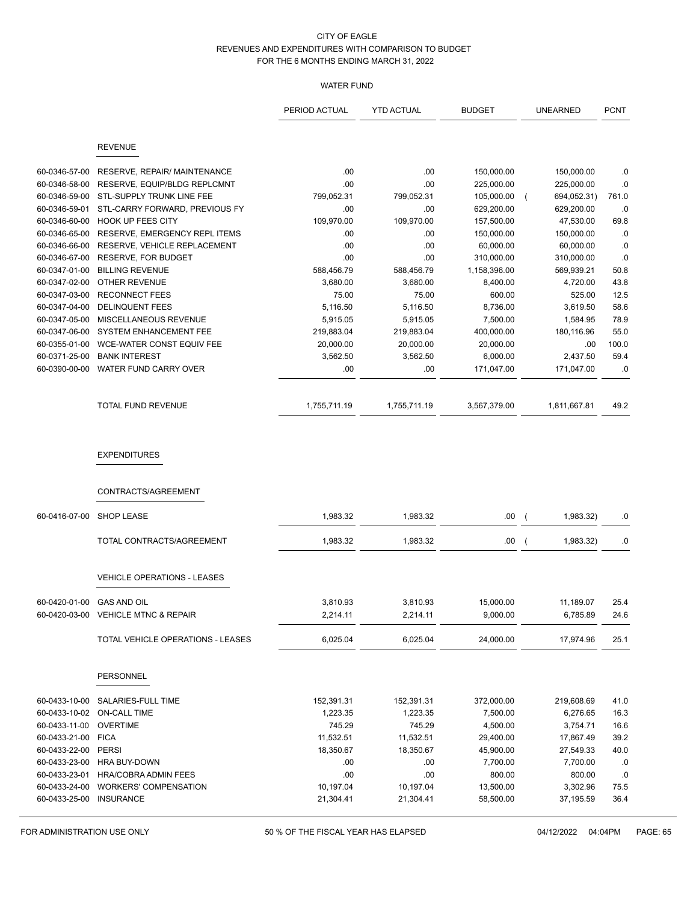CITY OF EAGLE
REVENUES AND EXPENDITURES WITH COMPARISON TO BUDGET
FOR THE 6 MONTHS ENDING MARCH 31, 2022

WATER FUND

| | | PERIOD ACTUAL | YTD ACTUAL | BUDGET | UNEARNED | PCNT |
|---|---|---|---|---|---|---|
| | **REVENUE** | | | | | |
| 60-0346-57-00 | RESERVE, REPAIR/ MAINTENANCE | .00 | .00 | 150,000.00 | 150,000.00 | .0 |
| 60-0346-58-00 | RESERVE, EQUIP/BLDG REPLCMNT | .00 | .00 | 225,000.00 | 225,000.00 | .0 |
| 60-0346-59-00 | STL-SUPPLY TRUNK LINE FEE | 799,052.31 | 799,052.31 | 105,000.00 | ( 694,052.31) | 761.0 |
| 60-0346-59-01 | STL-CARRY FORWARD, PREVIOUS FY | .00 | .00 | 629,200.00 | 629,200.00 | .0 |
| 60-0346-60-00 | HOOK UP FEES CITY | 109,970.00 | 109,970.00 | 157,500.00 | 47,530.00 | 69.8 |
| 60-0346-65-00 | RESERVE, EMERGENCY REPL ITEMS | .00 | .00 | 150,000.00 | 150,000.00 | .0 |
| 60-0346-66-00 | RESERVE, VEHICLE REPLACEMENT | .00 | .00 | 60,000.00 | 60,000.00 | .0 |
| 60-0346-67-00 | RESERVE, FOR BUDGET | .00 | .00 | 310,000.00 | 310,000.00 | .0 |
| 60-0347-01-00 | BILLING REVENUE | 588,456.79 | 588,456.79 | 1,158,396.00 | 569,939.21 | 50.8 |
| 60-0347-02-00 | OTHER REVENUE | 3,680.00 | 3,680.00 | 8,400.00 | 4,720.00 | 43.8 |
| 60-0347-03-00 | RECONNECT FEES | 75.00 | 75.00 | 600.00 | 525.00 | 12.5 |
| 60-0347-04-00 | DELINQUENT FEES | 5,116.50 | 5,116.50 | 8,736.00 | 3,619.50 | 58.6 |
| 60-0347-05-00 | MISCELLANEOUS REVENUE | 5,915.05 | 5,915.05 | 7,500.00 | 1,584.95 | 78.9 |
| 60-0347-06-00 | SYSTEM ENHANCEMENT FEE | 219,883.04 | 219,883.04 | 400,000.00 | 180,116.96 | 55.0 |
| 60-0355-01-00 | WCE-WATER CONST EQUIV FEE | 20,000.00 | 20,000.00 | 20,000.00 | .00 | 100.0 |
| 60-0371-25-00 | BANK INTEREST | 3,562.50 | 3,562.50 | 6,000.00 | 2,437.50 | 59.4 |
| 60-0390-00-00 | WATER FUND CARRY OVER | .00 | .00 | 171,047.00 | 171,047.00 | .0 |
| | TOTAL FUND REVENUE | 1,755,711.19 | 1,755,711.19 | 3,567,379.00 | 1,811,667.81 | 49.2 |
| | **EXPENDITURES** | | | | | |
| | **CONTRACTS/AGREEMENT** | | | | | |
| 60-0416-07-00 | SHOP LEASE | 1,983.32 | 1,983.32 | .00 | ( 1,983.32) | .0 |
| | TOTAL CONTRACTS/AGREEMENT | 1,983.32 | 1,983.32 | .00 | ( 1,983.32) | .0 |
| | **VEHICLE OPERATIONS - LEASES** | | | | | |
| 60-0420-01-00 | GAS AND OIL | 3,810.93 | 3,810.93 | 15,000.00 | 11,189.07 | 25.4 |
| 60-0420-03-00 | VEHICLE MTNC & REPAIR | 2,214.11 | 2,214.11 | 9,000.00 | 6,785.89 | 24.6 |
| | TOTAL VEHICLE OPERATIONS - LEASES | 6,025.04 | 6,025.04 | 24,000.00 | 17,974.96 | 25.1 |
| | **PERSONNEL** | | | | | |
| 60-0433-10-00 | SALARIES-FULL TIME | 152,391.31 | 152,391.31 | 372,000.00 | 219,608.69 | 41.0 |
| 60-0433-10-02 | ON-CALL TIME | 1,223.35 | 1,223.35 | 7,500.00 | 6,276.65 | 16.3 |
| 60-0433-11-00 | OVERTIME | 745.29 | 745.29 | 4,500.00 | 3,754.71 | 16.6 |
| 60-0433-21-00 | FICA | 11,532.51 | 11,532.51 | 29,400.00 | 17,867.49 | 39.2 |
| 60-0433-22-00 | PERSI | 18,350.67 | 18,350.67 | 45,900.00 | 27,549.33 | 40.0 |
| 60-0433-23-00 | HRA BUY-DOWN | .00 | .00 | 7,700.00 | 7,700.00 | .0 |
| 60-0433-23-01 | HRA/COBRA ADMIN FEES | .00 | .00 | 800.00 | 800.00 | .0 |
| 60-0433-24-00 | WORKERS' COMPENSATION | 10,197.04 | 10,197.04 | 13,500.00 | 3,302.96 | 75.5 |
| 60-0433-25-00 | INSURANCE | 21,304.41 | 21,304.41 | 58,500.00 | 37,195.59 | 36.4 |

FOR ADMINISTRATION USE ONLY — 50 % OF THE FISCAL YEAR HAS ELAPSED — 04/12/2022 04:04PM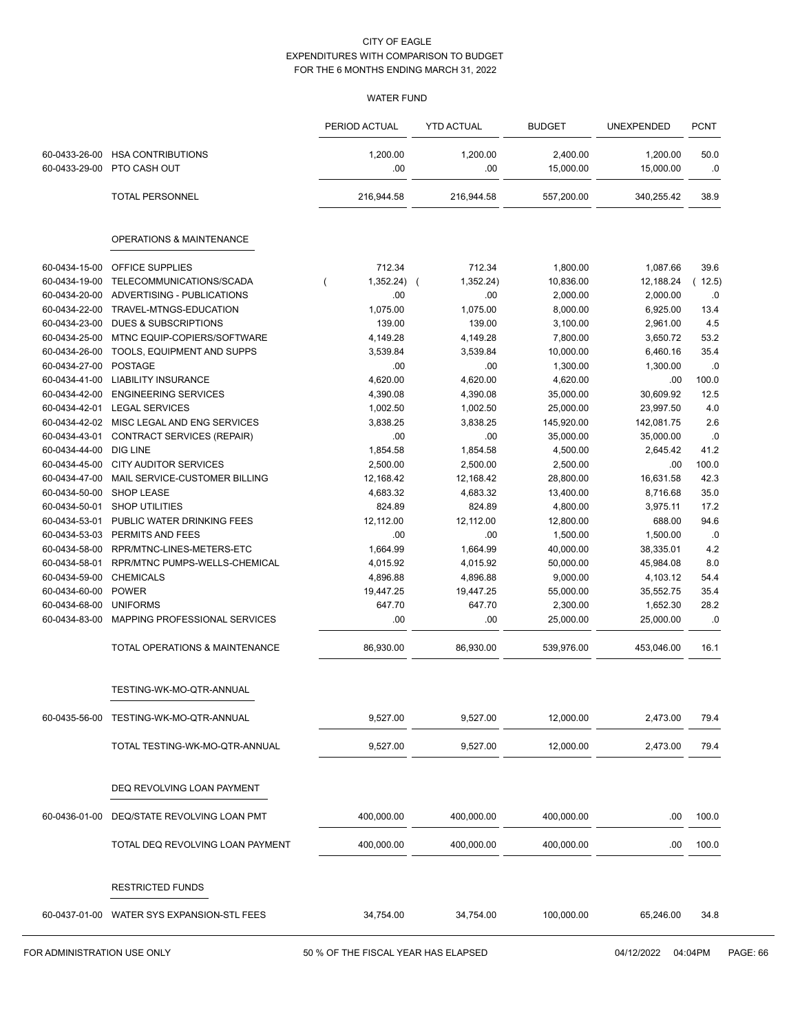CITY OF EAGLE
EXPENDITURES WITH COMPARISON TO BUDGET
FOR THE 6 MONTHS ENDING MARCH 31, 2022

WATER FUND

| | | PERIOD ACTUAL | YTD ACTUAL | BUDGET | UNEXPENDED | PCNT |
|---|---|---|---|---|---|---|
| 60-0433-26-00 | HSA CONTRIBUTIONS | 1,200.00 | 1,200.00 | 2,400.00 | 1,200.00 | 50.0 |
| 60-0433-29-00 | PTO CASH OUT | .00 | .00 | 15,000.00 | 15,000.00 | .0 |
| | TOTAL PERSONNEL | 216,944.58 | 216,944.58 | 557,200.00 | 340,255.42 | 38.9 |
| | **OPERATIONS & MAINTENANCE** | | | | | |
| 60-0434-15-00 | OFFICE SUPPLIES | 712.34 | 712.34 | 1,800.00 | 1,087.66 | 39.6 |
| 60-0434-19-00 | TELECOMMUNICATIONS/SCADA | ( 1,352.24) | ( 1,352.24) | 10,836.00 | 12,188.24 | ( 12.5) |
| 60-0434-20-00 | ADVERTISING - PUBLICATIONS | .00 | .00 | 2,000.00 | 2,000.00 | .0 |
| 60-0434-22-00 | TRAVEL-MTNGS-EDUCATION | 1,075.00 | 1,075.00 | 8,000.00 | 6,925.00 | 13.4 |
| 60-0434-23-00 | DUES & SUBSCRIPTIONS | 139.00 | 139.00 | 3,100.00 | 2,961.00 | 4.5 |
| 60-0434-25-00 | MTNC EQUIP-COPIERS/SOFTWARE | 4,149.28 | 4,149.28 | 7,800.00 | 3,650.72 | 53.2 |
| 60-0434-26-00 | TOOLS, EQUIPMENT AND SUPPS | 3,539.84 | 3,539.84 | 10,000.00 | 6,460.16 | 35.4 |
| 60-0434-27-00 | POSTAGE | .00 | .00 | 1,300.00 | 1,300.00 | .0 |
| 60-0434-41-00 | LIABILITY INSURANCE | 4,620.00 | 4,620.00 | 4,620.00 | .00 | 100.0 |
| 60-0434-42-00 | ENGINEERING SERVICES | 4,390.08 | 4,390.08 | 35,000.00 | 30,609.92 | 12.5 |
| 60-0434-42-01 | LEGAL SERVICES | 1,002.50 | 1,002.50 | 25,000.00 | 23,997.50 | 4.0 |
| 60-0434-42-02 | MISC LEGAL AND ENG SERVICES | 3,838.25 | 3,838.25 | 145,920.00 | 142,081.75 | 2.6 |
| 60-0434-43-01 | CONTRACT SERVICES (REPAIR) | .00 | .00 | 35,000.00 | 35,000.00 | .0 |
| 60-0434-44-00 | DIG LINE | 1,854.58 | 1,854.58 | 4,500.00 | 2,645.42 | 41.2 |
| 60-0434-45-00 | CITY AUDITOR SERVICES | 2,500.00 | 2,500.00 | 2,500.00 | .00 | 100.0 |
| 60-0434-47-00 | MAIL SERVICE-CUSTOMER BILLING | 12,168.42 | 12,168.42 | 28,800.00 | 16,631.58 | 42.3 |
| 60-0434-50-00 | SHOP LEASE | 4,683.32 | 4,683.32 | 13,400.00 | 8,716.68 | 35.0 |
| 60-0434-50-01 | SHOP UTILITIES | 824.89 | 824.89 | 4,800.00 | 3,975.11 | 17.2 |
| 60-0434-53-01 | PUBLIC WATER DRINKING FEES | 12,112.00 | 12,112.00 | 12,800.00 | 688.00 | 94.6 |
| 60-0434-53-03 | PERMITS AND FEES | .00 | .00 | 1,500.00 | 1,500.00 | .0 |
| 60-0434-58-00 | RPR/MTNC-LINES-METERS-ETC | 1,664.99 | 1,664.99 | 40,000.00 | 38,335.01 | 4.2 |
| 60-0434-58-01 | RPR/MTNC PUMPS-WELLS-CHEMICAL | 4,015.92 | 4,015.92 | 50,000.00 | 45,984.08 | 8.0 |
| 60-0434-59-00 | CHEMICALS | 4,896.88 | 4,896.88 | 9,000.00 | 4,103.12 | 54.4 |
| 60-0434-60-00 | POWER | 19,447.25 | 19,447.25 | 55,000.00 | 35,552.75 | 35.4 |
| 60-0434-68-00 | UNIFORMS | 647.70 | 647.70 | 2,300.00 | 1,652.30 | 28.2 |
| 60-0434-83-00 | MAPPING PROFESSIONAL SERVICES | .00 | .00 | 25,000.00 | 25,000.00 | .0 |
| | TOTAL OPERATIONS & MAINTENANCE | 86,930.00 | 86,930.00 | 539,976.00 | 453,046.00 | 16.1 |
| | **TESTING-WK-MO-QTR-ANNUAL** | | | | | |
| 60-0435-56-00 | TESTING-WK-MO-QTR-ANNUAL | 9,527.00 | 9,527.00 | 12,000.00 | 2,473.00 | 79.4 |
| | TOTAL TESTING-WK-MO-QTR-ANNUAL | 9,527.00 | 9,527.00 | 12,000.00 | 2,473.00 | 79.4 |
| | **DEQ REVOLVING LOAN PAYMENT** | | | | | |
| 60-0436-01-00 | DEQ/STATE REVOLVING LOAN PMT | 400,000.00 | 400,000.00 | 400,000.00 | .00 | 100.0 |
| | TOTAL DEQ REVOLVING LOAN PAYMENT | 400,000.00 | 400,000.00 | 400,000.00 | .00 | 100.0 |
| | **RESTRICTED FUNDS** | | | | | |
| 60-0437-01-00 | WATER SYS EXPANSION-STL FEES | 34,754.00 | 34,754.00 | 100,000.00 | 65,246.00 | 34.8 |

FOR ADMINISTRATION USE ONLY — 50 % OF THE FISCAL YEAR HAS ELAPSED — 04/12/2022 04:04PM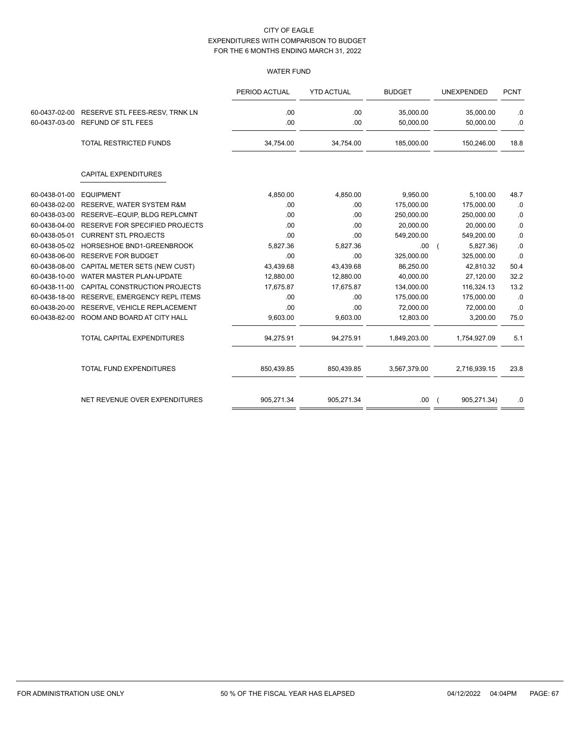CITY OF EAGLE
EXPENDITURES WITH COMPARISON TO BUDGET
FOR THE 6 MONTHS ENDING MARCH 31, 2022

WATER FUND

| | | PERIOD ACTUAL | YTD ACTUAL | BUDGET | UNEXPENDED | PCNT |
|---|---|---|---|---|---|---|
| 60-0437-02-00 | RESERVE STL FEES-RESV, TRNK LN | .00 | .00 | 35,000.00 | 35,000.00 | .0 |
| 60-0437-03-00 | REFUND OF STL FEES | .00 | .00 | 50,000.00 | 50,000.00 | .0 |
| | TOTAL RESTRICTED FUNDS | 34,754.00 | 34,754.00 | 185,000.00 | 150,246.00 | 18.8 |
| | CAPITAL EXPENDITURES | | | | | |
| 60-0438-01-00 | EQUIPMENT | 4,850.00 | 4,850.00 | 9,950.00 | 5,100.00 | 48.7 |
| 60-0438-02-00 | RESERVE, WATER SYSTEM R&M | .00 | .00 | 175,000.00 | 175,000.00 | .0 |
| 60-0438-03-00 | RESERVE--EQUIP, BLDG REPLCMNT | .00 | .00 | 250,000.00 | 250,000.00 | .0 |
| 60-0438-04-00 | RESERVE FOR SPECIFIED PROJECTS | .00 | .00 | 20,000.00 | 20,000.00 | .0 |
| 60-0438-05-01 | CURRENT STL PROJECTS | .00 | .00 | 549,200.00 | 549,200.00 | .0 |
| 60-0438-05-02 | HORSESHOE BND1-GREENBROOK | 5,827.36 | 5,827.36 | .00 | ( 5,827.36) | .0 |
| 60-0438-06-00 | RESERVE FOR BUDGET | .00 | .00 | 325,000.00 | 325,000.00 | .0 |
| 60-0438-08-00 | CAPITAL METER SETS (NEW CUST) | 43,439.68 | 43,439.68 | 86,250.00 | 42,810.32 | 50.4 |
| 60-0438-10-00 | WATER MASTER PLAN-UPDATE | 12,880.00 | 12,880.00 | 40,000.00 | 27,120.00 | 32.2 |
| 60-0438-11-00 | CAPITAL CONSTRUCTION PROJECTS | 17,675.87 | 17,675.87 | 134,000.00 | 116,324.13 | 13.2 |
| 60-0438-18-00 | RESERVE, EMERGENCY REPL ITEMS | .00 | .00 | 175,000.00 | 175,000.00 | .0 |
| 60-0438-20-00 | RESERVE, VEHICLE REPLACEMENT | .00 | .00 | 72,000.00 | 72,000.00 | .0 |
| 60-0438-82-00 | ROOM AND BOARD AT CITY HALL | 9,603.00 | 9,603.00 | 12,803.00 | 3,200.00 | 75.0 |
| | TOTAL CAPITAL EXPENDITURES | 94,275.91 | 94,275.91 | 1,849,203.00 | 1,754,927.09 | 5.1 |
| | TOTAL FUND EXPENDITURES | 850,439.85 | 850,439.85 | 3,567,379.00 | 2,716,939.15 | 23.8 |
| | NET REVENUE OVER EXPENDITURES | 905,271.34 | 905,271.34 | .00 | ( 905,271.34) | .0 |

FOR ADMINISTRATION USE ONLY — 50 % OF THE FISCAL YEAR HAS ELAPSED — 04/12/2022 04:04PM